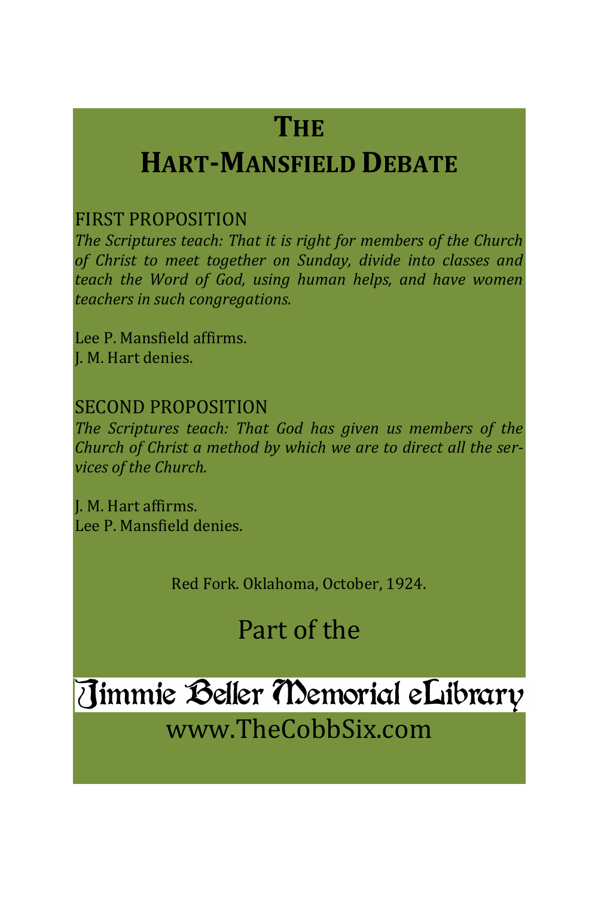# THE HART-MANSFIELD DEBATE

FIRST PROPOSITION

*The Scriptures teach: That it is right for members of the Church of Christ to meet together on Sunday, divide into classes and teach the Word of God, using human helps, and have women teachers in such congregations.*

Lee P. Mansfield affirms.
J. M. Hart denies.

SECOND PROPOSITION

*The Scriptures teach: That God has given us members of the Church of Christ a method by which we are to direct all the services of the Church.*

J. M. Hart affirms.
Lee P. Mansfield denies.

Red Fork. Oklahoma, October, 1924.

Part of the

Jimmie Beller Memorial eLibrary

www.TheCobbSix.com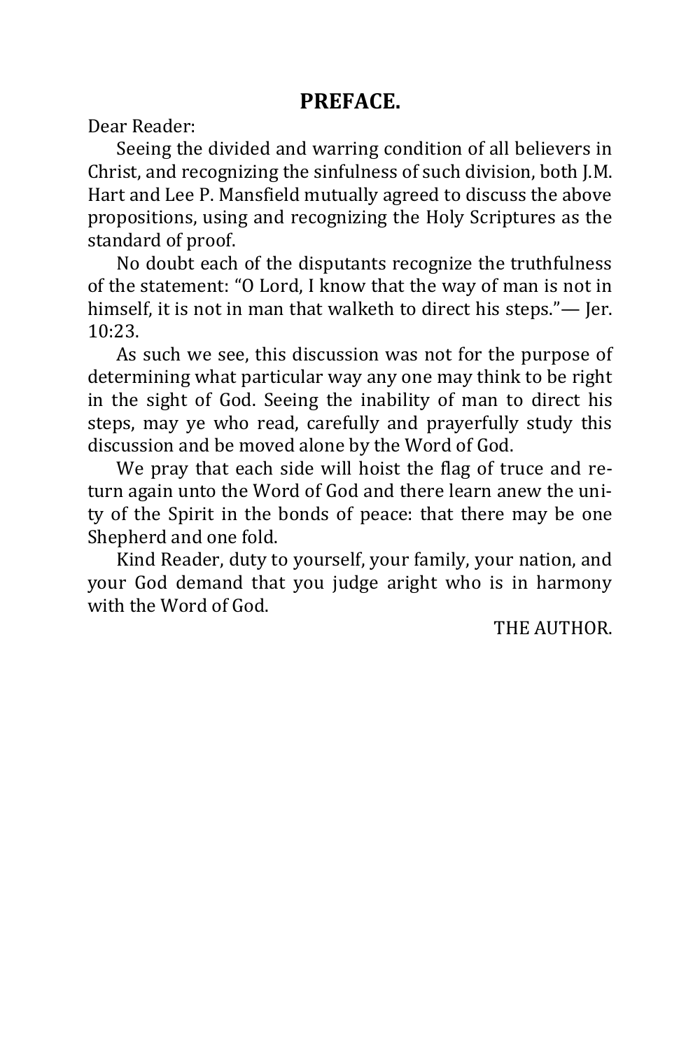# PREFACE.

Dear Reader:

Seeing the divided and warring condition of all believers in Christ, and recognizing the sinfulness of such division, both J.M. Hart and Lee P. Mansfield mutually agreed to discuss the above propositions, using and recognizing the Holy Scriptures as the standard of proof.

No doubt each of the disputants recognize the truthfulness of the statement: "O Lord, I know that the way of man is not in himself, it is not in man that walketh to direct his steps."— Jer. 10:23.

As such we see, this discussion was not for the purpose of determining what particular way any one may think to be right in the sight of God. Seeing the inability of man to direct his steps, may ye who read, carefully and prayerfully study this discussion and be moved alone by the Word of God.

We pray that each side will hoist the flag of truce and return again unto the Word of God and there learn anew the unity of the Spirit in the bonds of peace: that there may be one Shepherd and one fold.

Kind Reader, duty to yourself, your family, your nation, and your God demand that you judge aright who is in harmony with the Word of God.

THE AUTHOR.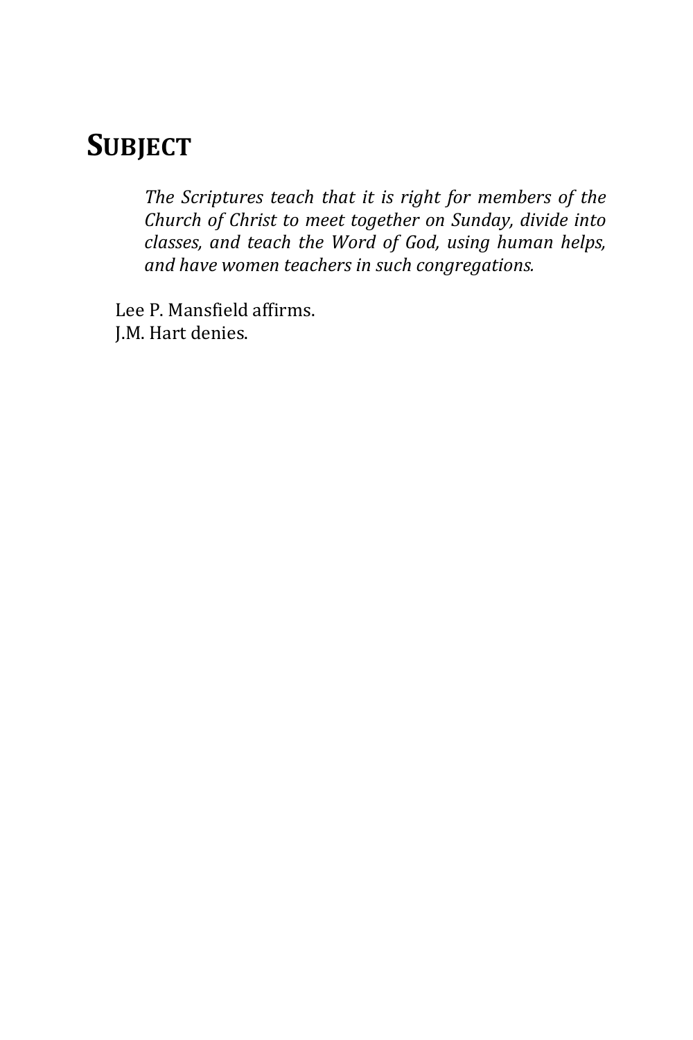# Subject

*The Scriptures teach that it is right for members of the Church of Christ to meet together on Sunday, divide into classes, and teach the Word of God, using human helps, and have women teachers in such congregations.*

Lee P. Mansfield affirms.
J.M. Hart denies.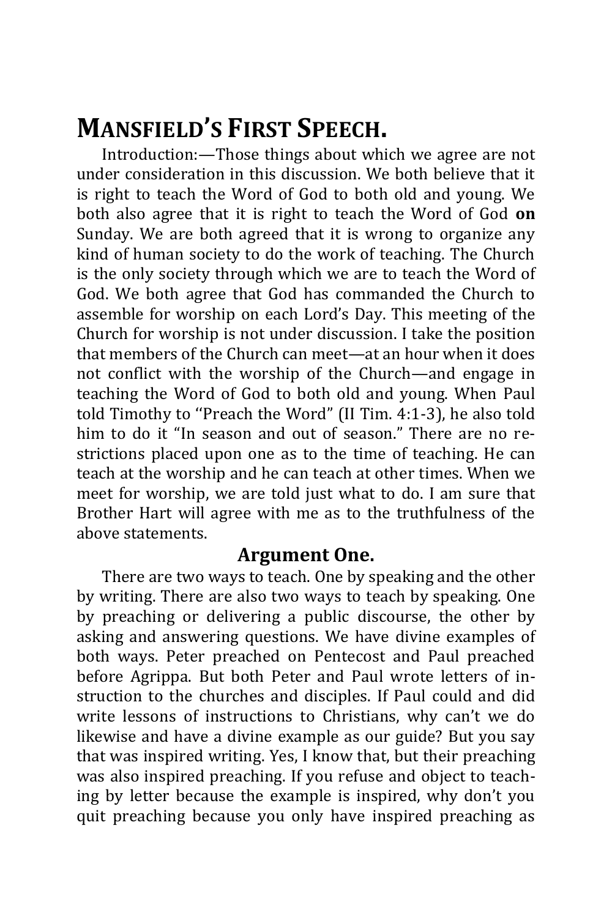# MANSFIELD'S FIRST SPEECH.

Introduction:—Those things about which we agree are not under consideration in this discussion. We both believe that it is right to teach the Word of God to both old and young. We both also agree that it is right to teach the Word of God **on** Sunday. We are both agreed that it is wrong to organize any kind of human society to do the work of teaching. The Church is the only society through which we are to teach the Word of God. We both agree that God has commanded the Church to assemble for worship on each Lord's Day. This meeting of the Church for worship is not under discussion. I take the position that members of the Church can meet—at an hour when it does not conflict with the worship of the Church—and engage in teaching the Word of God to both old and young. When Paul told Timothy to ''Preach the Word" (II Tim. 4:1-3), he also told him to do it "In season and out of season." There are no restrictions placed upon one as to the time of teaching. He can teach at the worship and he can teach at other times. When we meet for worship, we are told just what to do. I am sure that Brother Hart will agree with me as to the truthfulness of the above statements.

## Argument One.

There are two ways to teach. One by speaking and the other by writing. There are also two ways to teach by speaking. One by preaching or delivering a public discourse, the other by asking and answering questions. We have divine examples of both ways. Peter preached on Pentecost and Paul preached before Agrippa. But both Peter and Paul wrote letters of instruction to the churches and disciples. If Paul could and did write lessons of instructions to Christians, why can't we do likewise and have a divine example as our guide? But you say that was inspired writing. Yes, I know that, but their preaching was also inspired preaching. If you refuse and object to teaching by letter because the example is inspired, why don't you quit preaching because you only have inspired preaching as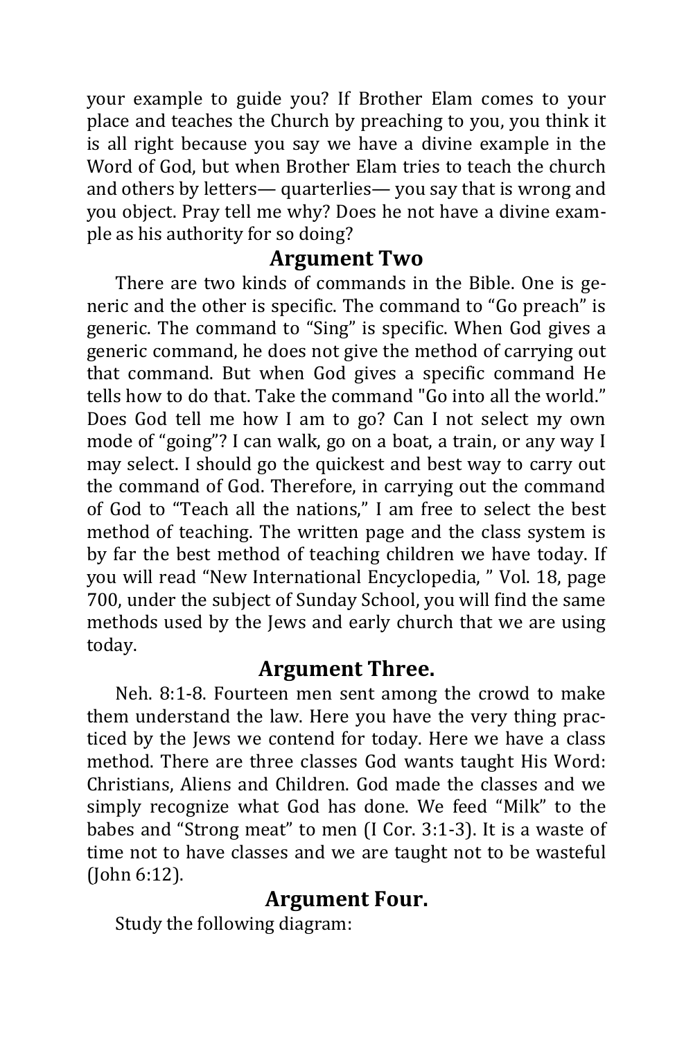your example to guide you? If Brother Elam comes to your place and teaches the Church by preaching to you, you think it is all right because you say we have a divine example in the Word of God, but when Brother Elam tries to teach the church and others by letters— quarterlies— you say that is wrong and you object. Pray tell me why? Does he not have a divine example as his authority for so doing?

## Argument Two

There are two kinds of commands in the Bible. One is generic and the other is specific. The command to "Go preach" is generic. The command to "Sing" is specific. When God gives a generic command, he does not give the method of carrying out that command. But when God gives a specific command He tells how to do that. Take the command "Go into all the world." Does God tell me how I am to go? Can I not select my own mode of "going"? I can walk, go on a boat, a train, or any way I may select. I should go the quickest and best way to carry out the command of God. Therefore, in carrying out the command of God to "Teach all the nations," I am free to select the best method of teaching. The written page and the class system is by far the best method of teaching children we have today. If you will read "New International Encyclopedia, " Vol. 18, page 700, under the subject of Sunday School, you will find the same methods used by the Jews and early church that we are using today.

## Argument Three.

Neh. 8:1-8. Fourteen men sent among the crowd to make them understand the law. Here you have the very thing practiced by the Jews we contend for today. Here we have a class method. There are three classes God wants taught His Word: Christians, Aliens and Children. God made the classes and we simply recognize what God has done. We feed "Milk" to the babes and "Strong meat" to men (I Cor. 3:1-3). It is a waste of time not to have classes and we are taught not to be wasteful (John 6:12).

## Argument Four.

Study the following diagram: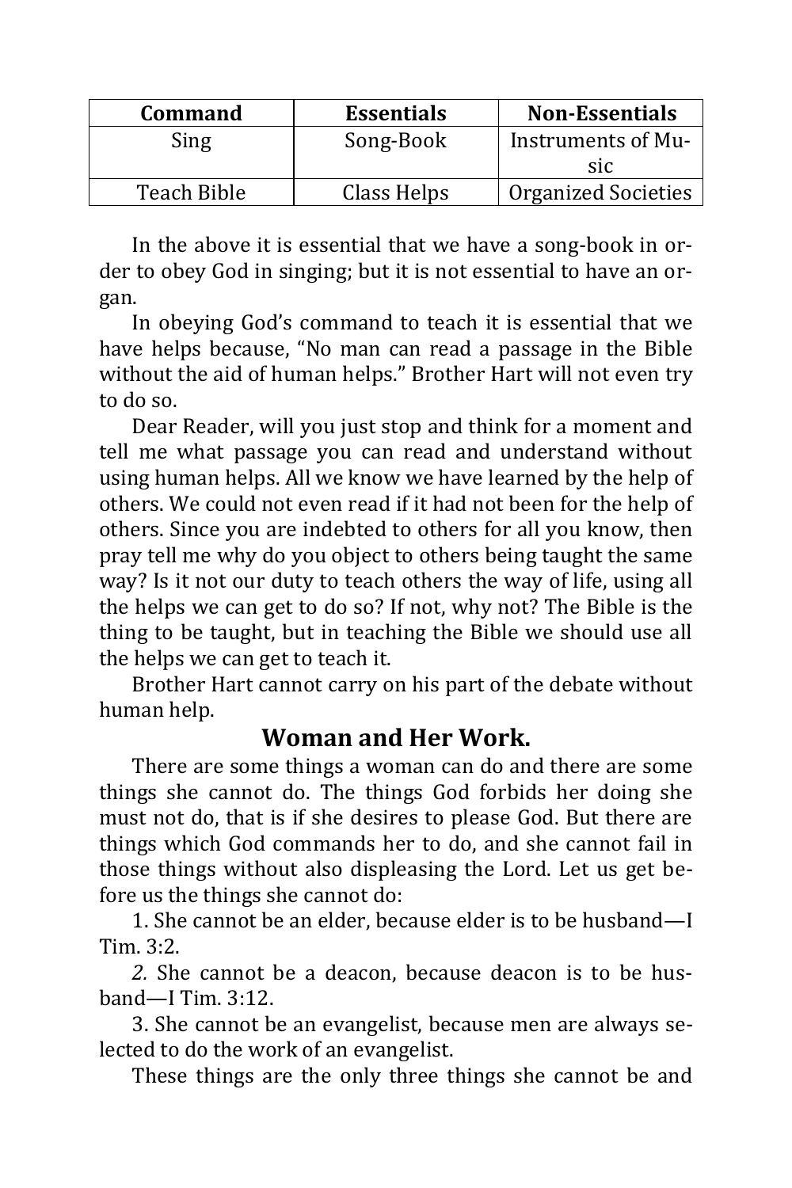| Command | Essentials | Non-Essentials |
|---|---|---|
| Sing | Song-Book | Instruments of Music |
| Teach Bible | Class Helps | Organized Societies |

In the above it is essential that we have a song-book in order to obey God in singing; but it is not essential to have an organ.

In obeying God's command to teach it is essential that we have helps because, "No man can read a passage in the Bible without the aid of human helps." Brother Hart will not even try to do so.

Dear Reader, will you just stop and think for a moment and tell me what passage you can read and understand without using human helps. All we know we have learned by the help of others. We could not even read if it had not been for the help of others. Since you are indebted to others for all you know, then pray tell me why do you object to others being taught the same way? Is it not our duty to teach others the way of life, using all the helps we can get to do so? If not, why not? The Bible is the thing to be taught, but in teaching the Bible we should use all the helps we can get to teach it.

Brother Hart cannot carry on his part of the debate without human help.

## Woman and Her Work.

There are some things a woman can do and there are some things she cannot do. The things God forbids her doing she must not do, that is if she desires to please God. But there are things which God commands her to do, and she cannot fail in those things without also displeasing the Lord. Let us get before us the things she cannot do:

1. She cannot be an elder, because elder is to be husband—I Tim. 3:2.

*2.* She cannot be a deacon, because deacon is to be husband—I Tim. 3:12.

3. She cannot be an evangelist, because men are always selected to do the work of an evangelist.

These things are the only three things she cannot be and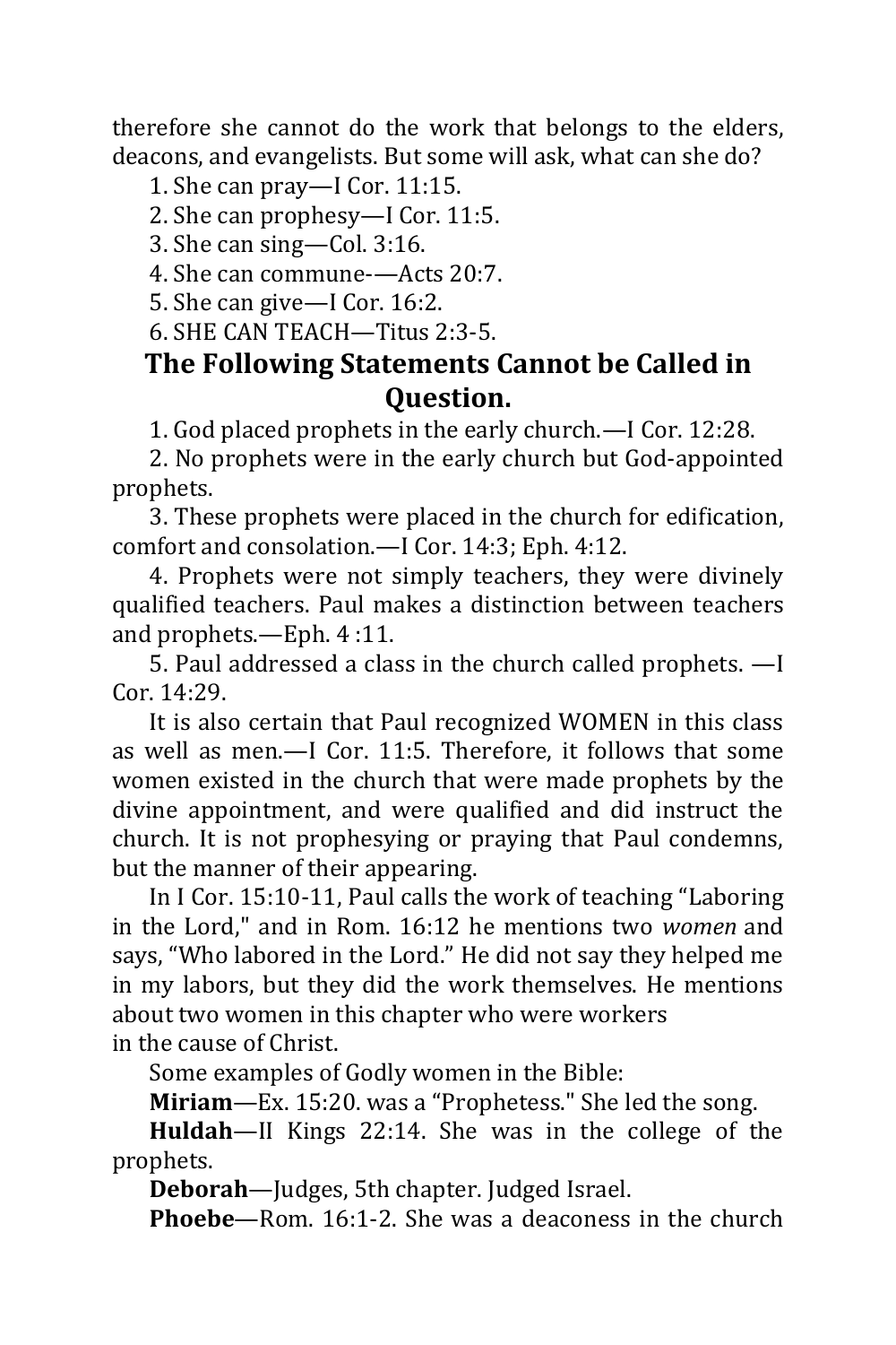therefore she cannot do the work that belongs to the elders, deacons, and evangelists. But some will ask, what can she do?

1. She can pray—I Cor. 11:15.
2. She can prophesy—I Cor. 11:5.
3. She can sing—Col. 3:16.
4. She can commune-—Acts 20:7.
5. She can give—I Cor. 16:2.
6. SHE CAN TEACH—Titus 2:3-5.

## The Following Statements Cannot be Called in Question.

1. God placed prophets in the early church.—I Cor. 12:28.
2. No prophets were in the early church but God-appointed prophets.
3. These prophets were placed in the church for edification, comfort and consolation.—I Cor. 14:3; Eph. 4:12.
4. Prophets were not simply teachers, they were divinely qualified teachers. Paul makes a distinction between teachers and prophets.—Eph. 4 :11.
5. Paul addressed a class in the church called prophets. —I Cor. 14:29.

It is also certain that Paul recognized WOMEN in this class as well as men.—I Cor. 11:5. Therefore, it follows that some women existed in the church that were made prophets by the divine appointment, and were qualified and did instruct the church. It is not prophesying or praying that Paul condemns, but the manner of their appearing.

In I Cor. 15:10-11, Paul calls the work of teaching "Laboring in the Lord," and in Rom. 16:12 he mentions two *women* and says, "Who labored in the Lord." He did not say they helped me in my labors, but they did the work themselves. He mentions about two women in this chapter who were workers in the cause of Christ.

Some examples of Godly women in the Bible:

**Miriam**—Ex. 15:20. was a "Prophetess." She led the song.

**Huldah**—II Kings 22:14. She was in the college of the prophets.

**Deborah**—Judges, 5th chapter. Judged Israel.

**Phoebe**—Rom. 16:1-2. She was a deaconess in the church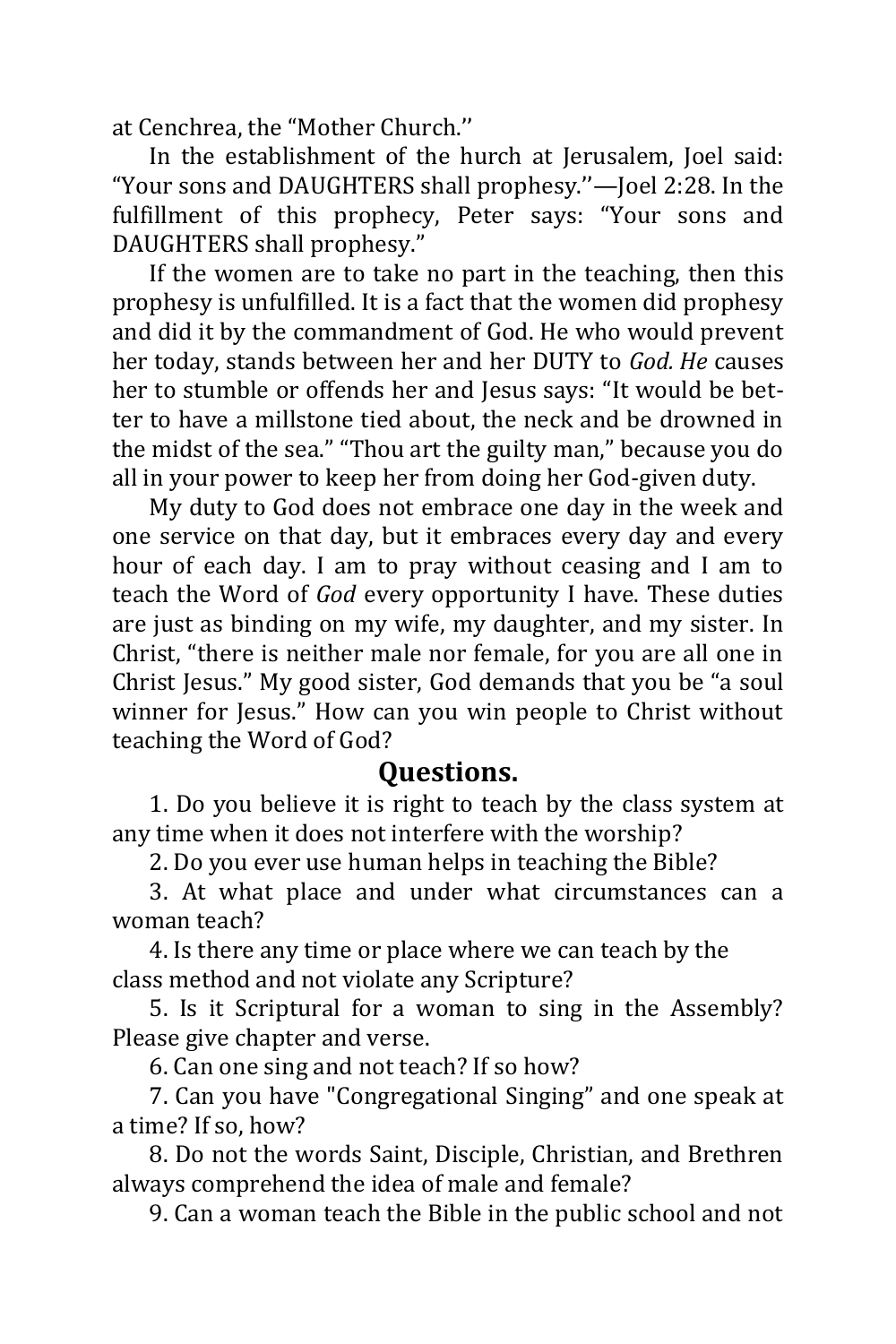at Cenchrea, the "Mother Church.''

In the establishment of the hurch at Jerusalem, Joel said: "Your sons and DAUGHTERS shall prophesy.''—Joel 2:28. In the fulfillment of this prophecy, Peter says: "Your sons and DAUGHTERS shall prophesy."

If the women are to take no part in the teaching, then this prophesy is unfulfilled. It is a fact that the women did prophesy and did it by the commandment of God. He who would prevent her today, stands between her and her DUTY to *God. He* causes her to stumble or offends her and Jesus says: "It would be better to have a millstone tied about, the neck and be drowned in the midst of the sea." "Thou art the guilty man," because you do all in your power to keep her from doing her God-given duty.

My duty to God does not embrace one day in the week and one service on that day, but it embraces every day and every hour of each day. I am to pray without ceasing and I am to teach the Word of *God* every opportunity I have. These duties are just as binding on my wife, my daughter, and my sister. In Christ, "there is neither male nor female, for you are all one in Christ Jesus." My good sister, God demands that you be "a soul winner for Jesus." How can you win people to Christ without teaching the Word of God?

## Questions.

1. Do you believe it is right to teach by the class system at any time when it does not interfere with the worship?

2. Do you ever use human helps in teaching the Bible?

3. At what place and under what circumstances can a woman teach?

4. Is there any time or place where we can teach by the class method and not violate any Scripture?

5. Is it Scriptural for a woman to sing in the Assembly? Please give chapter and verse.

6. Can one sing and not teach? If so how?

7. Can you have "Congregational Singing" and one speak at a time? If so, how?

8. Do not the words Saint, Disciple, Christian, and Brethren always comprehend the idea of male and female?

9. Can a woman teach the Bible in the public school and not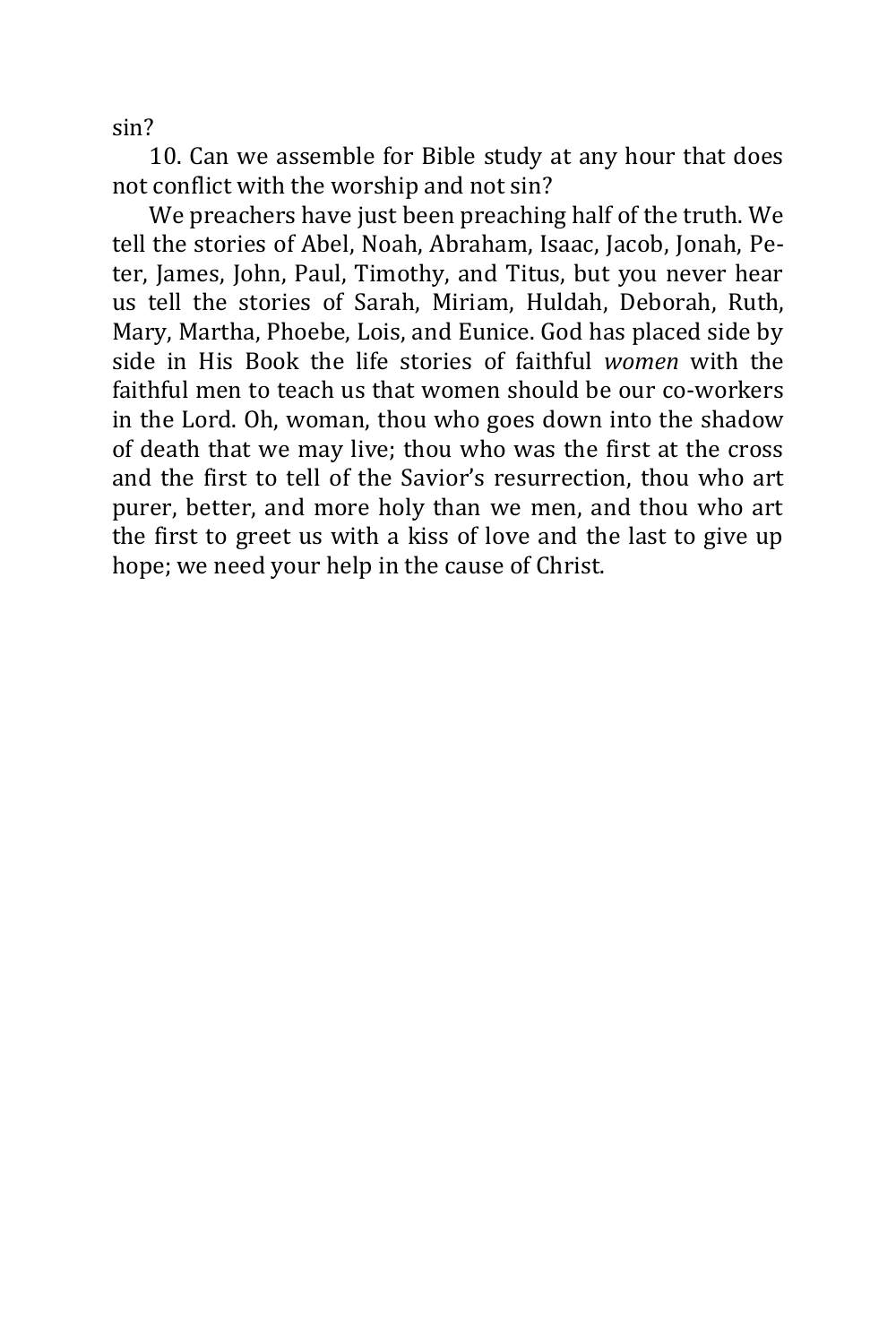sin?

10. Can we assemble for Bible study at any hour that does not conflict with the worship and not sin?

We preachers have just been preaching half of the truth. We tell the stories of Abel, Noah, Abraham, Isaac, Jacob, Jonah, Peter, James, John, Paul, Timothy, and Titus, but you never hear us tell the stories of Sarah, Miriam, Huldah, Deborah, Ruth, Mary, Martha, Phoebe, Lois, and Eunice. God has placed side by side in His Book the life stories of faithful *women* with the faithful men to teach us that women should be our co-workers in the Lord. Oh, woman, thou who goes down into the shadow of death that we may live; thou who was the first at the cross and the first to tell of the Savior's resurrection, thou who art purer, better, and more holy than we men, and thou who art the first to greet us with a kiss of love and the last to give up hope; we need your help in the cause of Christ.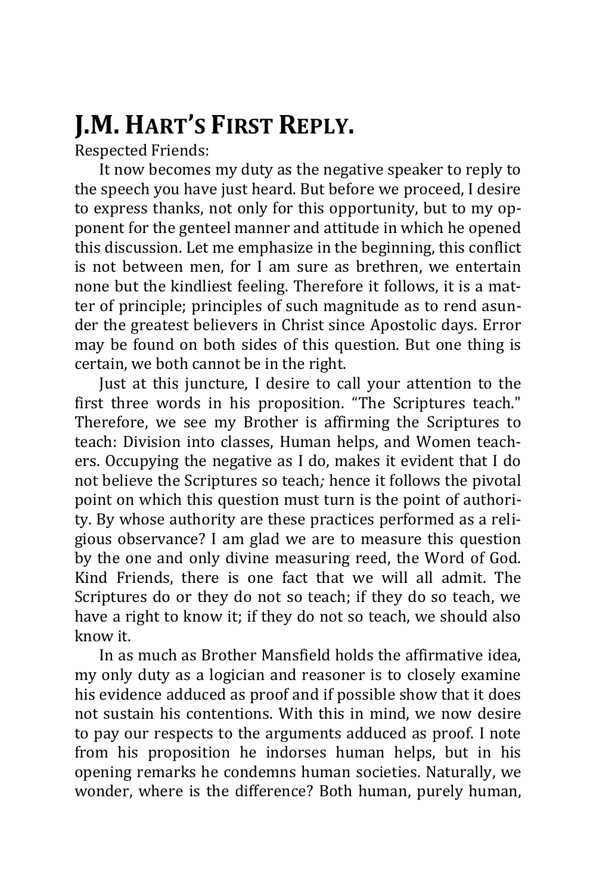# J.M. HART'S FIRST REPLY.

Respected Friends:

It now becomes my duty as the negative speaker to reply to the speech you have just heard. But before we proceed, I desire to express thanks, not only for this opportunity, but to my opponent for the genteel manner and attitude in which he opened this discussion. Let me emphasize in the beginning, this conflict is not between men, for I am sure as brethren, we entertain none but the kindliest feeling. Therefore it follows, it is a matter of principle; principles of such magnitude as to rend asunder the greatest believers in Christ since Apostolic days. Error may be found on both sides of this question. But one thing is certain, we both cannot be in the right.

Just at this juncture, I desire to call your attention to the first three words in his proposition. "The Scriptures teach." Therefore, we see my Brother is affirming the Scriptures to teach: Division into classes, Human helps, and Women teachers. Occupying the negative as I do, makes it evident that I do not believe the Scriptures so teach*;* hence it follows the pivotal point on which this question must turn is the point of authority. By whose authority are these practices performed as a religious observance? I am glad we are to measure this question by the one and only divine measuring reed, the Word of God. Kind Friends, there is one fact that we will all admit. The Scriptures do or they do not so teach; if they do so teach, we have a right to know it; if they do not so teach, we should also know it.

In as much as Brother Mansfield holds the affirmative idea, my only duty as a logician and reasoner is to closely examine his evidence adduced as proof and if possible show that it does not sustain his contentions. With this in mind, we now desire to pay our respects to the arguments adduced as proof. I note from his proposition he indorses human helps, but in his opening remarks he condemns human societies. Naturally, we wonder, where is the difference? Both human, purely human,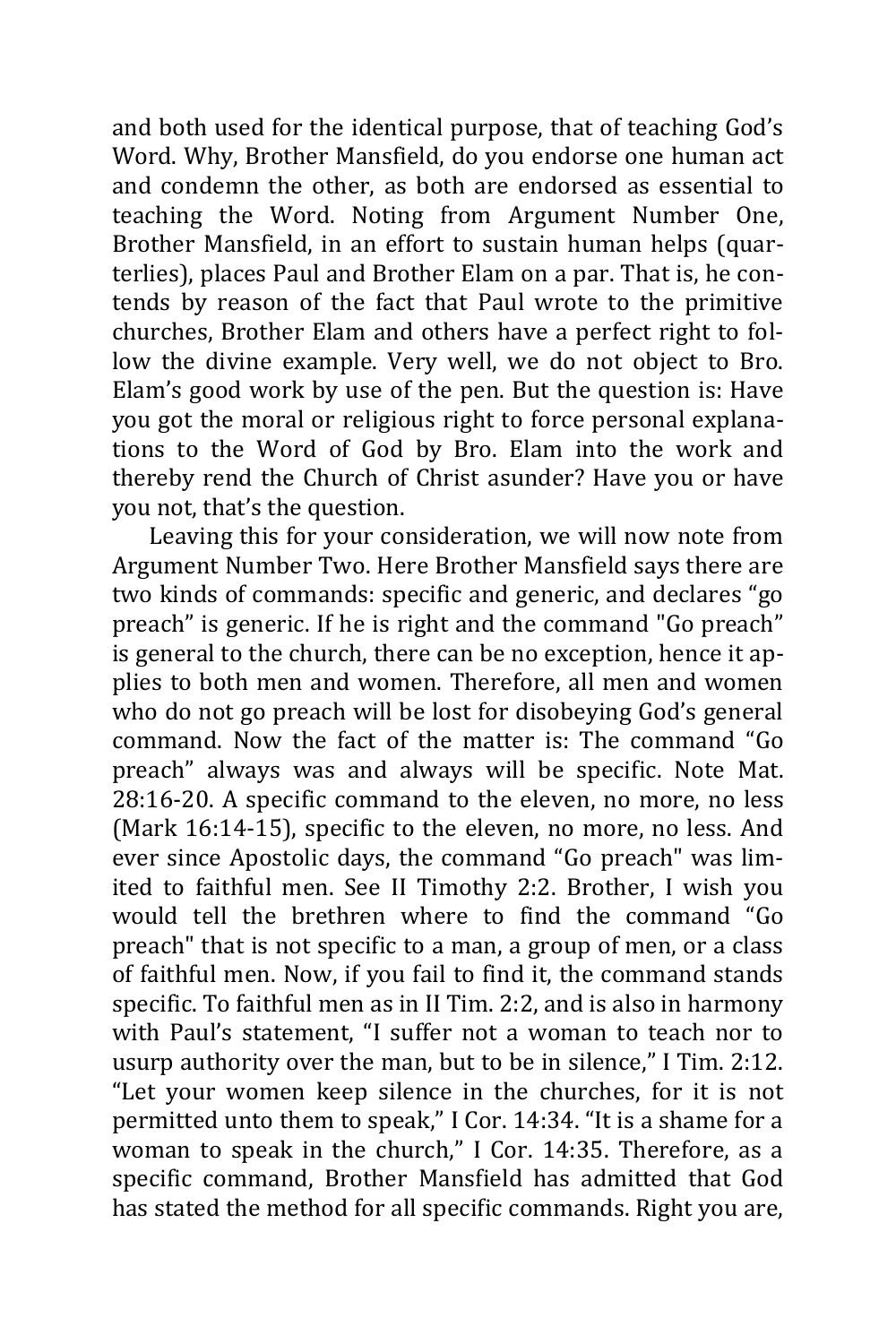and both used for the identical purpose, that of teaching God's Word. Why, Brother Mansfield, do you endorse one human act and condemn the other, as both are endorsed as essential to teaching the Word. Noting from Argument Number One, Brother Mansfield, in an effort to sustain human helps (quarterlies), places Paul and Brother Elam on a par. That is, he contends by reason of the fact that Paul wrote to the primitive churches, Brother Elam and others have a perfect right to follow the divine example. Very well, we do not object to Bro. Elam's good work by use of the pen. But the question is: Have you got the moral or religious right to force personal explanations to the Word of God by Bro. Elam into the work and thereby rend the Church of Christ asunder? Have you or have you not, that's the question.

Leaving this for your consideration, we will now note from Argument Number Two. Here Brother Mansfield says there are two kinds of commands: specific and generic, and declares "go preach" is generic. If he is right and the command "Go preach" is general to the church, there can be no exception, hence it applies to both men and women. Therefore, all men and women who do not go preach will be lost for disobeying God's general command. Now the fact of the matter is: The command "Go preach" always was and always will be specific. Note Mat. 28:16-20. A specific command to the eleven, no more, no less (Mark 16:14-15), specific to the eleven, no more, no less. And ever since Apostolic days, the command "Go preach" was limited to faithful men. See II Timothy 2:2. Brother, I wish you would tell the brethren where to find the command "Go preach" that is not specific to a man, a group of men, or a class of faithful men. Now, if you fail to find it, the command stands specific. To faithful men as in II Tim. 2:2, and is also in harmony with Paul's statement, "I suffer not a woman to teach nor to usurp authority over the man, but to be in silence," I Tim. 2:12. "Let your women keep silence in the churches, for it is not permitted unto them to speak," I Cor. 14:34. "It is a shame for a woman to speak in the church," I Cor. 14:35. Therefore, as a specific command, Brother Mansfield has admitted that God has stated the method for all specific commands. Right you are,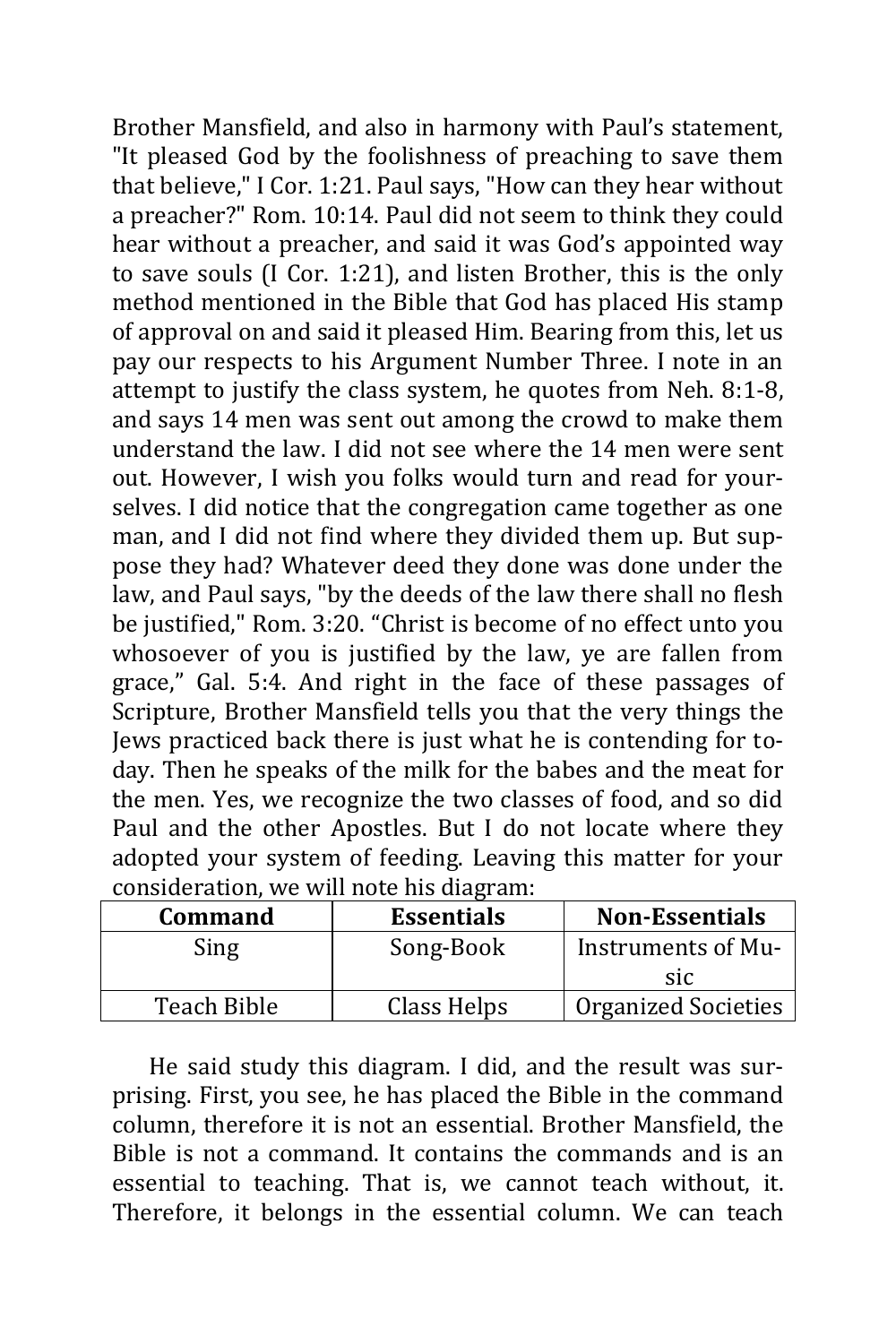Brother Mansfield, and also in harmony with Paul's statement, "It pleased God by the foolishness of preaching to save them that believe," I Cor. 1:21. Paul says, "How can they hear without a preacher?" Rom. 10:14. Paul did not seem to think they could hear without a preacher, and said it was God's appointed way to save souls (I Cor. 1:21), and listen Brother, this is the only method mentioned in the Bible that God has placed His stamp of approval on and said it pleased Him. Bearing from this, let us pay our respects to his Argument Number Three. I note in an attempt to justify the class system, he quotes from Neh. 8:1-8, and says 14 men was sent out among the crowd to make them understand the law. I did not see where the 14 men were sent out. However, I wish you folks would turn and read for yourselves. I did notice that the congregation came together as one man, and I did not find where they divided them up. But suppose they had? Whatever deed they done was done under the law, and Paul says, "by the deeds of the law there shall no flesh be justified," Rom. 3:20. "Christ is become of no effect unto you whosoever of you is justified by the law, ye are fallen from grace," Gal. 5:4. And right in the face of these passages of Scripture, Brother Mansfield tells you that the very things the Jews practiced back there is just what he is contending for today. Then he speaks of the milk for the babes and the meat for the men. Yes, we recognize the two classes of food, and so did Paul and the other Apostles. But I do not locate where they adopted your system of feeding. Leaving this matter for your consideration, we will note his diagram:

| Command | Essentials | Non-Essentials |
|---|---|---|
| Sing | Song-Book | Instruments of Music |
| Teach Bible | Class Helps | Organized Societies |

He said study this diagram. I did, and the result was surprising. First, you see, he has placed the Bible in the command column, therefore it is not an essential. Brother Mansfield, the Bible is not a command. It contains the commands and is an essential to teaching. That is, we cannot teach without, it. Therefore, it belongs in the essential column. We can teach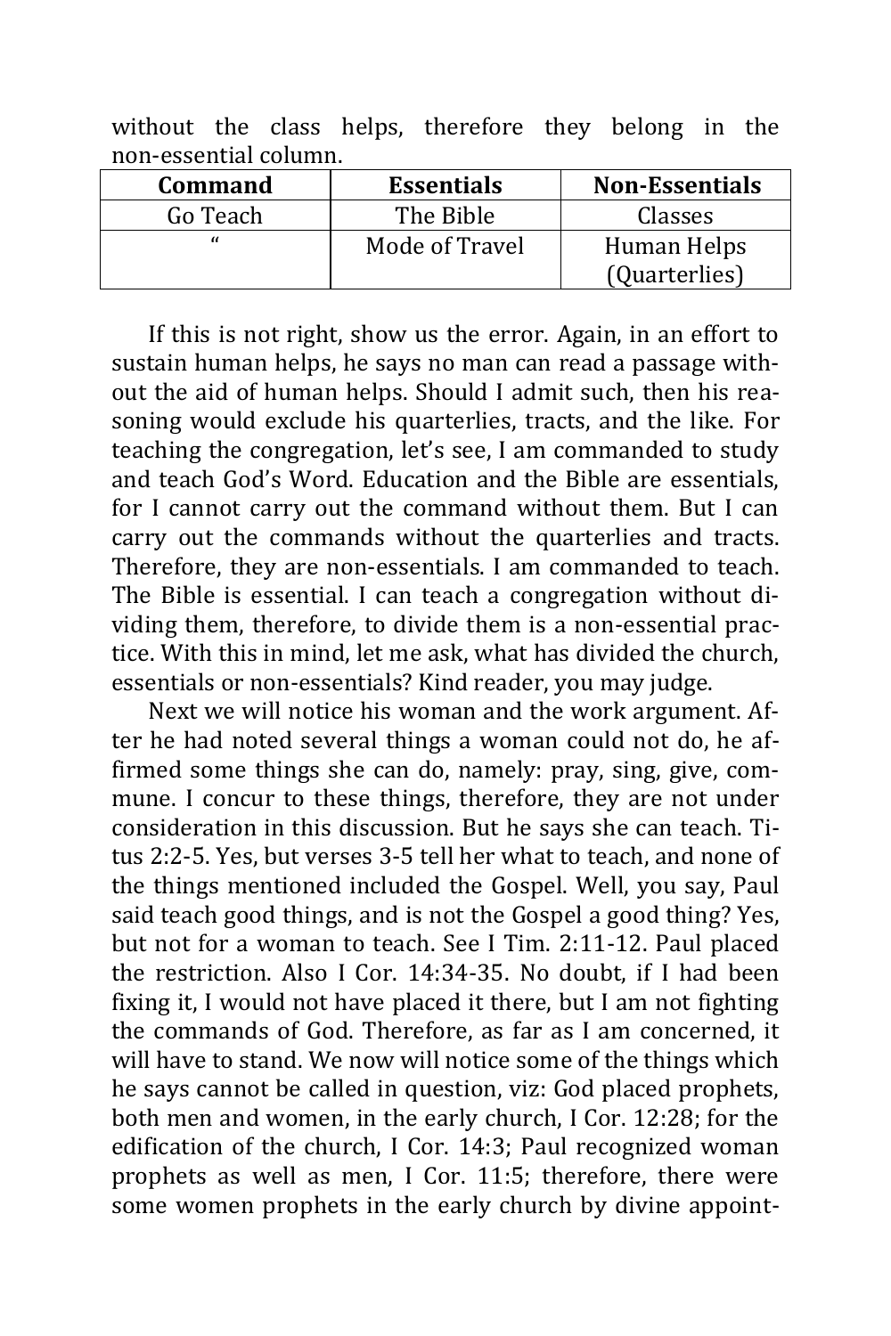without the class helps, therefore they belong in the non-essential column.

| Command | Essentials | Non-Essentials |
|---|---|---|
| Go Teach | The Bible | Classes |
| " | Mode of Travel | Human Helps (Quarterlies) |

If this is not right, show us the error. Again, in an effort to sustain human helps, he says no man can read a passage without the aid of human helps. Should I admit such, then his reasoning would exclude his quarterlies, tracts, and the like. For teaching the congregation, let's see, I am commanded to study and teach God's Word. Education and the Bible are essentials, for I cannot carry out the command without them. But I can carry out the commands without the quarterlies and tracts. Therefore, they are non-essentials. I am commanded to teach. The Bible is essential. I can teach a congregation without dividing them, therefore, to divide them is a non-essential practice. With this in mind, let me ask, what has divided the church, essentials or non-essentials? Kind reader, you may judge.

Next we will notice his woman and the work argument. After he had noted several things a woman could not do, he affirmed some things she can do, namely: pray, sing, give, commune. I concur to these things, therefore, they are not under consideration in this discussion. But he says she can teach. Titus 2:2-5. Yes, but verses 3-5 tell her what to teach, and none of the things mentioned included the Gospel. Well, you say, Paul said teach good things, and is not the Gospel a good thing? Yes, but not for a woman to teach. See I Tim. 2:11-12. Paul placed the restriction. Also I Cor. 14:34-35. No doubt, if I had been fixing it, I would not have placed it there, but I am not fighting the commands of God. Therefore, as far as I am concerned, it will have to stand. We now will notice some of the things which he says cannot be called in question, viz: God placed prophets, both men and women, in the early church, I Cor. 12:28; for the edification of the church, I Cor. 14:3; Paul recognized woman prophets as well as men, I Cor. 11:5; therefore, there were some women prophets in the early church by divine appoint-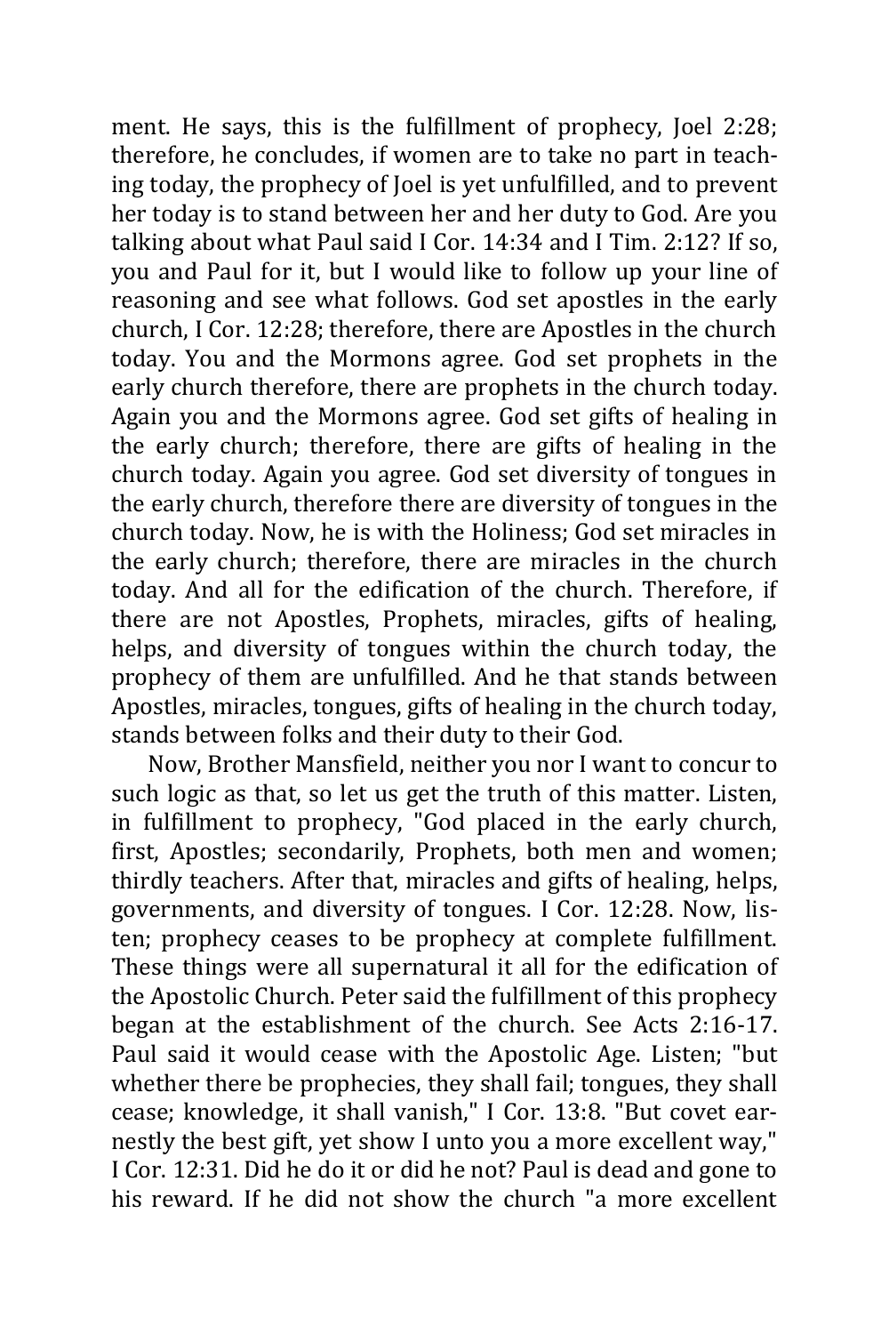ment. He says, this is the fulfillment of prophecy, Joel 2:28; therefore, he concludes, if women are to take no part in teaching today, the prophecy of Joel is yet unfulfilled, and to prevent her today is to stand between her and her duty to God. Are you talking about what Paul said I Cor. 14:34 and I Tim. 2:12? If so, you and Paul for it, but I would like to follow up your line of reasoning and see what follows. God set apostles in the early church, I Cor. 12:28; therefore, there are Apostles in the church today. You and the Mormons agree. God set prophets in the early church therefore, there are prophets in the church today. Again you and the Mormons agree. God set gifts of healing in the early church; therefore, there are gifts of healing in the church today. Again you agree. God set diversity of tongues in the early church, therefore there are diversity of tongues in the church today. Now, he is with the Holiness; God set miracles in the early church; therefore, there are miracles in the church today. And all for the edification of the church. Therefore, if there are not Apostles, Prophets, miracles, gifts of healing, helps, and diversity of tongues within the church today, the prophecy of them are unfulfilled. And he that stands between Apostles, miracles, tongues, gifts of healing in the church today, stands between folks and their duty to their God.

Now, Brother Mansfield, neither you nor I want to concur to such logic as that, so let us get the truth of this matter. Listen, in fulfillment to prophecy, "God placed in the early church, first, Apostles; secondarily, Prophets, both men and women; thirdly teachers. After that, miracles and gifts of healing, helps, governments, and diversity of tongues. I Cor. 12:28. Now, listen; prophecy ceases to be prophecy at complete fulfillment. These things were all supernatural it all for the edification of the Apostolic Church. Peter said the fulfillment of this prophecy began at the establishment of the church. See Acts 2:16-17. Paul said it would cease with the Apostolic Age. Listen; "but whether there be prophecies, they shall fail; tongues, they shall cease; knowledge, it shall vanish," I Cor. 13:8. "But covet earnestly the best gift, yet show I unto you a more excellent way," I Cor. 12:31. Did he do it or did he not? Paul is dead and gone to his reward. If he did not show the church "a more excellent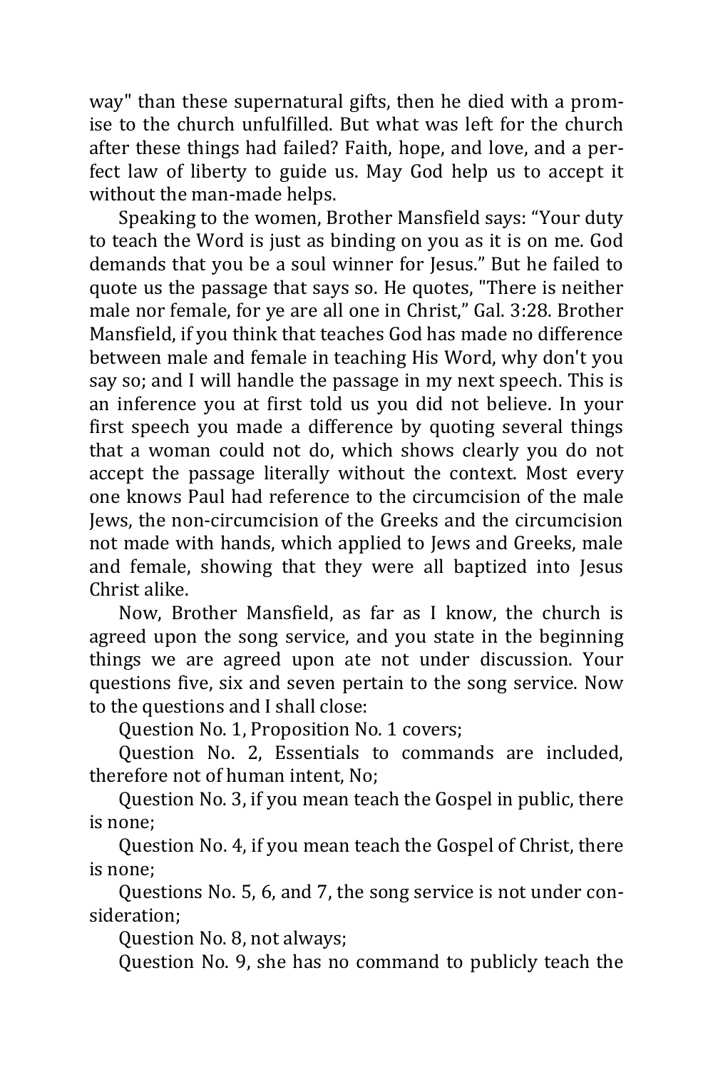way" than these supernatural gifts, then he died with a promise to the church unfulfilled. But what was left for the church after these things had failed? Faith, hope, and love, and a perfect law of liberty to guide us. May God help us to accept it without the man-made helps.

Speaking to the women, Brother Mansfield says: "Your duty to teach the Word is just as binding on you as it is on me. God demands that you be a soul winner for Jesus." But he failed to quote us the passage that says so. He quotes, "There is neither male nor female, for ye are all one in Christ," Gal. 3:28. Brother Mansfield, if you think that teaches God has made no difference between male and female in teaching His Word, why don't you say so; and I will handle the passage in my next speech. This is an inference you at first told us you did not believe. In your first speech you made a difference by quoting several things that a woman could not do, which shows clearly you do not accept the passage literally without the context. Most every one knows Paul had reference to the circumcision of the male Jews, the non-circumcision of the Greeks and the circumcision not made with hands, which applied to Jews and Greeks, male and female, showing that they were all baptized into Jesus Christ alike.

Now, Brother Mansfield, as far as I know, the church is agreed upon the song service, and you state in the beginning things we are agreed upon ate not under discussion. Your questions five, six and seven pertain to the song service. Now to the questions and I shall close:

Question No. 1, Proposition No. 1 covers;

Question No. 2, Essentials to commands are included, therefore not of human intent, No;

Question No. 3, if you mean teach the Gospel in public, there is none;

Question No. 4, if you mean teach the Gospel of Christ, there is none;

Questions No. 5, 6, and 7, the song service is not under consideration;

Question No. 8, not always;

Question No. 9, she has no command to publicly teach the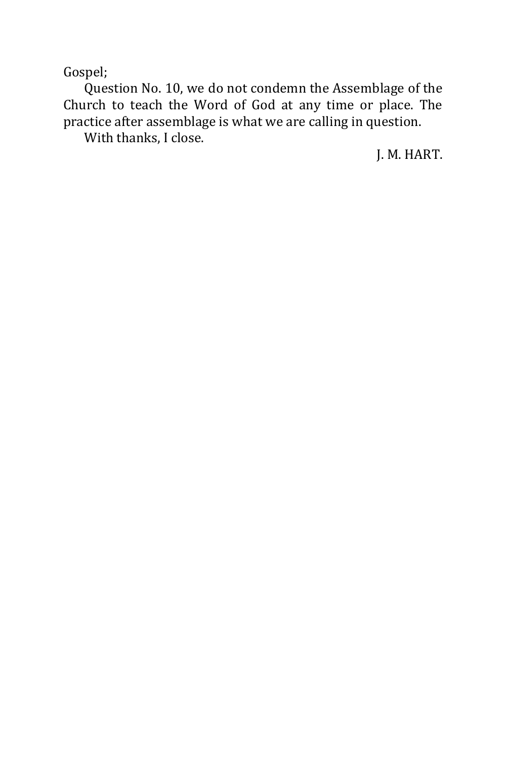Gospel;

Question No. 10, we do not condemn the Assemblage of the Church to teach the Word of God at any time or place. The practice after assemblage is what we are calling in question.

With thanks, I close.

J. M. HART.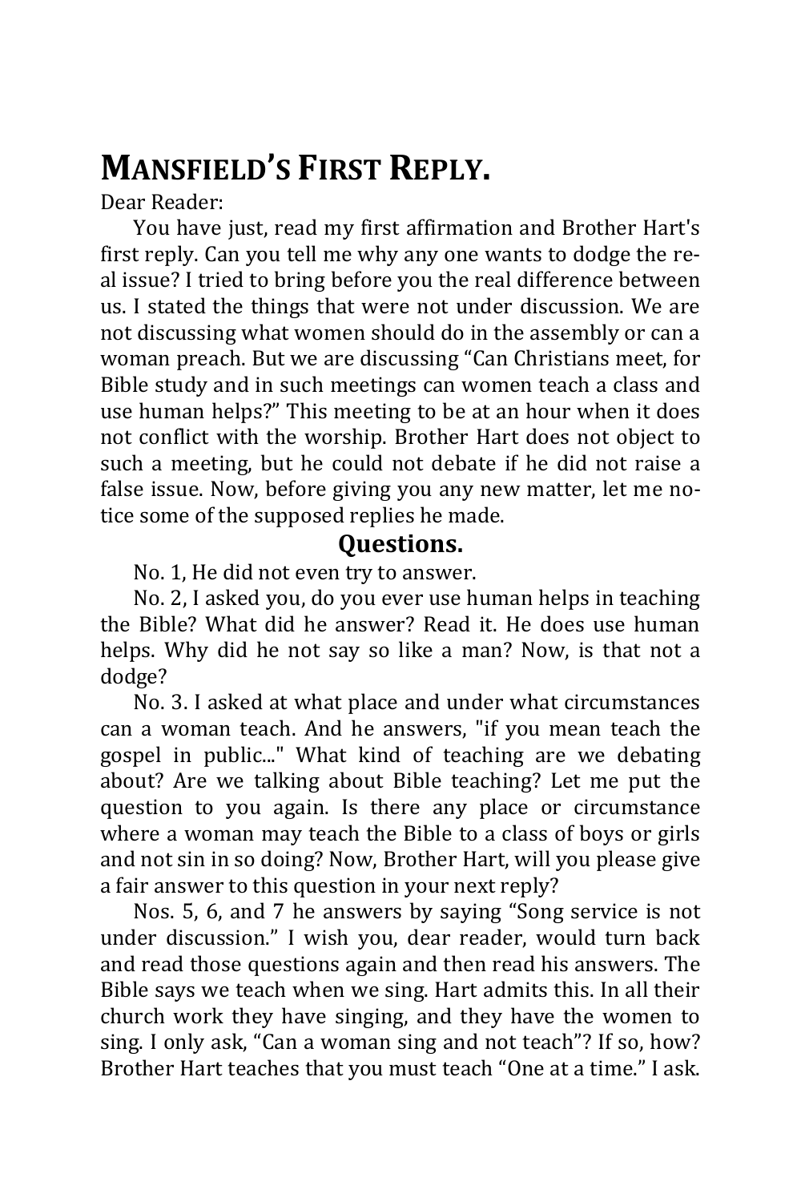# MANSFIELD'S FIRST REPLY.

Dear Reader:

You have just, read my first affirmation and Brother Hart's first reply. Can you tell me why any one wants to dodge the real issue? I tried to bring before you the real difference between us. I stated the things that were not under discussion. We are not discussing what women should do in the assembly or can a woman preach. But we are discussing "Can Christians meet, for Bible study and in such meetings can women teach a class and use human helps?" This meeting to be at an hour when it does not conflict with the worship. Brother Hart does not object to such a meeting, but he could not debate if he did not raise a false issue. Now, before giving you any new matter, let me notice some of the supposed replies he made.

## Questions.

No. 1, He did not even try to answer.

No. 2, I asked you, do you ever use human helps in teaching the Bible? What did he answer? Read it. He does use human helps. Why did he not say so like a man? Now, is that not a dodge?

No. 3. I asked at what place and under what circumstances can a woman teach. And he answers, "if you mean teach the gospel in public..." What kind of teaching are we debating about? Are we talking about Bible teaching? Let me put the question to you again. Is there any place or circumstance where a woman may teach the Bible to a class of boys or girls and not sin in so doing? Now, Brother Hart, will you please give a fair answer to this question in your next reply?

Nos. 5, 6, and 7 he answers by saying "Song service is not under discussion." I wish you, dear reader, would turn back and read those questions again and then read his answers. The Bible says we teach when we sing. Hart admits this. In all their church work they have singing, and they have the women to sing. I only ask, "Can a woman sing and not teach"? If so, how? Brother Hart teaches that you must teach "One at a time." I ask.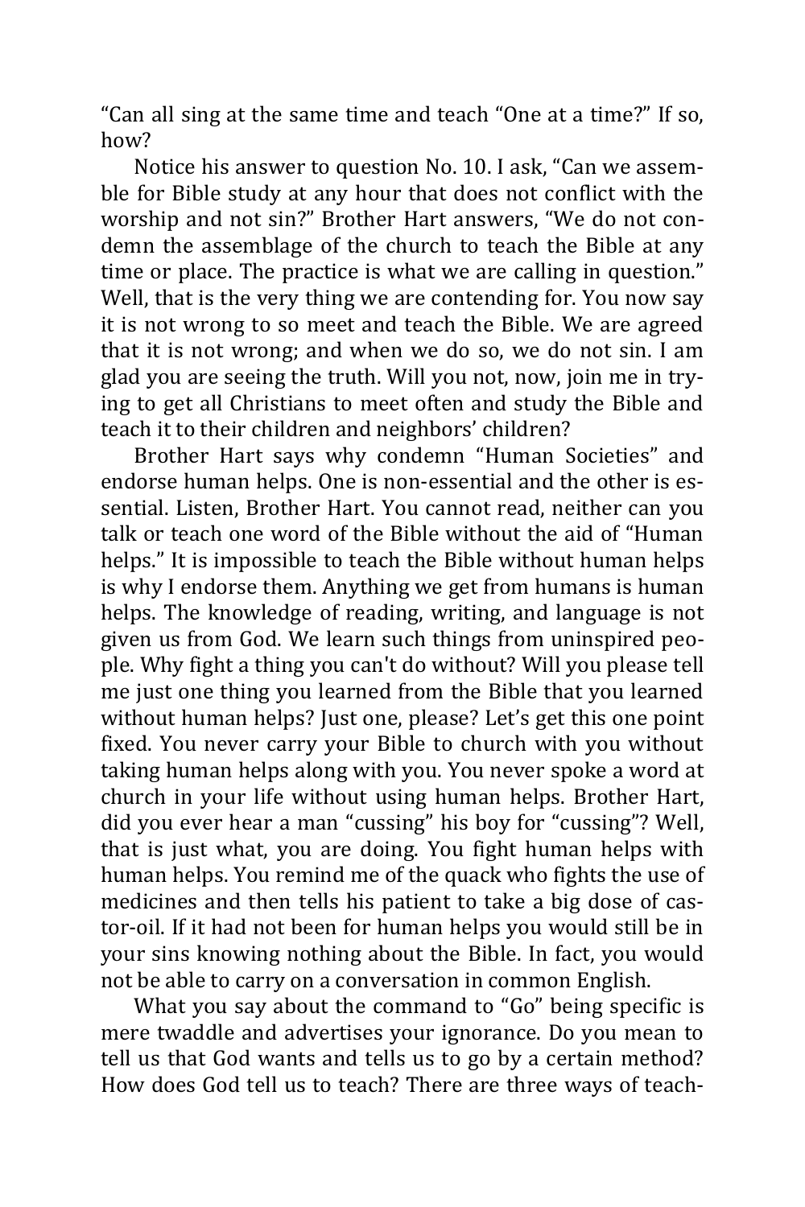"Can all sing at the same time and teach "One at a time?" If so, how?

Notice his answer to question No. 10. I ask, "Can we assemble for Bible study at any hour that does not conflict with the worship and not sin?" Brother Hart answers, "We do not condemn the assemblage of the church to teach the Bible at any time or place. The practice is what we are calling in question." Well, that is the very thing we are contending for. You now say it is not wrong to so meet and teach the Bible. We are agreed that it is not wrong; and when we do so, we do not sin. I am glad you are seeing the truth. Will you not, now, join me in trying to get all Christians to meet often and study the Bible and teach it to their children and neighbors' children?

Brother Hart says why condemn "Human Societies" and endorse human helps. One is non-essential and the other is essential. Listen, Brother Hart. You cannot read, neither can you talk or teach one word of the Bible without the aid of "Human helps." It is impossible to teach the Bible without human helps is why I endorse them. Anything we get from humans is human helps. The knowledge of reading, writing, and language is not given us from God. We learn such things from uninspired people. Why fight a thing you can't do without? Will you please tell me just one thing you learned from the Bible that you learned without human helps? Just one, please? Let's get this one point fixed. You never carry your Bible to church with you without taking human helps along with you. You never spoke a word at church in your life without using human helps. Brother Hart, did you ever hear a man "cussing" his boy for "cussing"? Well, that is just what, you are doing. You fight human helps with human helps. You remind me of the quack who fights the use of medicines and then tells his patient to take a big dose of castor-oil. If it had not been for human helps you would still be in your sins knowing nothing about the Bible. In fact, you would not be able to carry on a conversation in common English.

What you say about the command to "Go" being specific is mere twaddle and advertises your ignorance. Do you mean to tell us that God wants and tells us to go by a certain method? How does God tell us to teach? There are three ways of teach-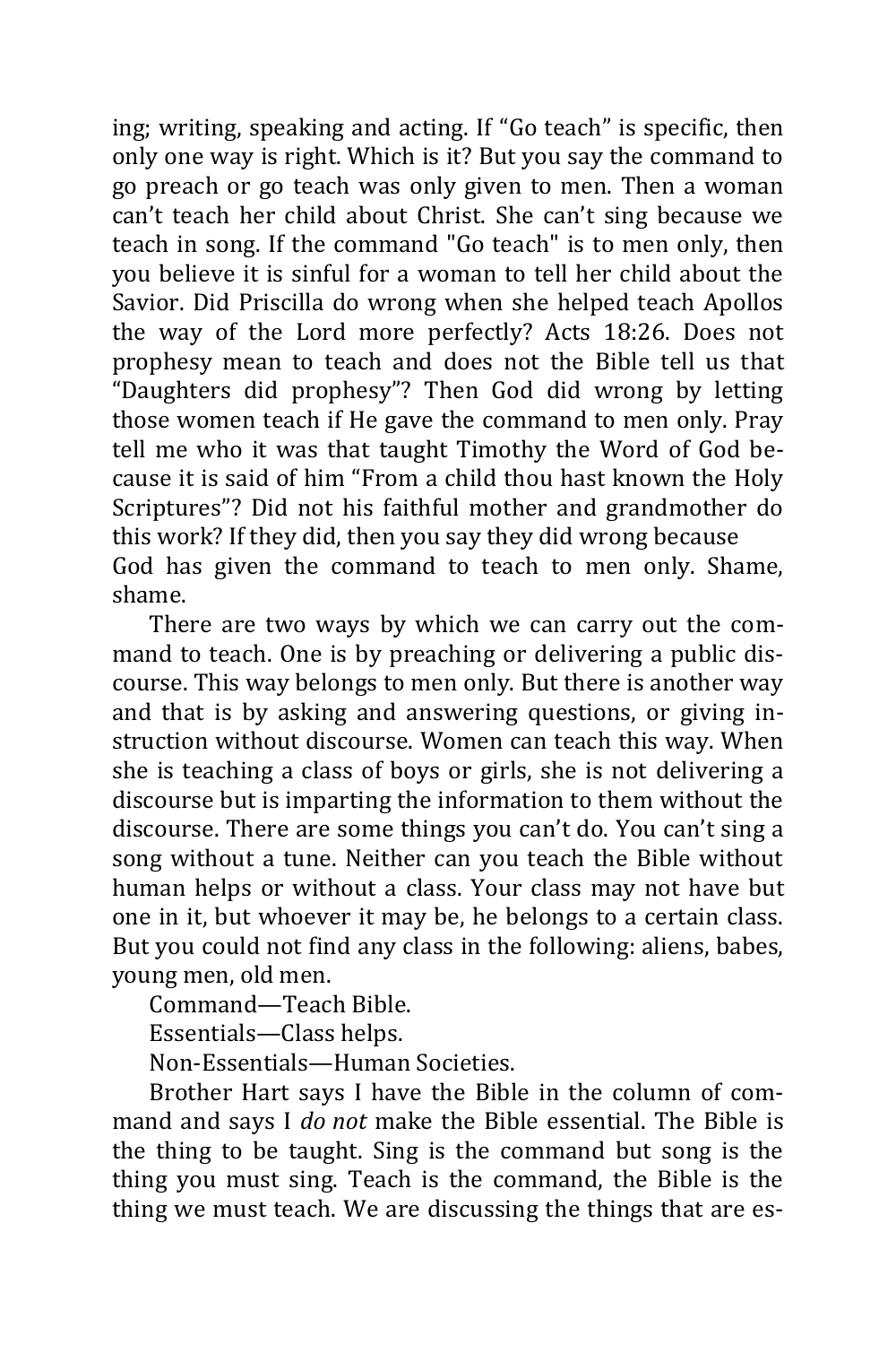ing; writing, speaking and acting. If "Go teach" is specific, then only one way is right. Which is it? But you say the command to go preach or go teach was only given to men. Then a woman can't teach her child about Christ. She can't sing because we teach in song. If the command "Go teach" is to men only, then you believe it is sinful for a woman to tell her child about the Savior. Did Priscilla do wrong when she helped teach Apollos the way of the Lord more perfectly? Acts 18:26. Does not prophesy mean to teach and does not the Bible tell us that "Daughters did prophesy"? Then God did wrong by letting those women teach if He gave the command to men only. Pray tell me who it was that taught Timothy the Word of God because it is said of him "From a child thou hast known the Holy Scriptures"? Did not his faithful mother and grandmother do this work? If they did, then you say they did wrong because God has given the command to teach to men only. Shame, shame.

There are two ways by which we can carry out the command to teach. One is by preaching or delivering a public discourse. This way belongs to men only. But there is another way and that is by asking and answering questions, or giving instruction without discourse. Women can teach this way. When she is teaching a class of boys or girls, she is not delivering a discourse but is imparting the information to them without the discourse. There are some things you can't do. You can't sing a song without a tune. Neither can you teach the Bible without human helps or without a class. Your class may not have but one in it, but whoever it may be, he belongs to a certain class. But you could not find any class in the following: aliens, babes, young men, old men.

Command—Teach Bible.

Essentials—Class helps.

Non-Essentials—Human Societies.

Brother Hart says I have the Bible in the column of command and says I *do not* make the Bible essential. The Bible is the thing to be taught. Sing is the command but song is the thing you must sing. Teach is the command, the Bible is the thing we must teach. We are discussing the things that are es-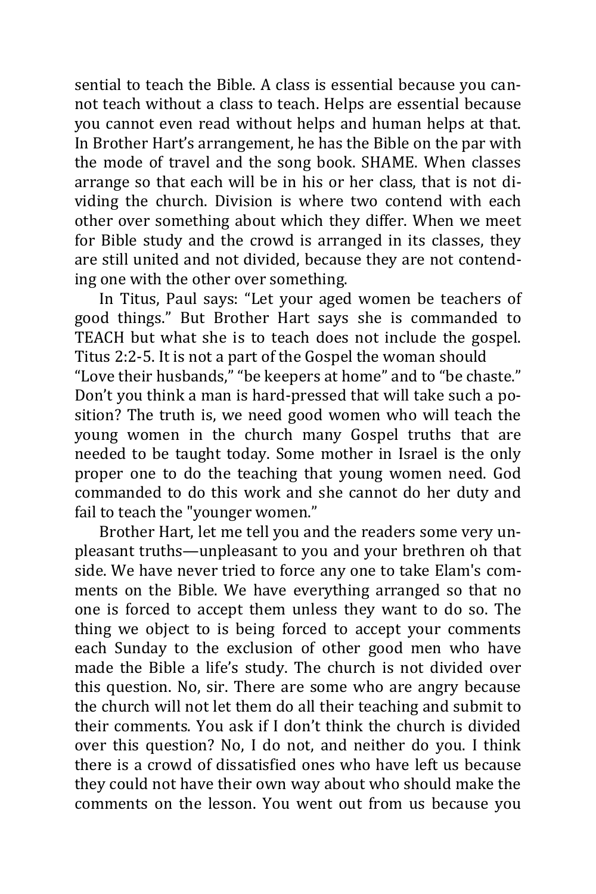sential to teach the Bible. A class is essential because you cannot teach without a class to teach. Helps are essential because you cannot even read without helps and human helps at that. In Brother Hart's arrangement, he has the Bible on the par with the mode of travel and the song book. SHAME. When classes arrange so that each will be in his or her class, that is not dividing the church. Division is where two contend with each other over something about which they differ. When we meet for Bible study and the crowd is arranged in its classes, they are still united and not divided, because they are not contending one with the other over something.

In Titus, Paul says: "Let your aged women be teachers of good things." But Brother Hart says she is commanded to TEACH but what she is to teach does not include the gospel. Titus 2:2-5. It is not a part of the Gospel the woman should "Love their husbands," "be keepers at home" and to "be chaste." Don't you think a man is hard-pressed that will take such a position? The truth is, we need good women who will teach the young women in the church many Gospel truths that are needed to be taught today. Some mother in Israel is the only proper one to do the teaching that young women need. God commanded to do this work and she cannot do her duty and fail to teach the "younger women."

Brother Hart, let me tell you and the readers some very unpleasant truths—unpleasant to you and your brethren oh that side. We have never tried to force any one to take Elam's comments on the Bible. We have everything arranged so that no one is forced to accept them unless they want to do so. The thing we object to is being forced to accept your comments each Sunday to the exclusion of other good men who have made the Bible a life's study. The church is not divided over this question. No, sir. There are some who are angry because the church will not let them do all their teaching and submit to their comments. You ask if I don't think the church is divided over this question? No, I do not, and neither do you. I think there is a crowd of dissatisfied ones who have left us because they could not have their own way about who should make the comments on the lesson. You went out from us because you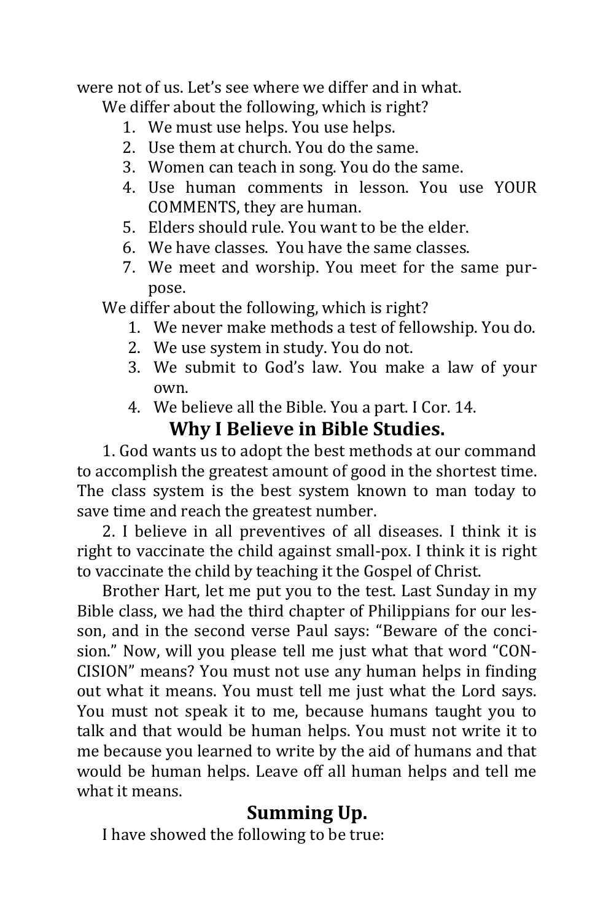were not of us. Let's see where we differ and in what.

We differ about the following, which is right?

1. We must use helps. You use helps.
2. Use them at church. You do the same.
3. Women can teach in song. You do the same.
4. Use human comments in lesson. You use YOUR COMMENTS, they are human.
5. Elders should rule. You want to be the elder.
6. We have classes. You have the same classes.
7. We meet and worship. You meet for the same purpose.

We differ about the following, which is right?

1. We never make methods a test of fellowship. You do.
2. We use system in study. You do not.
3. We submit to God's law. You make a law of your own.
4. We believe all the Bible. You a part. I Cor. 14.

## Why I Believe in Bible Studies.

1. God wants us to adopt the best methods at our command to accomplish the greatest amount of good in the shortest time. The class system is the best system known to man today to save time and reach the greatest number.

2. I believe in all preventives of all diseases. I think it is right to vaccinate the child against small-pox. I think it is right to vaccinate the child by teaching it the Gospel of Christ.

Brother Hart, let me put you to the test. Last Sunday in my Bible class, we had the third chapter of Philippians for our lesson, and in the second verse Paul says: "Beware of the concision." Now, will you please tell me just what that word "CONCISION" means? You must not use any human helps in finding out what it means. You must tell me just what the Lord says. You must not speak it to me, because humans taught you to talk and that would be human helps. You must not write it to me because you learned to write by the aid of humans and that would be human helps. Leave off all human helps and tell me what it means.

## Summing Up.

I have showed the following to be true: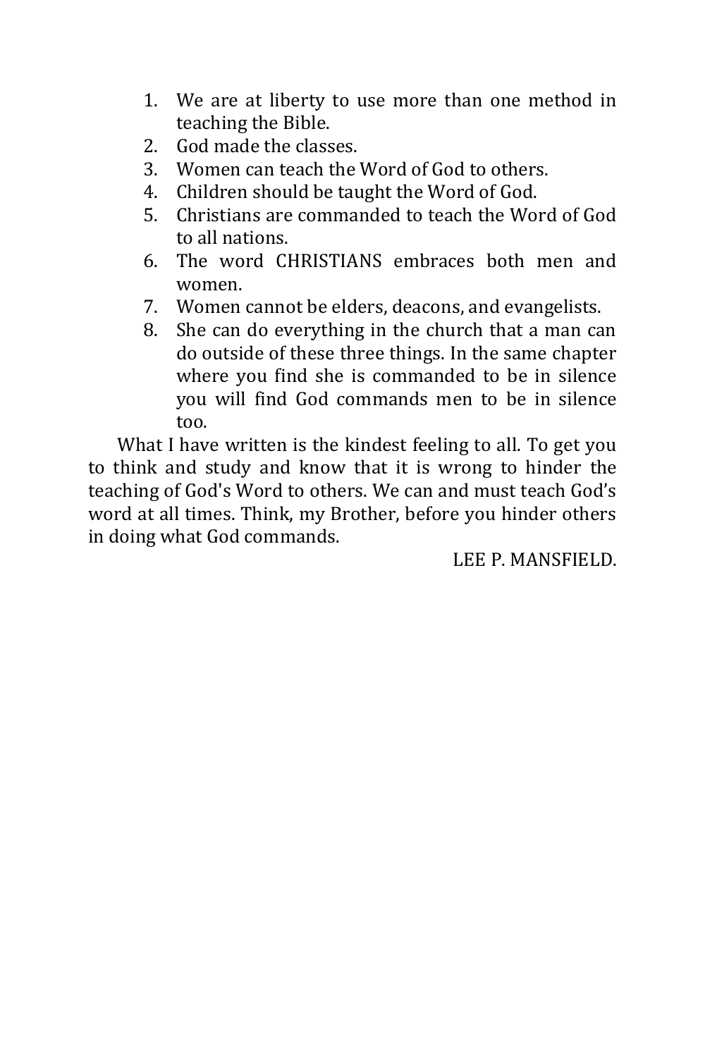1. We are at liberty to use more than one method in teaching the Bible.
2. God made the classes.
3. Women can teach the Word of God to others.
4. Children should be taught the Word of God.
5. Christians are commanded to teach the Word of God to all nations.
6. The word CHRISTIANS embraces both men and women.
7. Women cannot be elders, deacons, and evangelists.
8. She can do everything in the church that a man can do outside of these three things. In the same chapter where you find she is commanded to be in silence you will find God commands men to be in silence too.

What I have written is the kindest feeling to all. To get you to think and study and know that it is wrong to hinder the teaching of God's Word to others. We can and must teach God's word at all times. Think, my Brother, before you hinder others in doing what God commands.

LEE P. MANSFIELD.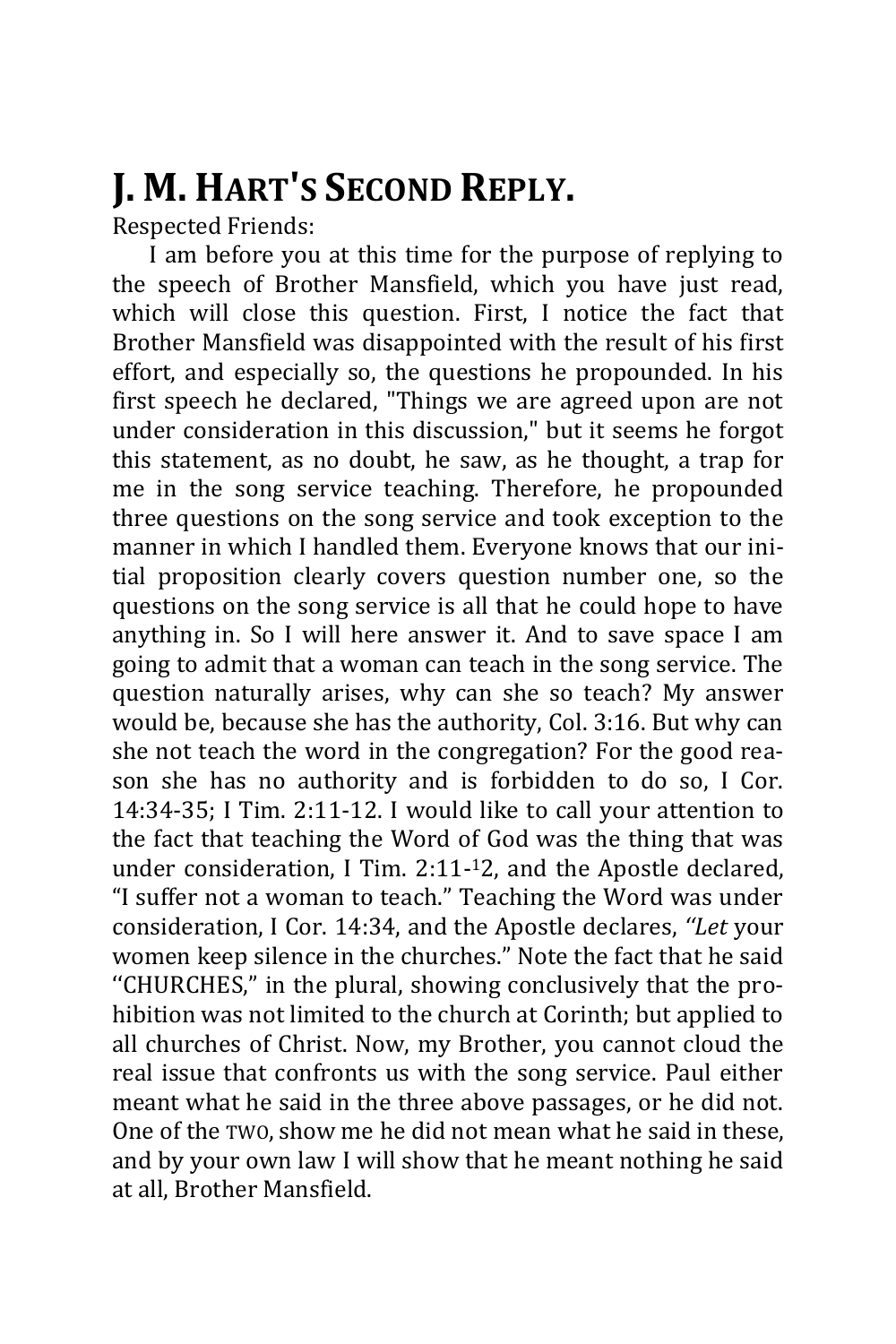# J. M. HART'S SECOND REPLY.

Respected Friends:

I am before you at this time for the purpose of replying to the speech of Brother Mansfield, which you have just read, which will close this question. First, I notice the fact that Brother Mansfield was disappointed with the result of his first effort, and especially so, the questions he propounded. In his first speech he declared, "Things we are agreed upon are not under consideration in this discussion," but it seems he forgot this statement, as no doubt, he saw, as he thought, a trap for me in the song service teaching. Therefore, he propounded three questions on the song service and took exception to the manner in which I handled them. Everyone knows that our initial proposition clearly covers question number one, so the questions on the song service is all that he could hope to have anything in. So I will here answer it. And to save space I am going to admit that a woman can teach in the song service. The question naturally arises, why can she so teach? My answer would be, because she has the authority, Col. 3:16. But why can she not teach the word in the congregation? For the good reason she has no authority and is forbidden to do so, I Cor. 14:34-35; I Tim. 2:11-12. I would like to call your attention to the fact that teaching the Word of God was the thing that was under consideration, I Tim. 2:11-12, and the Apostle declared, "I suffer not a woman to teach." Teaching the Word was under consideration, I Cor. 14:34, and the Apostle declares, *"Let* your women keep silence in the churches." Note the fact that he said "CHURCHES," in the plural, showing conclusively that the prohibition was not limited to the church at Corinth; but applied to all churches of Christ. Now, my Brother, you cannot cloud the real issue that confronts us with the song service. Paul either meant what he said in the three above passages, or he did not. One of the TWO, show me he did not mean what he said in these, and by your own law I will show that he meant nothing he said at all, Brother Mansfield.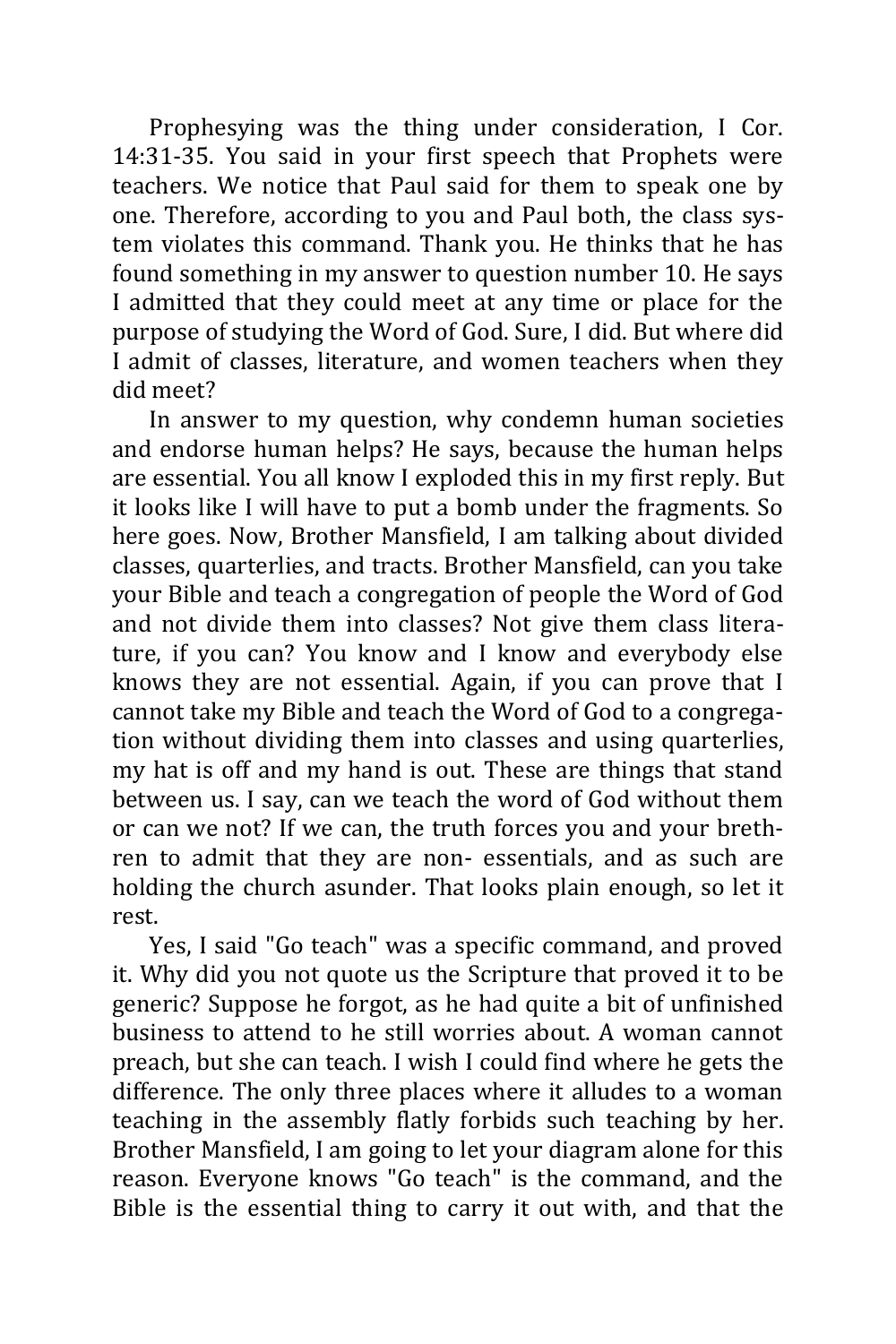Prophesying was the thing under consideration, I Cor. 14:31-35. You said in your first speech that Prophets were teachers. We notice that Paul said for them to speak one by one. Therefore, according to you and Paul both, the class system violates this command. Thank you. He thinks that he has found something in my answer to question number 10. He says I admitted that they could meet at any time or place for the purpose of studying the Word of God. Sure, I did. But where did I admit of classes, literature, and women teachers when they did meet?

In answer to my question, why condemn human societies and endorse human helps? He says, because the human helps are essential. You all know I exploded this in my first reply. But it looks like I will have to put a bomb under the fragments. So here goes. Now, Brother Mansfield, I am talking about divided classes, quarterlies, and tracts. Brother Mansfield, can you take your Bible and teach a congregation of people the Word of God and not divide them into classes? Not give them class literature, if you can? You know and I know and everybody else knows they are not essential. Again, if you can prove that I cannot take my Bible and teach the Word of God to a congregation without dividing them into classes and using quarterlies, my hat is off and my hand is out. These are things that stand between us. I say, can we teach the word of God without them or can we not? If we can, the truth forces you and your brethren to admit that they are non- essentials, and as such are holding the church asunder. That looks plain enough, so let it rest.

Yes, I said "Go teach" was a specific command, and proved it. Why did you not quote us the Scripture that proved it to be generic? Suppose he forgot, as he had quite a bit of unfinished business to attend to he still worries about. A woman cannot preach, but she can teach. I wish I could find where he gets the difference. The only three places where it alludes to a woman teaching in the assembly flatly forbids such teaching by her. Brother Mansfield, I am going to let your diagram alone for this reason. Everyone knows "Go teach" is the command, and the Bible is the essential thing to carry it out with, and that the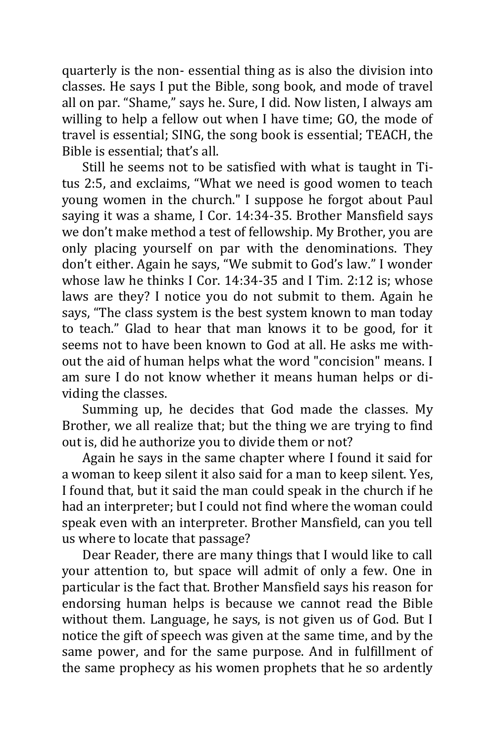quarterly is the non- essential thing as is also the division into classes. He says I put the Bible, song book, and mode of travel all on par. “Shame,” says he. Sure, I did. Now listen, I always am willing to help a fellow out when I have time; GO, the mode of travel is essential; SING, the song book is essential; TEACH, the Bible is essential; that’s all.

Still he seems not to be satisfied with what is taught in Titus 2:5, and exclaims, “What we need is good women to teach young women in the church." I suppose he forgot about Paul saying it was a shame, I Cor. 14:34-35. Brother Mansfield says we don’t make method a test of fellowship. My Brother, you are only placing yourself on par with the denominations. They don’t either. Again he says, “We submit to God’s law.” I wonder whose law he thinks I Cor. 14:34-35 and I Tim. 2:12 is; whose laws are they? I notice you do not submit to them. Again he says, “The class system is the best system known to man today to teach.” Glad to hear that man knows it to be good, for it seems not to have been known to God at all. He asks me without the aid of human helps what the word "concision" means. I am sure I do not know whether it means human helps or dividing the classes.

Summing up, he decides that God made the classes. My Brother, we all realize that; but the thing we are trying to find out is, did he authorize you to divide them or not?

Again he says in the same chapter where I found it said for a woman to keep silent it also said for a man to keep silent. Yes, I found that, but it said the man could speak in the church if he had an interpreter; but I could not find where the woman could speak even with an interpreter. Brother Mansfield, can you tell us where to locate that passage?

Dear Reader, there are many things that I would like to call your attention to, but space will admit of only a few. One in particular is the fact that. Brother Mansfield says his reason for endorsing human helps is because we cannot read the Bible without them. Language, he says, is not given us of God. But I notice the gift of speech was given at the same time, and by the same power, and for the same purpose. And in fulfillment of the same prophecy as his women prophets that he so ardently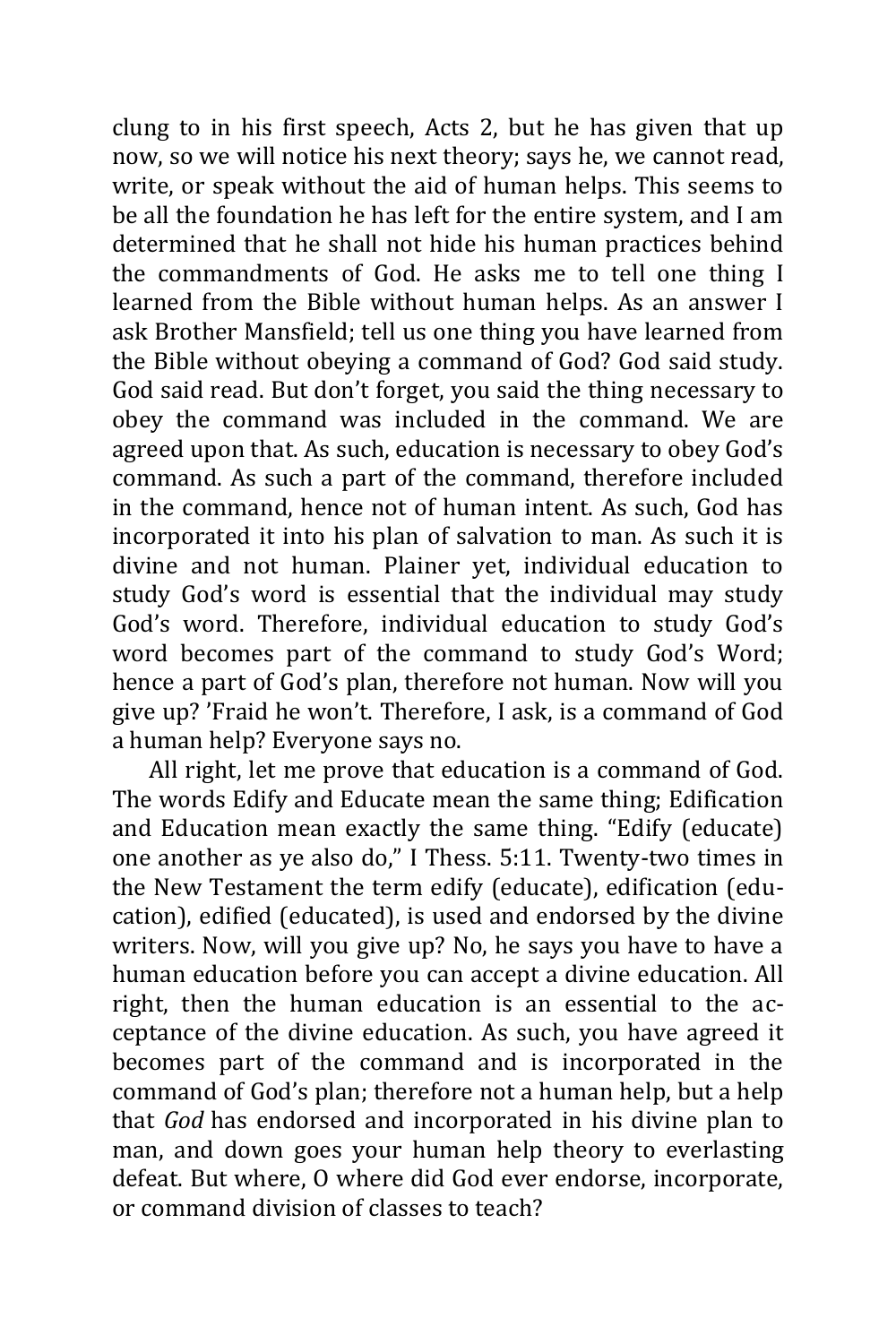clung to in his first speech, Acts 2, but he has given that up now, so we will notice his next theory; says he, we cannot read, write, or speak without the aid of human helps. This seems to be all the foundation he has left for the entire system, and I am determined that he shall not hide his human practices behind the commandments of God. He asks me to tell one thing I learned from the Bible without human helps. As an answer I ask Brother Mansfield; tell us one thing you have learned from the Bible without obeying a command of God? God said study. God said read. But don't forget, you said the thing necessary to obey the command was included in the command. We are agreed upon that. As such, education is necessary to obey God's command. As such a part of the command, therefore included in the command, hence not of human intent. As such, God has incorporated it into his plan of salvation to man. As such it is divine and not human. Plainer yet, individual education to study God's word is essential that the individual may study God's word. Therefore, individual education to study God's word becomes part of the command to study God's Word; hence a part of God's plan, therefore not human. Now will you give up? 'Fraid he won't. Therefore, I ask, is a command of God a human help? Everyone says no.

All right, let me prove that education is a command of God. The words Edify and Educate mean the same thing; Edification and Education mean exactly the same thing. "Edify (educate) one another as ye also do," I Thess. 5:11. Twenty-two times in the New Testament the term edify (educate), edification (education), edified (educated), is used and endorsed by the divine writers. Now, will you give up? No, he says you have to have a human education before you can accept a divine education. All right, then the human education is an essential to the acceptance of the divine education. As such, you have agreed it becomes part of the command and is incorporated in the command of God's plan; therefore not a human help, but a help that *God* has endorsed and incorporated in his divine plan to man, and down goes your human help theory to everlasting defeat. But where, O where did God ever endorse, incorporate, or command division of classes to teach?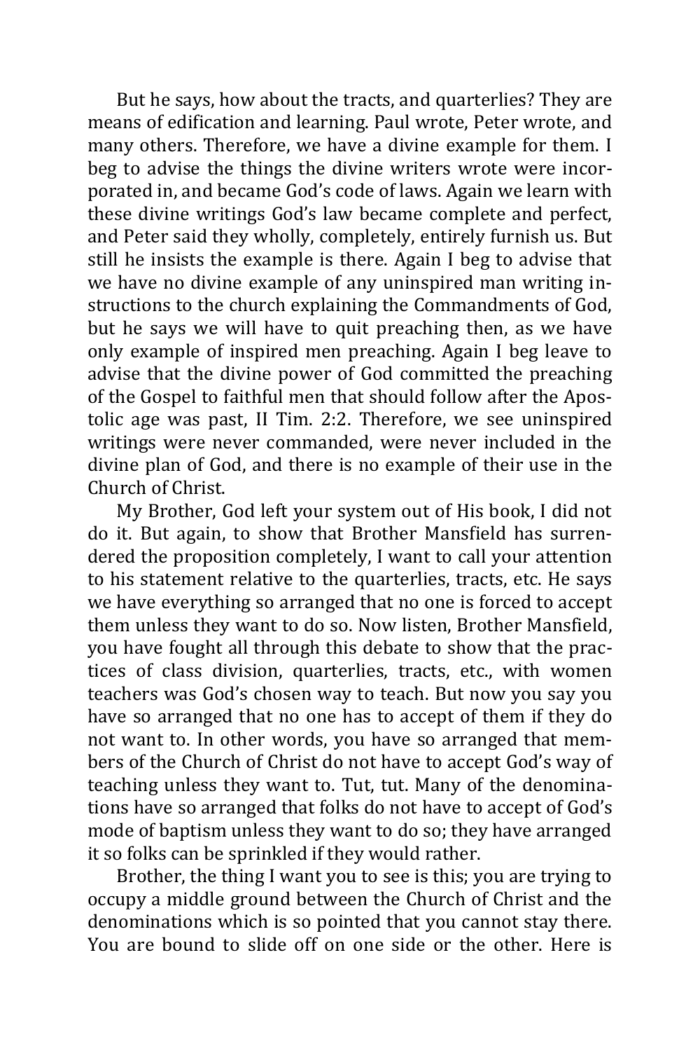But he says, how about the tracts, and quarterlies? They are means of edification and learning. Paul wrote, Peter wrote, and many others. Therefore, we have a divine example for them. I beg to advise the things the divine writers wrote were incorporated in, and became God's code of laws. Again we learn with these divine writings God's law became complete and perfect, and Peter said they wholly, completely, entirely furnish us. But still he insists the example is there. Again I beg to advise that we have no divine example of any uninspired man writing instructions to the church explaining the Commandments of God, but he says we will have to quit preaching then, as we have only example of inspired men preaching. Again I beg leave to advise that the divine power of God committed the preaching of the Gospel to faithful men that should follow after the Apostolic age was past, II Tim. 2:2. Therefore, we see uninspired writings were never commanded, were never included in the divine plan of God, and there is no example of their use in the Church of Christ.

My Brother, God left your system out of His book, I did not do it. But again, to show that Brother Mansfield has surrendered the proposition completely, I want to call your attention to his statement relative to the quarterlies, tracts, etc. He says we have everything so arranged that no one is forced to accept them unless they want to do so. Now listen, Brother Mansfield, you have fought all through this debate to show that the practices of class division, quarterlies, tracts, etc., with women teachers was God's chosen way to teach. But now you say you have so arranged that no one has to accept of them if they do not want to. In other words, you have so arranged that members of the Church of Christ do not have to accept God's way of teaching unless they want to. Tut, tut. Many of the denominations have so arranged that folks do not have to accept of God's mode of baptism unless they want to do so; they have arranged it so folks can be sprinkled if they would rather.

Brother, the thing I want you to see is this; you are trying to occupy a middle ground between the Church of Christ and the denominations which is so pointed that you cannot stay there. You are bound to slide off on one side or the other. Here is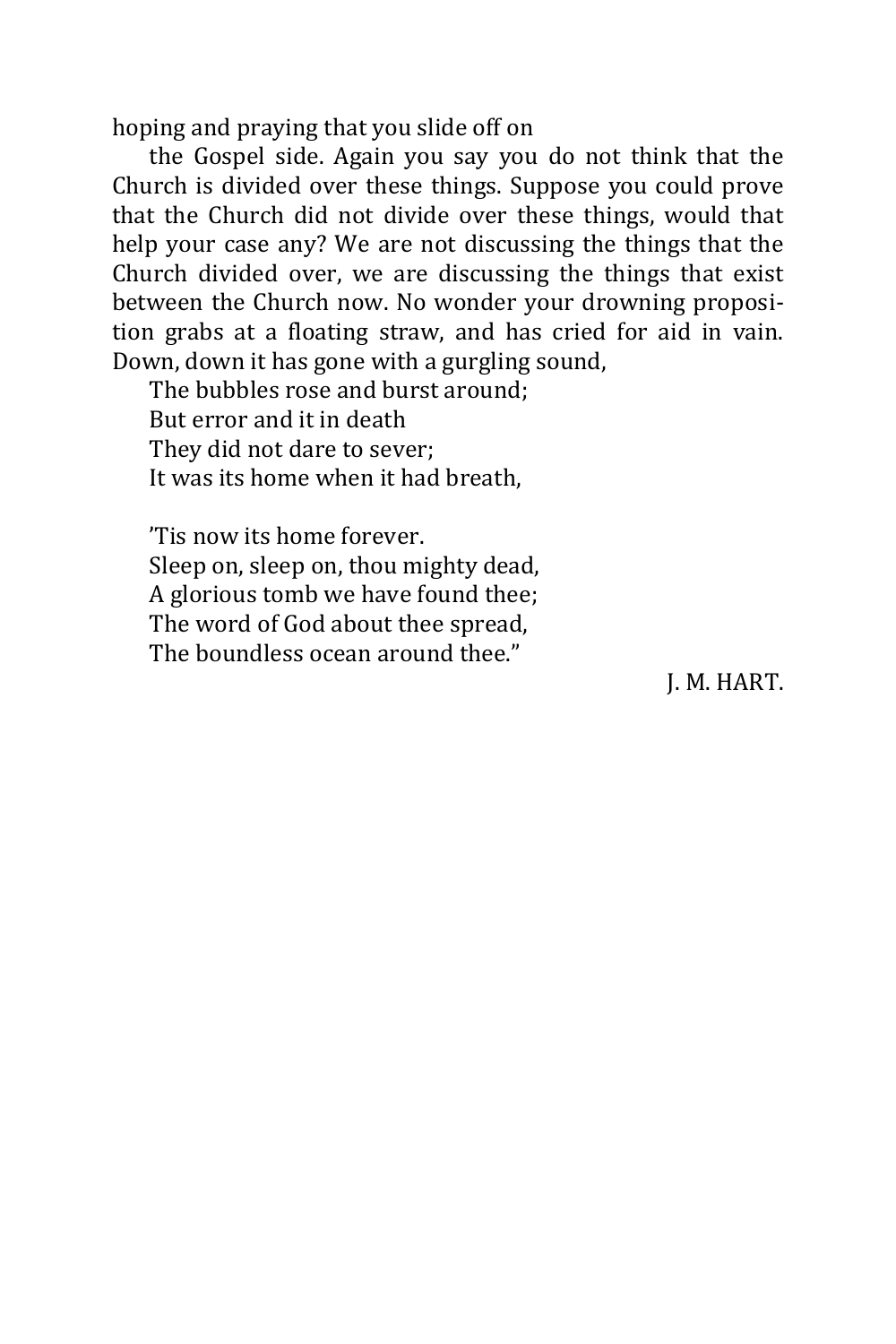hoping and praying that you slide off on

the Gospel side. Again you say you do not think that the Church is divided over these things. Suppose you could prove that the Church did not divide over these things, would that help your case any? We are not discussing the things that the Church divided over, we are discussing the things that exist between the Church now. No wonder your drowning proposition grabs at a floating straw, and has cried for aid in vain. Down, down it has gone with a gurgling sound,

The bubbles rose and burst around;  
But error and it in death  
They did not dare to sever;  
It was its home when it had breath,

'Tis now its home forever.  
Sleep on, sleep on, thou mighty dead,  
A glorious tomb we have found thee;  
The word of God about thee spread,  
The boundless ocean around thee."

J. M. HART.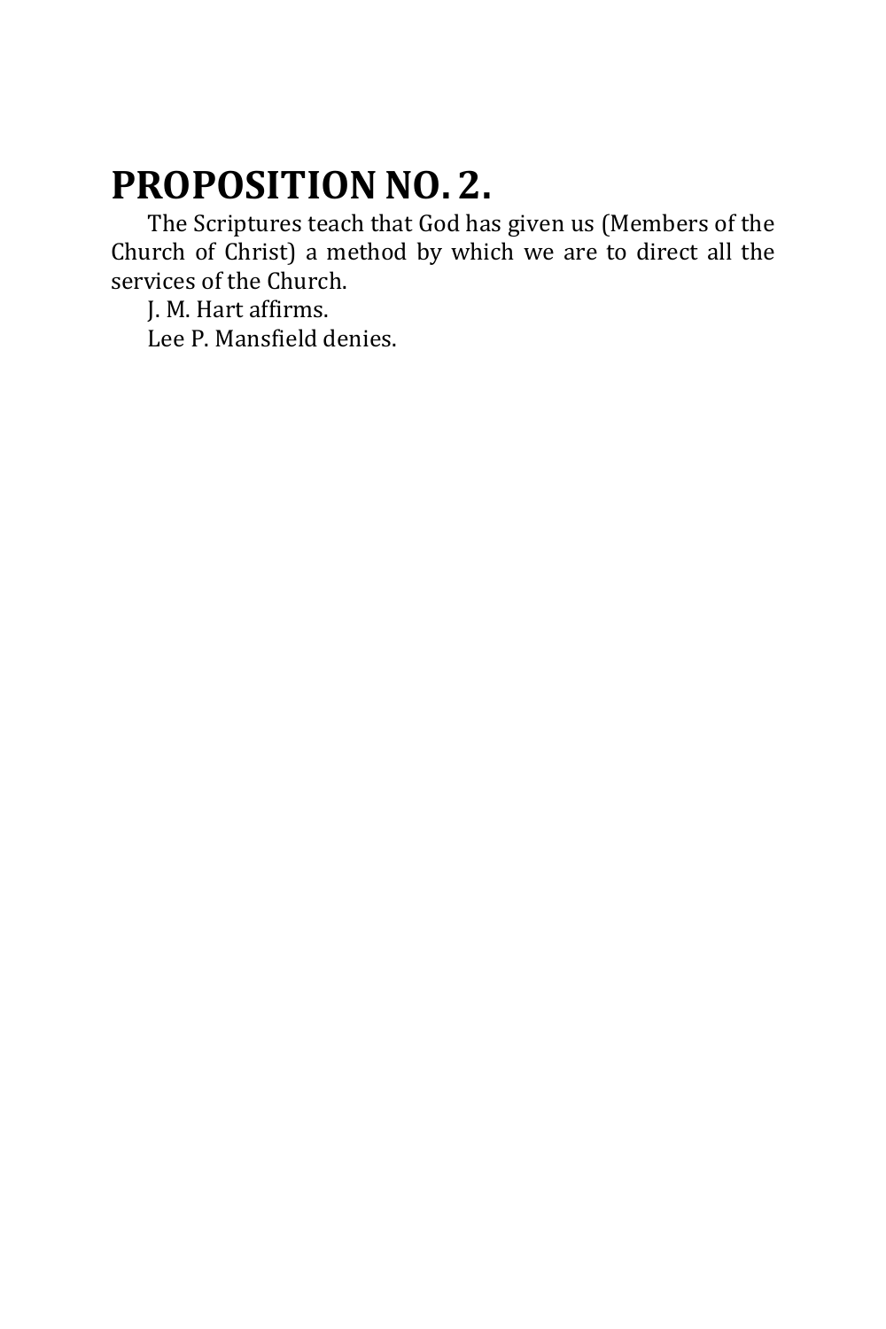# PROPOSITION NO. 2.

The Scriptures teach that God has given us (Members of the Church of Christ) a method by which we are to direct all the services of the Church.

J. M. Hart affirms.

Lee P. Mansfield denies.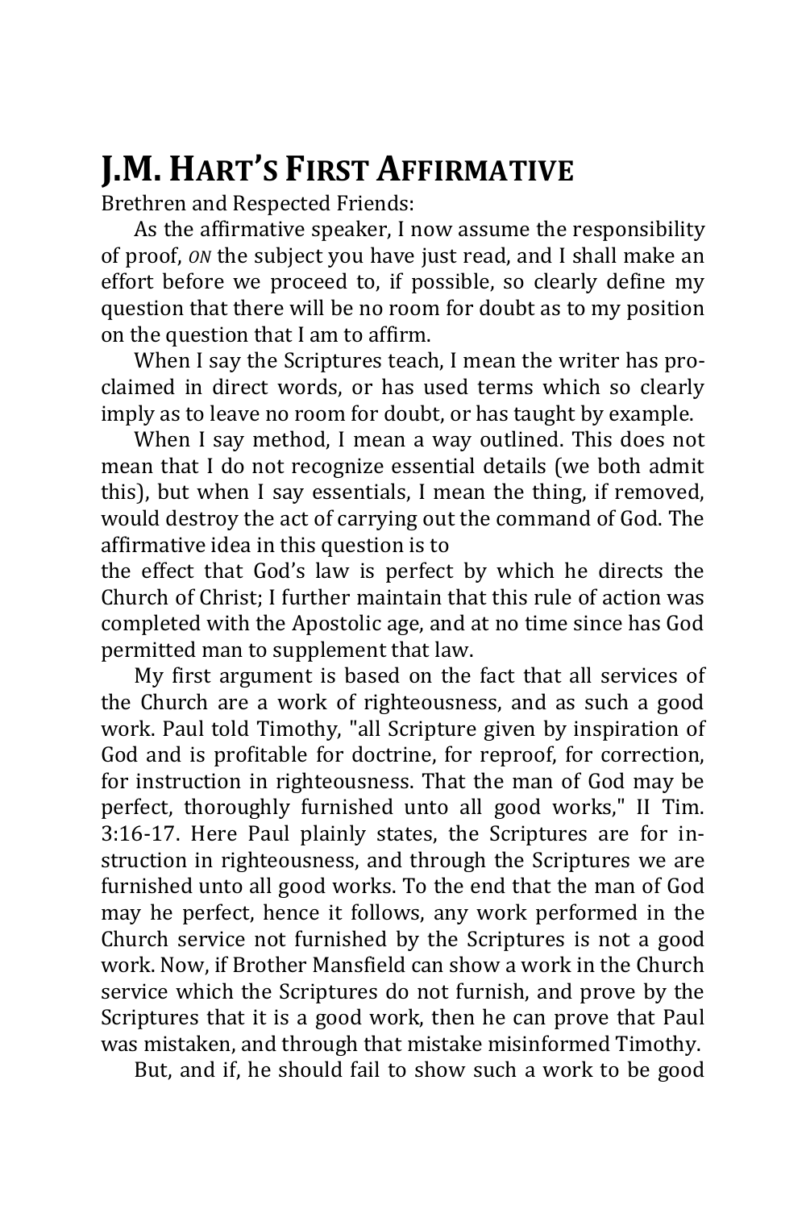# J.M. HART'S FIRST AFFIRMATIVE

Brethren and Respected Friends:

As the affirmative speaker, I now assume the responsibility of proof, *ON* the subject you have just read, and I shall make an effort before we proceed to, if possible, so clearly define my question that there will be no room for doubt as to my position on the question that I am to affirm.

When I say the Scriptures teach, I mean the writer has proclaimed in direct words, or has used terms which so clearly imply as to leave no room for doubt, or has taught by example.

When I say method, I mean a way outlined. This does not mean that I do not recognize essential details (we both admit this), but when I say essentials, I mean the thing, if removed, would destroy the act of carrying out the command of God. The affirmative idea in this question is to the effect that God's law is perfect by which he directs the Church of Christ; I further maintain that this rule of action was completed with the Apostolic age, and at no time since has God permitted man to supplement that law.

My first argument is based on the fact that all services of the Church are a work of righteousness, and as such a good work. Paul told Timothy, "all Scripture given by inspiration of God and is profitable for doctrine, for reproof, for correction, for instruction in righteousness. That the man of God may be perfect, thoroughly furnished unto all good works," II Tim. 3:16-17. Here Paul plainly states, the Scriptures are for instruction in righteousness, and through the Scriptures we are furnished unto all good works. To the end that the man of God may he perfect, hence it follows, any work performed in the Church service not furnished by the Scriptures is not a good work. Now, if Brother Mansfield can show a work in the Church service which the Scriptures do not furnish, and prove by the Scriptures that it is a good work, then he can prove that Paul was mistaken, and through that mistake misinformed Timothy.

But, and if, he should fail to show such a work to be good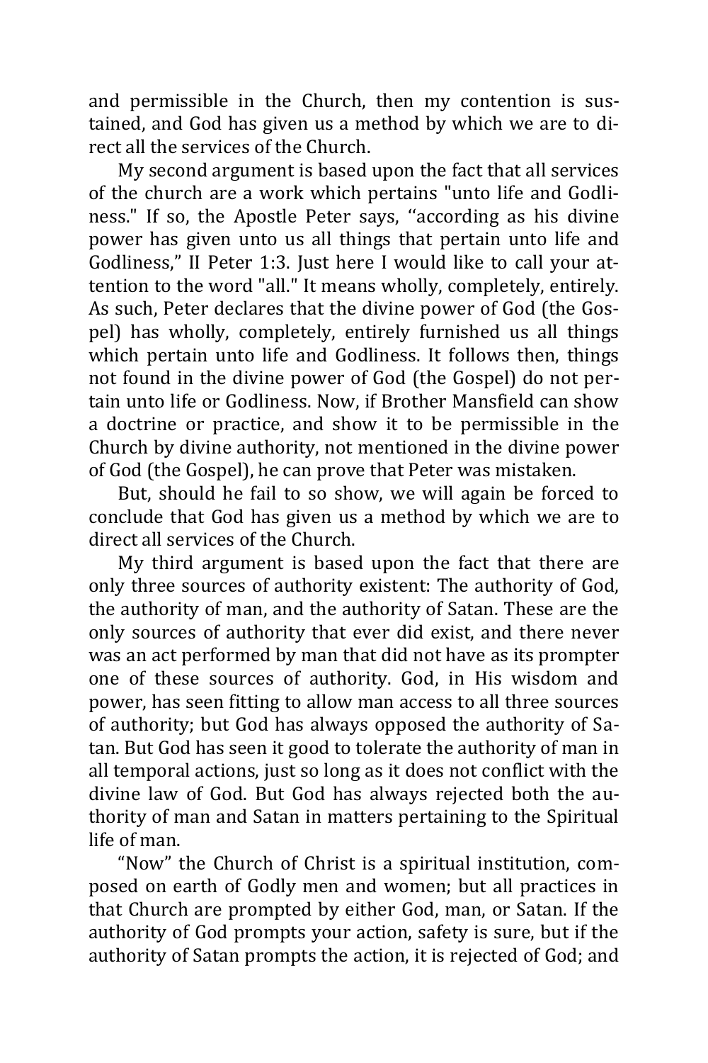and permissible in the Church, then my contention is sustained, and God has given us a method by which we are to direct all the services of the Church.

My second argument is based upon the fact that all services of the church are a work which pertains "unto life and Godliness." If so, the Apostle Peter says, ‘‘according as his divine power has given unto us all things that pertain unto life and Godliness,” II Peter 1:3. Just here I would like to call your attention to the word "all." It means wholly, completely, entirely. As such, Peter declares that the divine power of God (the Gospel) has wholly, completely, entirely furnished us all things which pertain unto life and Godliness. It follows then, things not found in the divine power of God (the Gospel) do not pertain unto life or Godliness. Now, if Brother Mansfield can show a doctrine or practice, and show it to be permissible in the Church by divine authority, not mentioned in the divine power of God (the Gospel), he can prove that Peter was mistaken.

But, should he fail to so show, we will again be forced to conclude that God has given us a method by which we are to direct all services of the Church.

My third argument is based upon the fact that there are only three sources of authority existent: The authority of God, the authority of man, and the authority of Satan. These are the only sources of authority that ever did exist, and there never was an act performed by man that did not have as its prompter one of these sources of authority. God, in His wisdom and power, has seen fitting to allow man access to all three sources of authority; but God has always opposed the authority of Satan. But God has seen it good to tolerate the authority of man in all temporal actions, just so long as it does not conflict with the divine law of God. But God has always rejected both the authority of man and Satan in matters pertaining to the Spiritual life of man.

“Now” the Church of Christ is a spiritual institution, composed on earth of Godly men and women; but all practices in that Church are prompted by either God, man, or Satan. If the authority of God prompts your action, safety is sure, but if the authority of Satan prompts the action, it is rejected of God; and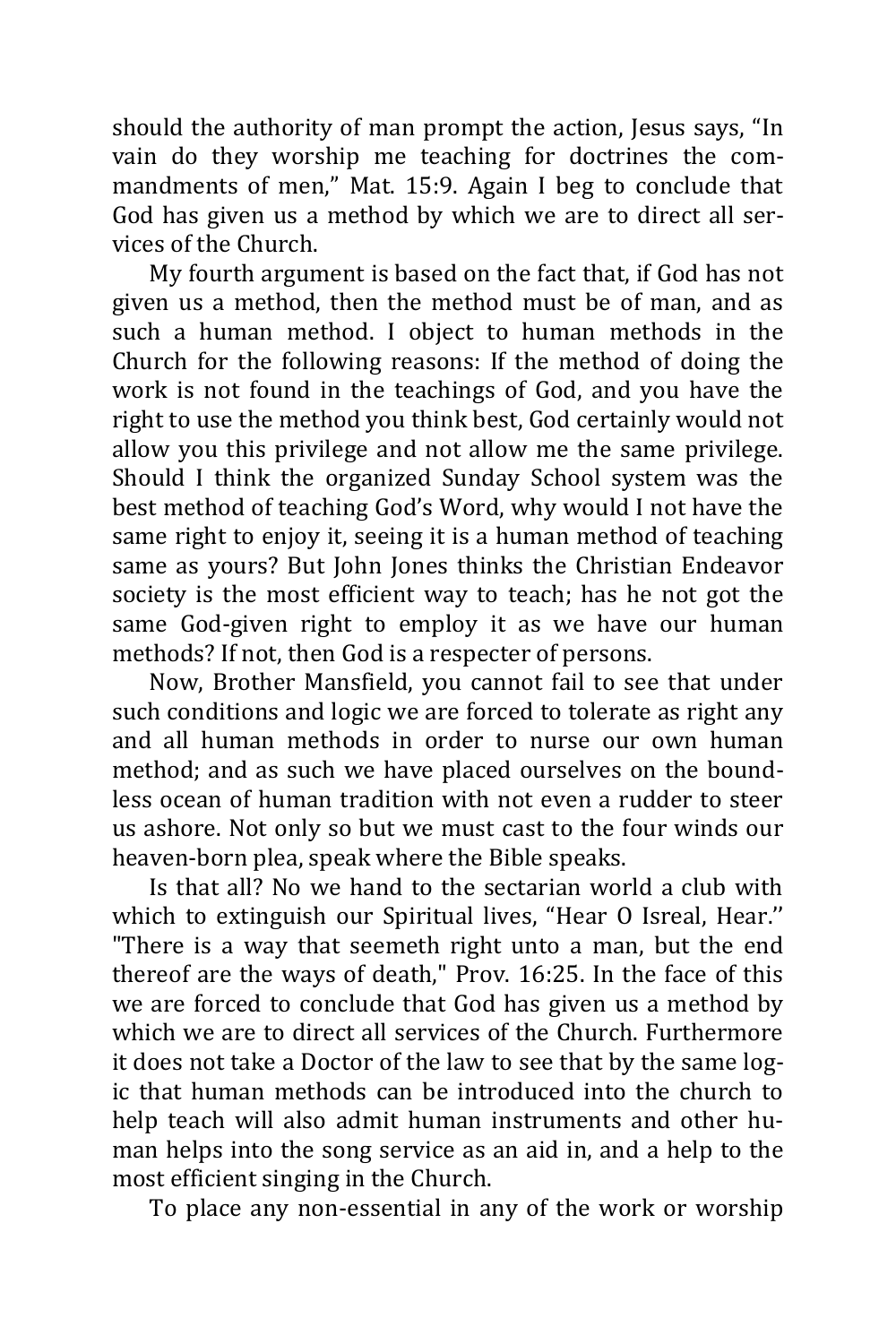should the authority of man prompt the action, Jesus says, "In vain do they worship me teaching for doctrines the commandments of men," Mat. 15:9. Again I beg to conclude that God has given us a method by which we are to direct all services of the Church.

My fourth argument is based on the fact that, if God has not given us a method, then the method must be of man, and as such a human method. I object to human methods in the Church for the following reasons: If the method of doing the work is not found in the teachings of God, and you have the right to use the method you think best, God certainly would not allow you this privilege and not allow me the same privilege. Should I think the organized Sunday School system was the best method of teaching God's Word, why would I not have the same right to enjoy it, seeing it is a human method of teaching same as yours? But John Jones thinks the Christian Endeavor society is the most efficient way to teach; has he not got the same God-given right to employ it as we have our human methods? If not, then God is a respecter of persons.

Now, Brother Mansfield, you cannot fail to see that under such conditions and logic we are forced to tolerate as right any and all human methods in order to nurse our own human method; and as such we have placed ourselves on the boundless ocean of human tradition with not even a rudder to steer us ashore. Not only so but we must cast to the four winds our heaven-born plea, speak where the Bible speaks.

Is that all? No we hand to the sectarian world a club with which to extinguish our Spiritual lives, "Hear O Isreal, Hear.'' "There is a way that seemeth right unto a man, but the end thereof are the ways of death," Prov. 16:25. In the face of this we are forced to conclude that God has given us a method by which we are to direct all services of the Church. Furthermore it does not take a Doctor of the law to see that by the same logic that human methods can be introduced into the church to help teach will also admit human instruments and other human helps into the song service as an aid in, and a help to the most efficient singing in the Church.

To place any non-essential in any of the work or worship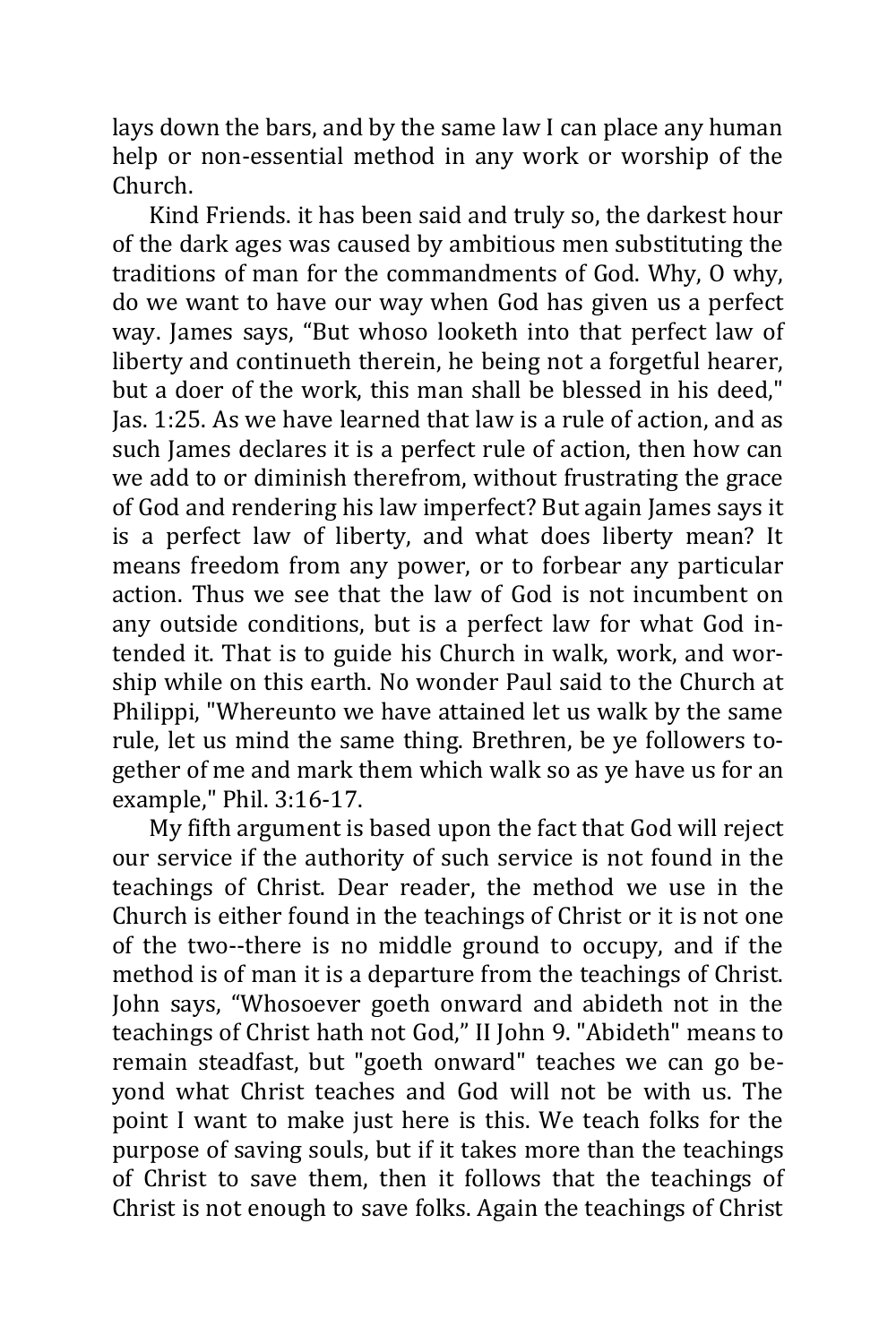lays down the bars, and by the same law I can place any human help or non-essential method in any work or worship of the Church.

Kind Friends. it has been said and truly so, the darkest hour of the dark ages was caused by ambitious men substituting the traditions of man for the commandments of God. Why, O why, do we want to have our way when God has given us a perfect way. James says, "But whoso looketh into that perfect law of liberty and continueth therein, he being not a forgetful hearer, but a doer of the work, this man shall be blessed in his deed," Jas. 1:25. As we have learned that law is a rule of action, and as such James declares it is a perfect rule of action, then how can we add to or diminish therefrom, without frustrating the grace of God and rendering his law imperfect? But again James says it is a perfect law of liberty, and what does liberty mean? It means freedom from any power, or to forbear any particular action. Thus we see that the law of God is not incumbent on any outside conditions, but is a perfect law for what God intended it. That is to guide his Church in walk, work, and worship while on this earth. No wonder Paul said to the Church at Philippi, "Whereunto we have attained let us walk by the same rule, let us mind the same thing. Brethren, be ye followers together of me and mark them which walk so as ye have us for an example," Phil. 3:16-17.

My fifth argument is based upon the fact that God will reject our service if the authority of such service is not found in the teachings of Christ. Dear reader, the method we use in the Church is either found in the teachings of Christ or it is not one of the two--there is no middle ground to occupy, and if the method is of man it is a departure from the teachings of Christ. John says, "Whosoever goeth onward and abideth not in the teachings of Christ hath not God," II John 9. "Abideth" means to remain steadfast, but "goeth onward" teaches we can go beyond what Christ teaches and God will not be with us. The point I want to make just here is this. We teach folks for the purpose of saving souls, but if it takes more than the teachings of Christ to save them, then it follows that the teachings of Christ is not enough to save folks. Again the teachings of Christ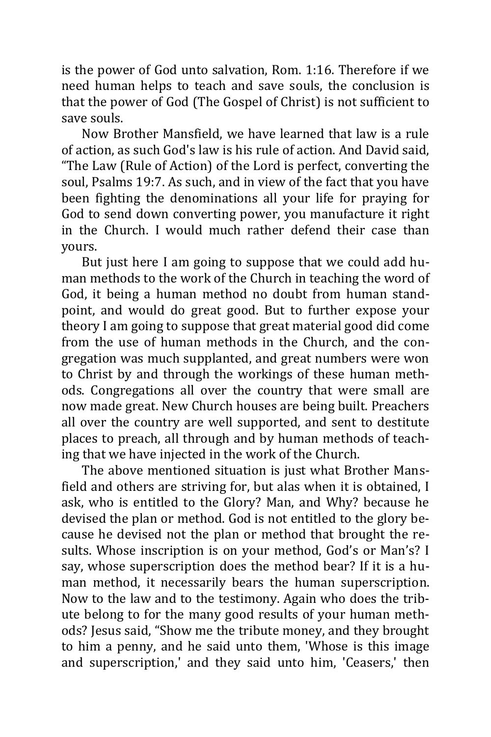is the power of God unto salvation, Rom. 1:16. Therefore if we need human helps to teach and save souls, the conclusion is that the power of God (The Gospel of Christ) is not sufficient to save souls.

Now Brother Mansfield, we have learned that law is a rule of action, as such God's law is his rule of action. And David said, "The Law (Rule of Action) of the Lord is perfect, converting the soul, Psalms 19:7. As such, and in view of the fact that you have been fighting the denominations all your life for praying for God to send down converting power, you manufacture it right in the Church. I would much rather defend their case than yours.

But just here I am going to suppose that we could add human methods to the work of the Church in teaching the word of God, it being a human method no doubt from human standpoint, and would do great good. But to further expose your theory I am going to suppose that great material good did come from the use of human methods in the Church, and the congregation was much supplanted, and great numbers were won to Christ by and through the workings of these human methods. Congregations all over the country that were small are now made great. New Church houses are being built. Preachers all over the country are well supported, and sent to destitute places to preach, all through and by human methods of teaching that we have injected in the work of the Church.

The above mentioned situation is just what Brother Mansfield and others are striving for, but alas when it is obtained, I ask, who is entitled to the Glory? Man, and Why? because he devised the plan or method. God is not entitled to the glory because he devised not the plan or method that brought the results. Whose inscription is on your method, God's or Man's? I say, whose superscription does the method bear? If it is a human method, it necessarily bears the human superscription. Now to the law and to the testimony. Again who does the tribute belong to for the many good results of your human methods? Jesus said, "Show me the tribute money, and they brought to him a penny, and he said unto them, 'Whose is this image and superscription,' and they said unto him, 'Ceasers,' then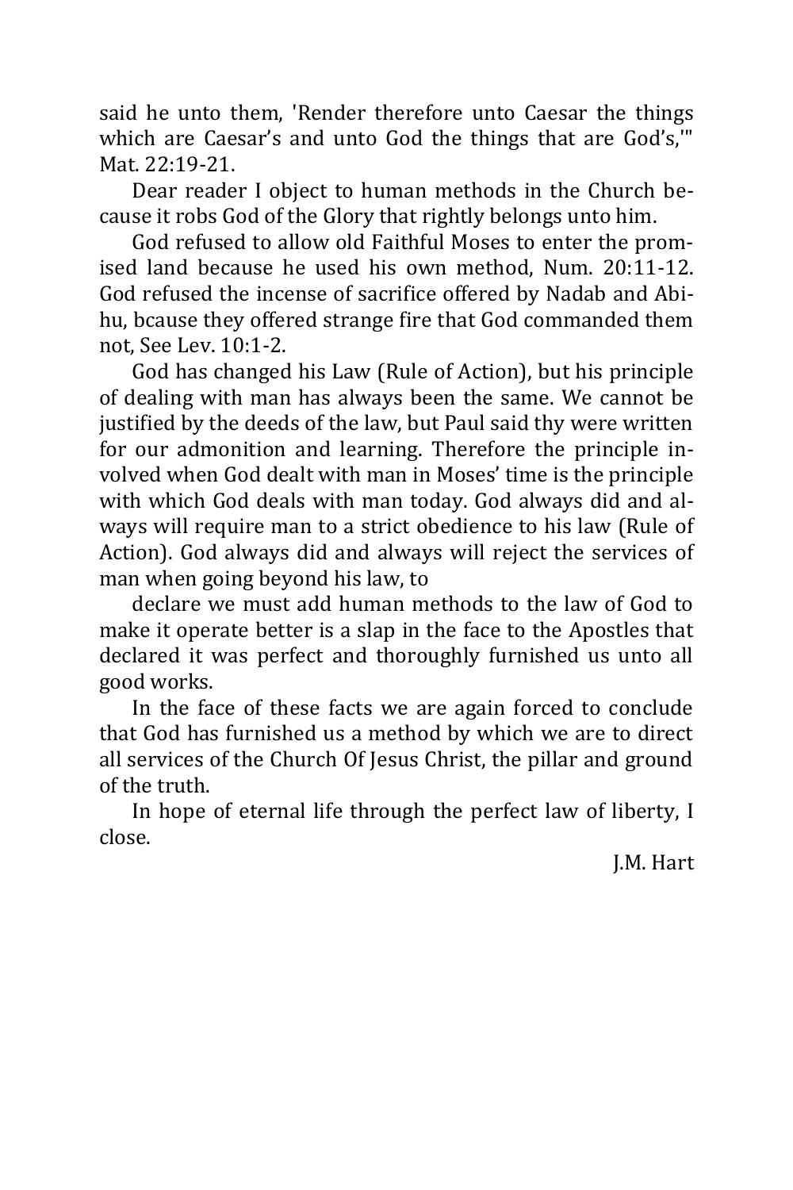said he unto them, 'Render therefore unto Caesar the things which are Caesar's and unto God the things that are God's,'" Mat. 22:19-21.

Dear reader I object to human methods in the Church because it robs God of the Glory that rightly belongs unto him.

God refused to allow old Faithful Moses to enter the promised land because he used his own method, Num. 20:11-12. God refused the incense of sacrifice offered by Nadab and Abihu, bcause they offered strange fire that God commanded them not, See Lev. 10:1-2.

God has changed his Law (Rule of Action), but his principle of dealing with man has always been the same. We cannot be justified by the deeds of the law, but Paul said thy were written for our admonition and learning. Therefore the principle involved when God dealt with man in Moses' time is the principle with which God deals with man today. God always did and always will require man to a strict obedience to his law (Rule of Action). God always did and always will reject the services of man when going beyond his law, to

declare we must add human methods to the law of God to make it operate better is a slap in the face to the Apostles that declared it was perfect and thoroughly furnished us unto all good works.

In the face of these facts we are again forced to conclude that God has furnished us a method by which we are to direct all services of the Church Of Jesus Christ, the pillar and ground of the truth.

In hope of eternal life through the perfect law of liberty, I close.

J.M. Hart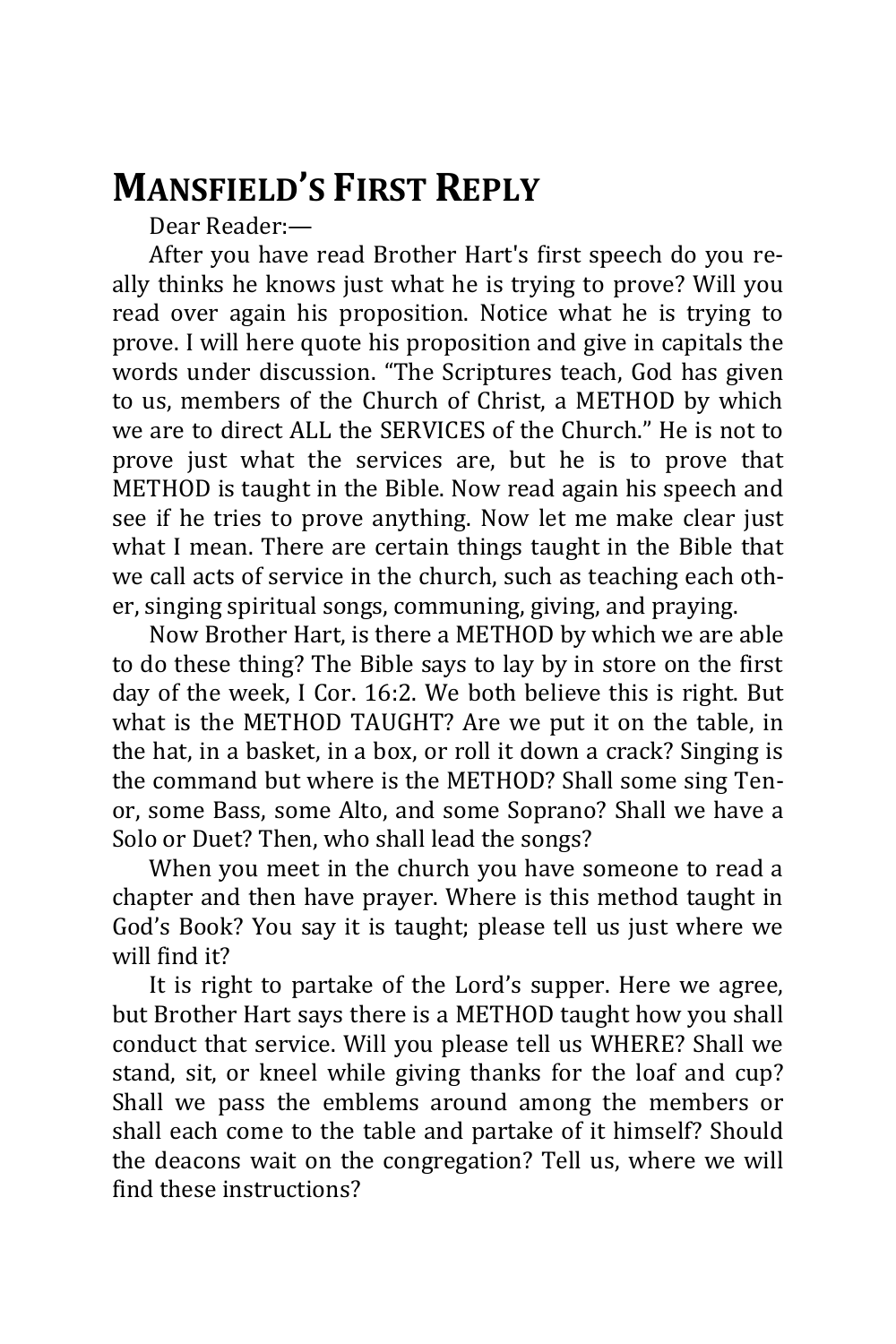# Mansfield's First Reply

Dear Reader:—

After you have read Brother Hart's first speech do you really thinks he knows just what he is trying to prove? Will you read over again his proposition. Notice what he is trying to prove. I will here quote his proposition and give in capitals the words under discussion. "The Scriptures teach, God has given to us, members of the Church of Christ, a METHOD by which we are to direct ALL the SERVICES of the Church." He is not to prove just what the services are, but he is to prove that METHOD is taught in the Bible. Now read again his speech and see if he tries to prove anything. Now let me make clear just what I mean. There are certain things taught in the Bible that we call acts of service in the church, such as teaching each other, singing spiritual songs, communing, giving, and praying.

Now Brother Hart, is there a METHOD by which we are able to do these thing? The Bible says to lay by in store on the first day of the week, I Cor. 16:2. We both believe this is right. But what is the METHOD TAUGHT? Are we put it on the table, in the hat, in a basket, in a box, or roll it down a crack? Singing is the command but where is the METHOD? Shall some sing Tenor, some Bass, some Alto, and some Soprano? Shall we have a Solo or Duet? Then, who shall lead the songs?

When you meet in the church you have someone to read a chapter and then have prayer. Where is this method taught in God's Book? You say it is taught; please tell us just where we will find it?

It is right to partake of the Lord's supper. Here we agree, but Brother Hart says there is a METHOD taught how you shall conduct that service. Will you please tell us WHERE? Shall we stand, sit, or kneel while giving thanks for the loaf and cup? Shall we pass the emblems around among the members or shall each come to the table and partake of it himself? Should the deacons wait on the congregation? Tell us, where we will find these instructions?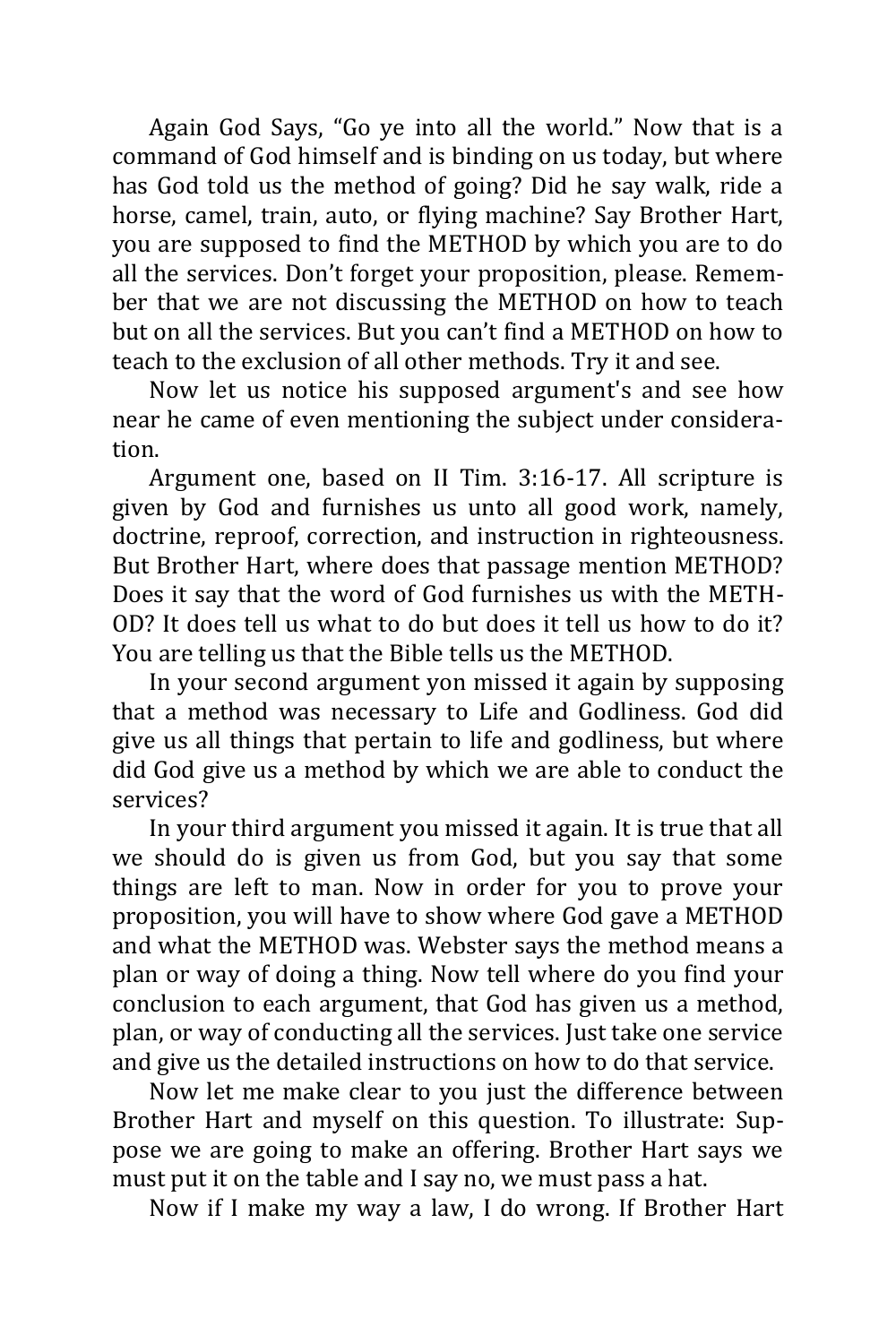Again God Says, "Go ye into all the world." Now that is a command of God himself and is binding on us today, but where has God told us the method of going? Did he say walk, ride a horse, camel, train, auto, or flying machine? Say Brother Hart, you are supposed to find the METHOD by which you are to do all the services. Don't forget your proposition, please. Remember that we are not discussing the METHOD on how to teach but on all the services. But you can't find a METHOD on how to teach to the exclusion of all other methods. Try it and see.

Now let us notice his supposed argument's and see how near he came of even mentioning the subject under consideration.

Argument one, based on II Tim. 3:16-17. All scripture is given by God and furnishes us unto all good work, namely, doctrine, reproof, correction, and instruction in righteousness. But Brother Hart, where does that passage mention METHOD? Does it say that the word of God furnishes us with the METHOD? It does tell us what to do but does it tell us how to do it? You are telling us that the Bible tells us the METHOD.

In your second argument yon missed it again by supposing that a method was necessary to Life and Godliness. God did give us all things that pertain to life and godliness, but where did God give us a method by which we are able to conduct the services?

In your third argument you missed it again. It is true that all we should do is given us from God, but you say that some things are left to man. Now in order for you to prove your proposition, you will have to show where God gave a METHOD and what the METHOD was. Webster says the method means a plan or way of doing a thing. Now tell where do you find your conclusion to each argument, that God has given us a method, plan, or way of conducting all the services. Just take one service and give us the detailed instructions on how to do that service.

Now let me make clear to you just the difference between Brother Hart and myself on this question. To illustrate: Suppose we are going to make an offering. Brother Hart says we must put it on the table and I say no, we must pass a hat.

Now if I make my way a law, I do wrong. If Brother Hart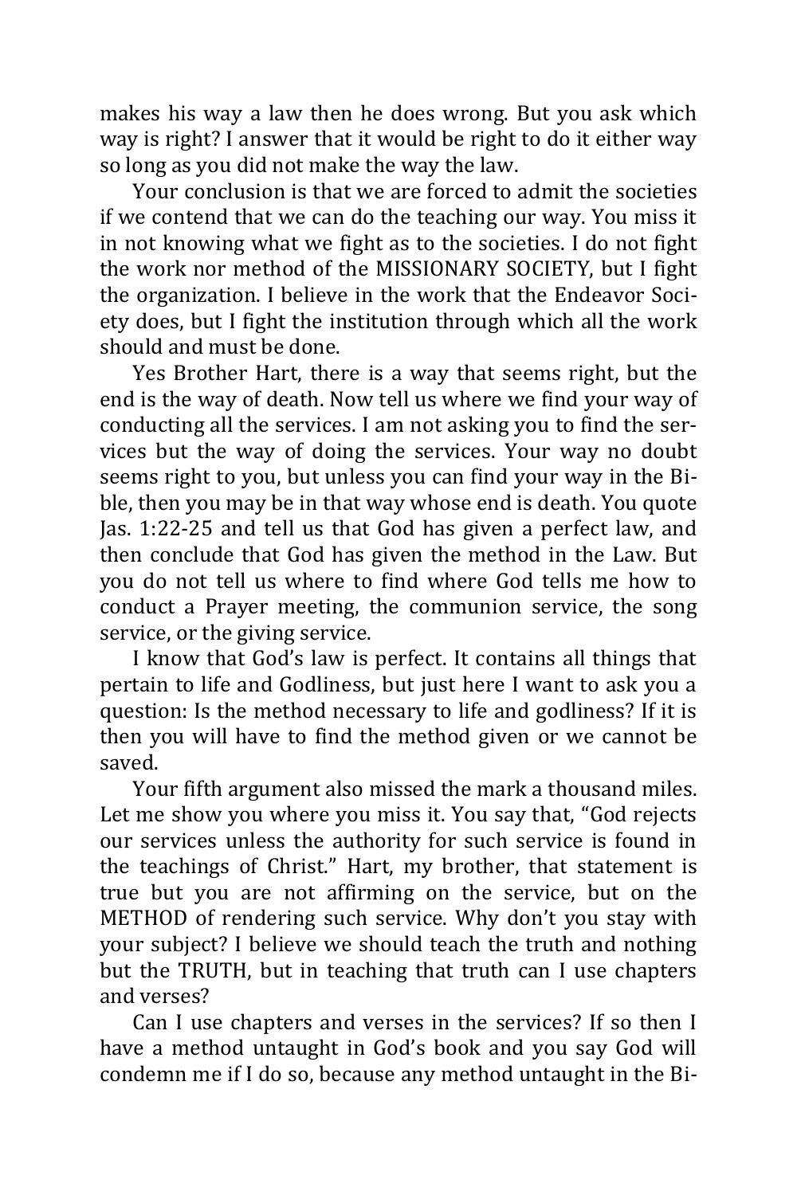makes his way a law then he does wrong. But you ask which way is right? I answer that it would be right to do it either way so long as you did not make the way the law.

Your conclusion is that we are forced to admit the societies if we contend that we can do the teaching our way. You miss it in not knowing what we fight as to the societies. I do not fight the work nor method of the MISSIONARY SOCIETY, but I fight the organization. I believe in the work that the Endeavor Society does, but I fight the institution through which all the work should and must be done.

Yes Brother Hart, there is a way that seems right, but the end is the way of death. Now tell us where we find your way of conducting all the services. I am not asking you to find the services but the way of doing the services. Your way no doubt seems right to you, but unless you can find your way in the Bible, then you may be in that way whose end is death. You quote Jas. 1:22-25 and tell us that God has given a perfect law, and then conclude that God has given the method in the Law. But you do not tell us where to find where God tells me how to conduct a Prayer meeting, the communion service, the song service, or the giving service.

I know that God's law is perfect. It contains all things that pertain to life and Godliness, but just here I want to ask you a question: Is the method necessary to life and godliness? If it is then you will have to find the method given or we cannot be saved.

Your fifth argument also missed the mark a thousand miles. Let me show you where you miss it. You say that, "God rejects our services unless the authority for such service is found in the teachings of Christ." Hart, my brother, that statement is true but you are not affirming on the service, but on the METHOD of rendering such service. Why don't you stay with your subject? I believe we should teach the truth and nothing but the TRUTH, but in teaching that truth can I use chapters and verses?

Can I use chapters and verses in the services? If so then I have a method untaught in God's book and you say God will condemn me if I do so, because any method untaught in the Bi-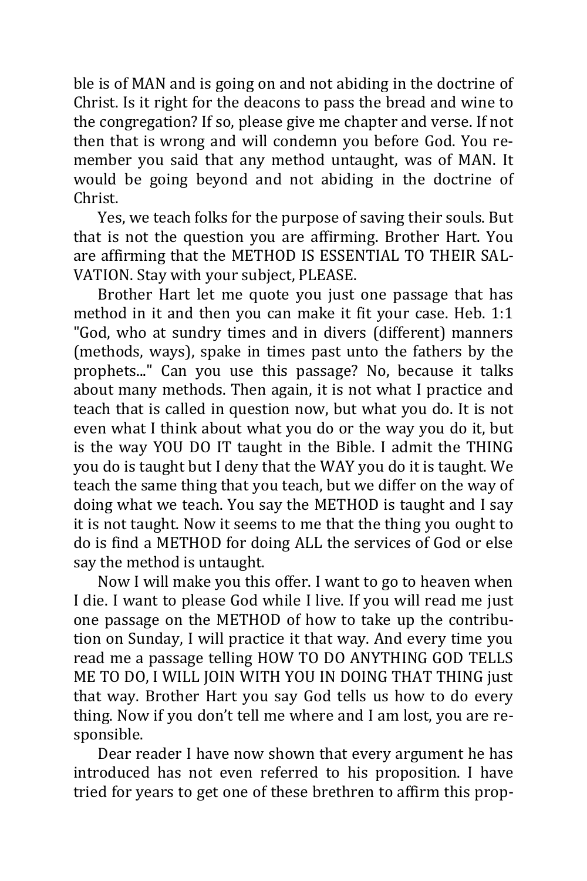ble is of MAN and is going on and not abiding in the doctrine of Christ. Is it right for the deacons to pass the bread and wine to the congregation? If so, please give me chapter and verse. If not then that is wrong and will condemn you before God. You remember you said that any method untaught, was of MAN. It would be going beyond and not abiding in the doctrine of Christ.

Yes, we teach folks for the purpose of saving their souls. But that is not the question you are affirming. Brother Hart. You are affirming that the METHOD IS ESSENTIAL TO THEIR SALVATION. Stay with your subject, PLEASE.

Brother Hart let me quote you just one passage that has method in it and then you can make it fit your case. Heb. 1:1 "God, who at sundry times and in divers (different) manners (methods, ways), spake in times past unto the fathers by the prophets..." Can you use this passage? No, because it talks about many methods. Then again, it is not what I practice and teach that is called in question now, but what you do. It is not even what I think about what you do or the way you do it, but is the way YOU DO IT taught in the Bible. I admit the THING you do is taught but I deny that the WAY you do it is taught. We teach the same thing that you teach, but we differ on the way of doing what we teach. You say the METHOD is taught and I say it is not taught. Now it seems to me that the thing you ought to do is find a METHOD for doing ALL the services of God or else say the method is untaught.

Now I will make you this offer. I want to go to heaven when I die. I want to please God while I live. If you will read me just one passage on the METHOD of how to take up the contribution on Sunday, I will practice it that way. And every time you read me a passage telling HOW TO DO ANYTHING GOD TELLS ME TO DO, I WILL JOIN WITH YOU IN DOING THAT THING just that way. Brother Hart you say God tells us how to do every thing. Now if you don't tell me where and I am lost, you are responsible.

Dear reader I have now shown that every argument he has introduced has not even referred to his proposition. I have tried for years to get one of these brethren to affirm this prop-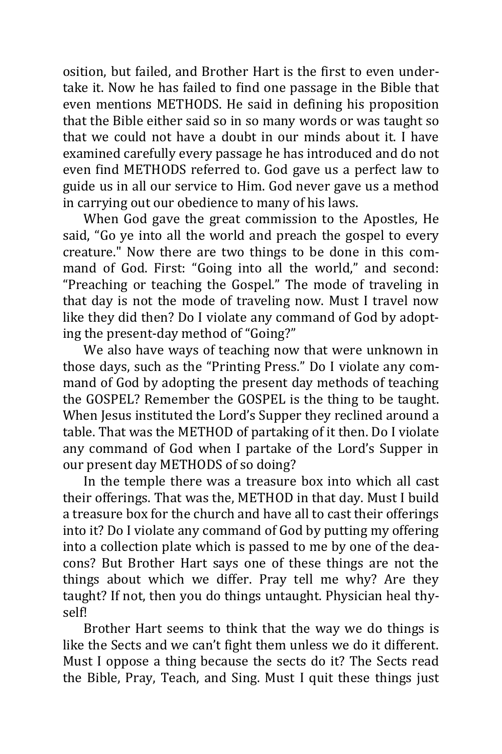osition, but failed, and Brother Hart is the first to even undertake it. Now he has failed to find one passage in the Bible that even mentions METHODS. He said in defining his proposition that the Bible either said so in so many words or was taught so that we could not have a doubt in our minds about it. I have examined carefully every passage he has introduced and do not even find METHODS referred to. God gave us a perfect law to guide us in all our service to Him. God never gave us a method in carrying out our obedience to many of his laws.

When God gave the great commission to the Apostles, He said, "Go ye into all the world and preach the gospel to every creature." Now there are two things to be done in this command of God. First: "Going into all the world," and second: "Preaching or teaching the Gospel." The mode of traveling in that day is not the mode of traveling now. Must I travel now like they did then? Do I violate any command of God by adopting the present-day method of "Going?"

We also have ways of teaching now that were unknown in those days, such as the "Printing Press." Do I violate any command of God by adopting the present day methods of teaching the GOSPEL? Remember the GOSPEL is the thing to be taught. When Jesus instituted the Lord's Supper they reclined around a table. That was the METHOD of partaking of it then. Do I violate any command of God when I partake of the Lord's Supper in our present day METHODS of so doing?

In the temple there was a treasure box into which all cast their offerings. That was the, METHOD in that day. Must I build a treasure box for the church and have all to cast their offerings into it? Do I violate any command of God by putting my offering into a collection plate which is passed to me by one of the deacons? But Brother Hart says one of these things are not the things about which we differ. Pray tell me why? Are they taught? If not, then you do things untaught. Physician heal thyself!

Brother Hart seems to think that the way we do things is like the Sects and we can't fight them unless we do it different. Must I oppose a thing because the sects do it? The Sects read the Bible, Pray, Teach, and Sing. Must I quit these things just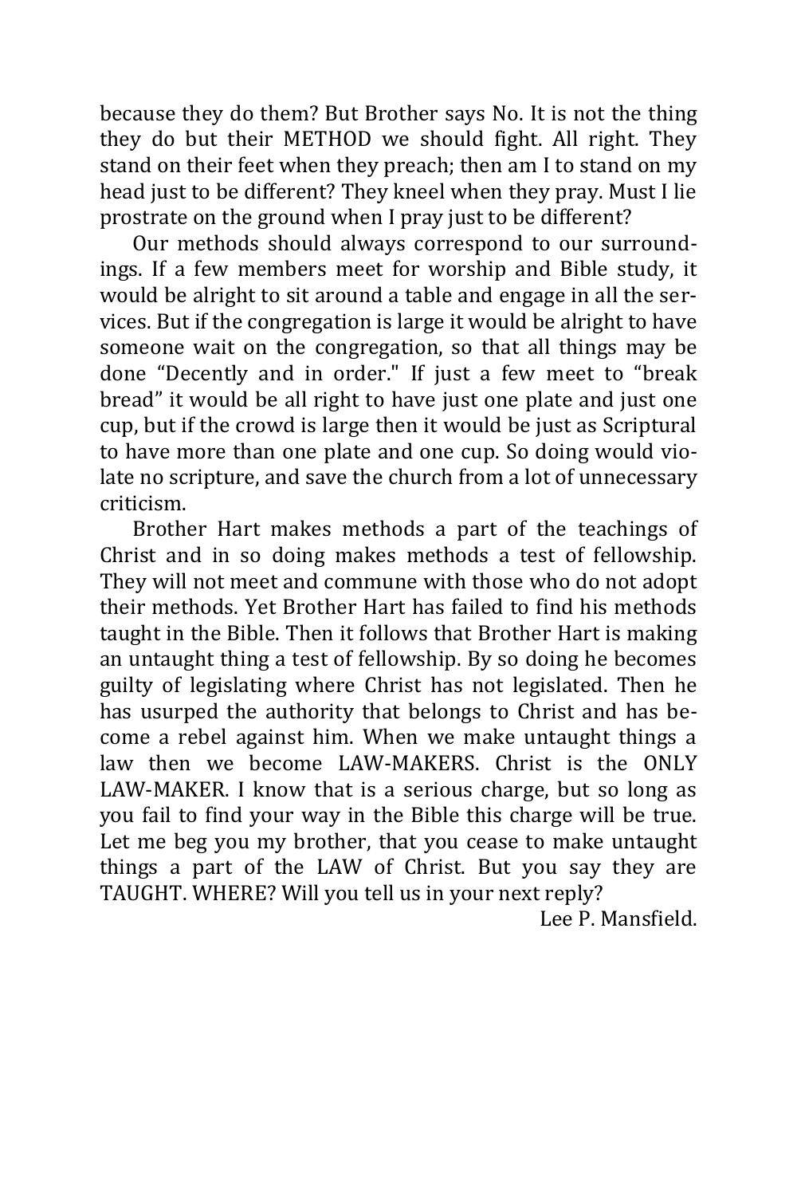because they do them? But Brother says No. It is not the thing they do but their METHOD we should fight. All right. They stand on their feet when they preach; then am I to stand on my head just to be different? They kneel when they pray. Must I lie prostrate on the ground when I pray just to be different?

Our methods should always correspond to our surroundings. If a few members meet for worship and Bible study, it would be alright to sit around a table and engage in all the services. But if the congregation is large it would be alright to have someone wait on the congregation, so that all things may be done "Decently and in order." If just a few meet to "break bread" it would be all right to have just one plate and just one cup, but if the crowd is large then it would be just as Scriptural to have more than one plate and one cup. So doing would violate no scripture, and save the church from a lot of unnecessary criticism.

Brother Hart makes methods a part of the teachings of Christ and in so doing makes methods a test of fellowship. They will not meet and commune with those who do not adopt their methods. Yet Brother Hart has failed to find his methods taught in the Bible. Then it follows that Brother Hart is making an untaught thing a test of fellowship. By so doing he becomes guilty of legislating where Christ has not legislated. Then he has usurped the authority that belongs to Christ and has become a rebel against him. When we make untaught things a law then we become LAW-MAKERS. Christ is the ONLY LAW-MAKER. I know that is a serious charge, but so long as you fail to find your way in the Bible this charge will be true. Let me beg you my brother, that you cease to make untaught things a part of the LAW of Christ. But you say they are TAUGHT. WHERE? Will you tell us in your next reply?

Lee P. Mansfield.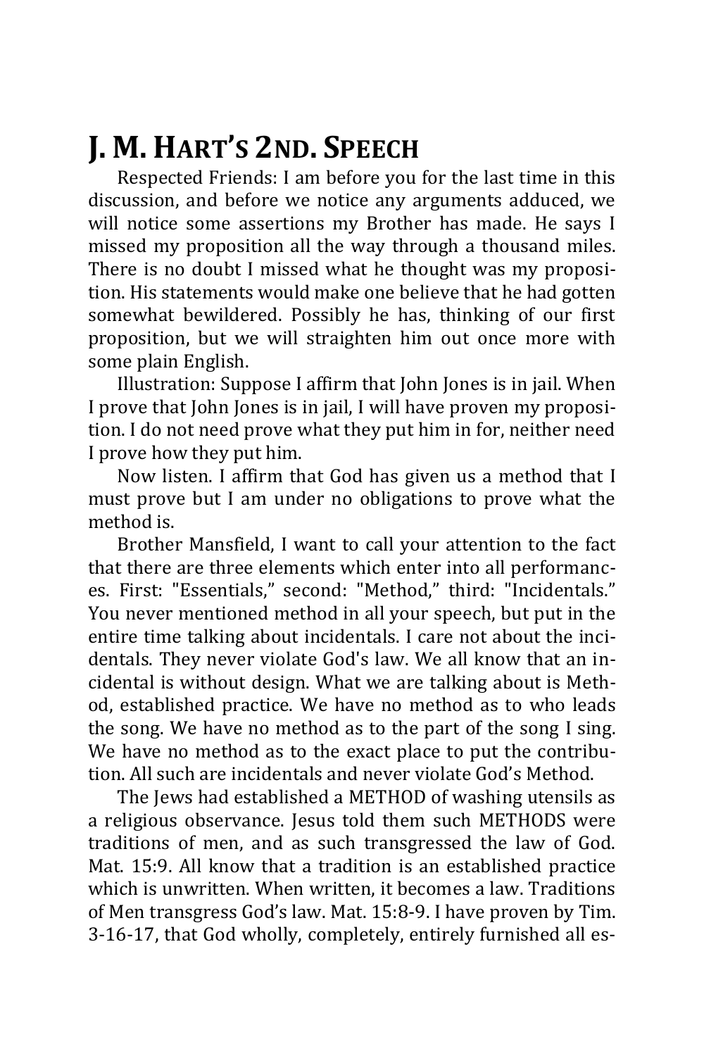# J. M. HART'S 2ND. SPEECH

Respected Friends: I am before you for the last time in this discussion, and before we notice any arguments adduced, we will notice some assertions my Brother has made. He says I missed my proposition all the way through a thousand miles. There is no doubt I missed what he thought was my proposition. His statements would make one believe that he had gotten somewhat bewildered. Possibly he has, thinking of our first proposition, but we will straighten him out once more with some plain English.

Illustration: Suppose I affirm that John Jones is in jail. When I prove that John Jones is in jail, I will have proven my proposition. I do not need prove what they put him in for, neither need I prove how they put him.

Now listen. I affirm that God has given us a method that I must prove but I am under no obligations to prove what the method is.

Brother Mansfield, I want to call your attention to the fact that there are three elements which enter into all performances. First: "Essentials," second: "Method," third: "Incidentals." You never mentioned method in all your speech, but put in the entire time talking about incidentals. I care not about the incidentals. They never violate God's law. We all know that an incidental is without design. What we are talking about is Method, established practice. We have no method as to who leads the song. We have no method as to the part of the song I sing. We have no method as to the exact place to put the contribution. All such are incidentals and never violate God's Method.

The Jews had established a METHOD of washing utensils as a religious observance. Jesus told them such METHODS were traditions of men, and as such transgressed the law of God. Mat. 15:9. All know that a tradition is an established practice which is unwritten. When written, it becomes a law. Traditions of Men transgress God's law. Mat. 15:8-9. I have proven by Tim. 3-16-17, that God wholly, completely, entirely furnished all es-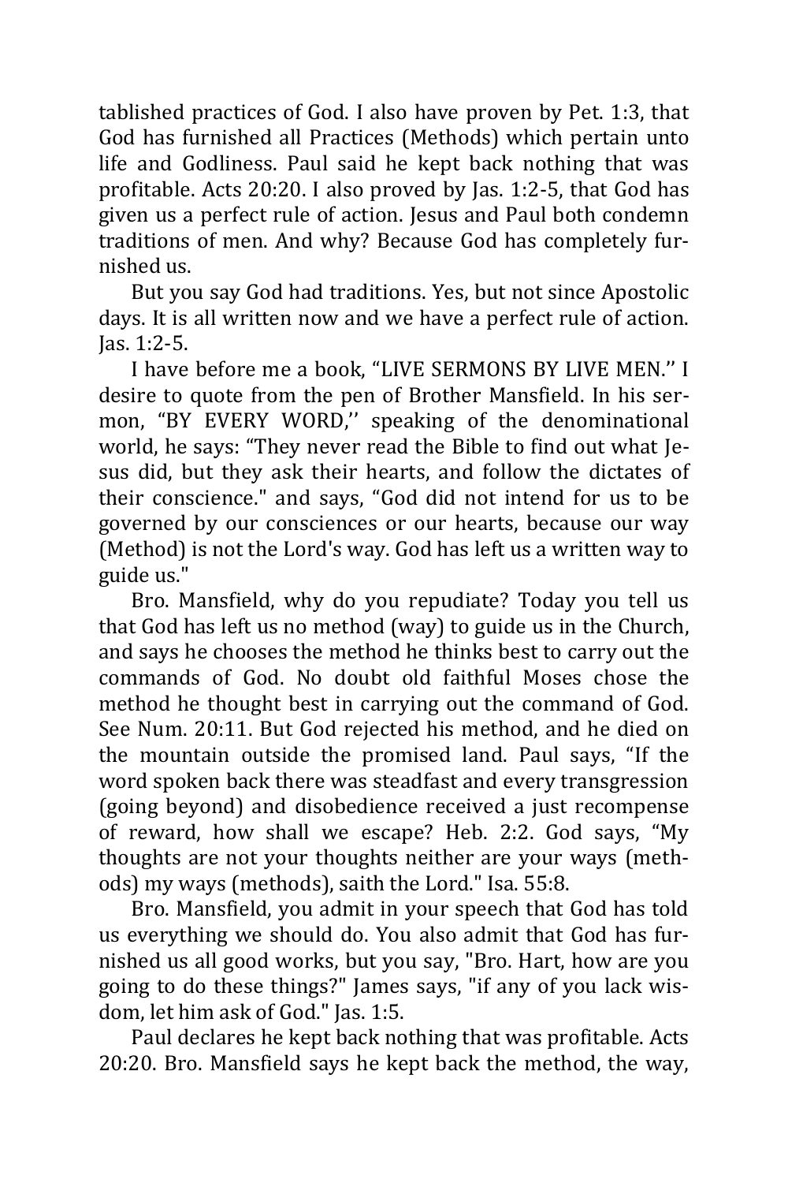tablished practices of God. I also have proven by Pet. 1:3, that God has furnished all Practices (Methods) which pertain unto life and Godliness. Paul said he kept back nothing that was profitable. Acts 20:20. I also proved by Jas. 1:2-5, that God has given us a perfect rule of action. Jesus and Paul both condemn traditions of men. And why? Because God has completely furnished us.

But you say God had traditions. Yes, but not since Apostolic days. It is all written now and we have a perfect rule of action. Jas. 1:2-5.

I have before me a book, "LIVE SERMONS BY LIVE MEN.'' I desire to quote from the pen of Brother Mansfield. In his sermon, "BY EVERY WORD,'' speaking of the denominational world, he says: "They never read the Bible to find out what Jesus did, but they ask their hearts, and follow the dictates of their conscience." and says, "God did not intend for us to be governed by our consciences or our hearts, because our way (Method) is not the Lord's way. God has left us a written way to guide us."

Bro. Mansfield, why do you repudiate? Today you tell us that God has left us no method (way) to guide us in the Church, and says he chooses the method he thinks best to carry out the commands of God. No doubt old faithful Moses chose the method he thought best in carrying out the command of God. See Num. 20:11. But God rejected his method, and he died on the mountain outside the promised land. Paul says, "If the word spoken back there was steadfast and every transgression (going beyond) and disobedience received a just recompense of reward, how shall we escape? Heb. 2:2. God says, "My thoughts are not your thoughts neither are your ways (methods) my ways (methods), saith the Lord." Isa. 55:8.

Bro. Mansfield, you admit in your speech that God has told us everything we should do. You also admit that God has furnished us all good works, but you say, "Bro. Hart, how are you going to do these things?" James says, "if any of you lack wisdom, let him ask of God." Jas. 1:5.

Paul declares he kept back nothing that was profitable. Acts 20:20. Bro. Mansfield says he kept back the method, the way,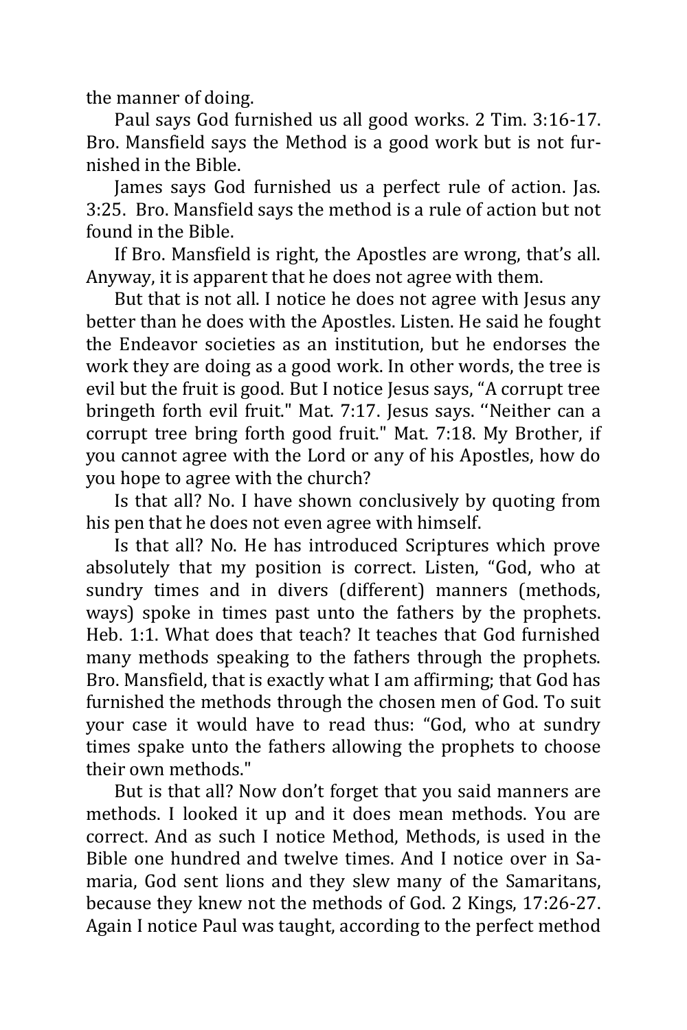the manner of doing.

Paul says God furnished us all good works. 2 Tim. 3:16-17. Bro. Mansfield says the Method is a good work but is not furnished in the Bible.

James says God furnished us a perfect rule of action. Jas. 3:25. Bro. Mansfield says the method is a rule of action but not found in the Bible.

If Bro. Mansfield is right, the Apostles are wrong, that's all. Anyway, it is apparent that he does not agree with them.

But that is not all. I notice he does not agree with Jesus any better than he does with the Apostles. Listen. He said he fought the Endeavor societies as an institution, but he endorses the work they are doing as a good work. In other words, the tree is evil but the fruit is good. But I notice Jesus says, "A corrupt tree bringeth forth evil fruit." Mat. 7:17. Jesus says. ''Neither can a corrupt tree bring forth good fruit." Mat. 7:18. My Brother, if you cannot agree with the Lord or any of his Apostles, how do you hope to agree with the church?

Is that all? No. I have shown conclusively by quoting from his pen that he does not even agree with himself.

Is that all? No. He has introduced Scriptures which prove absolutely that my position is correct. Listen, "God, who at sundry times and in divers (different) manners (methods, ways) spoke in times past unto the fathers by the prophets. Heb. 1:1. What does that teach? It teaches that God furnished many methods speaking to the fathers through the prophets. Bro. Mansfield, that is exactly what I am affirming; that God has furnished the methods through the chosen men of God. To suit your case it would have to read thus: "God, who at sundry times spake unto the fathers allowing the prophets to choose their own methods."

But is that all? Now don't forget that you said manners are methods. I looked it up and it does mean methods. You are correct. And as such I notice Method, Methods, is used in the Bible one hundred and twelve times. And I notice over in Samaria, God sent lions and they slew many of the Samaritans, because they knew not the methods of God. 2 Kings, 17:26-27. Again I notice Paul was taught, according to the perfect method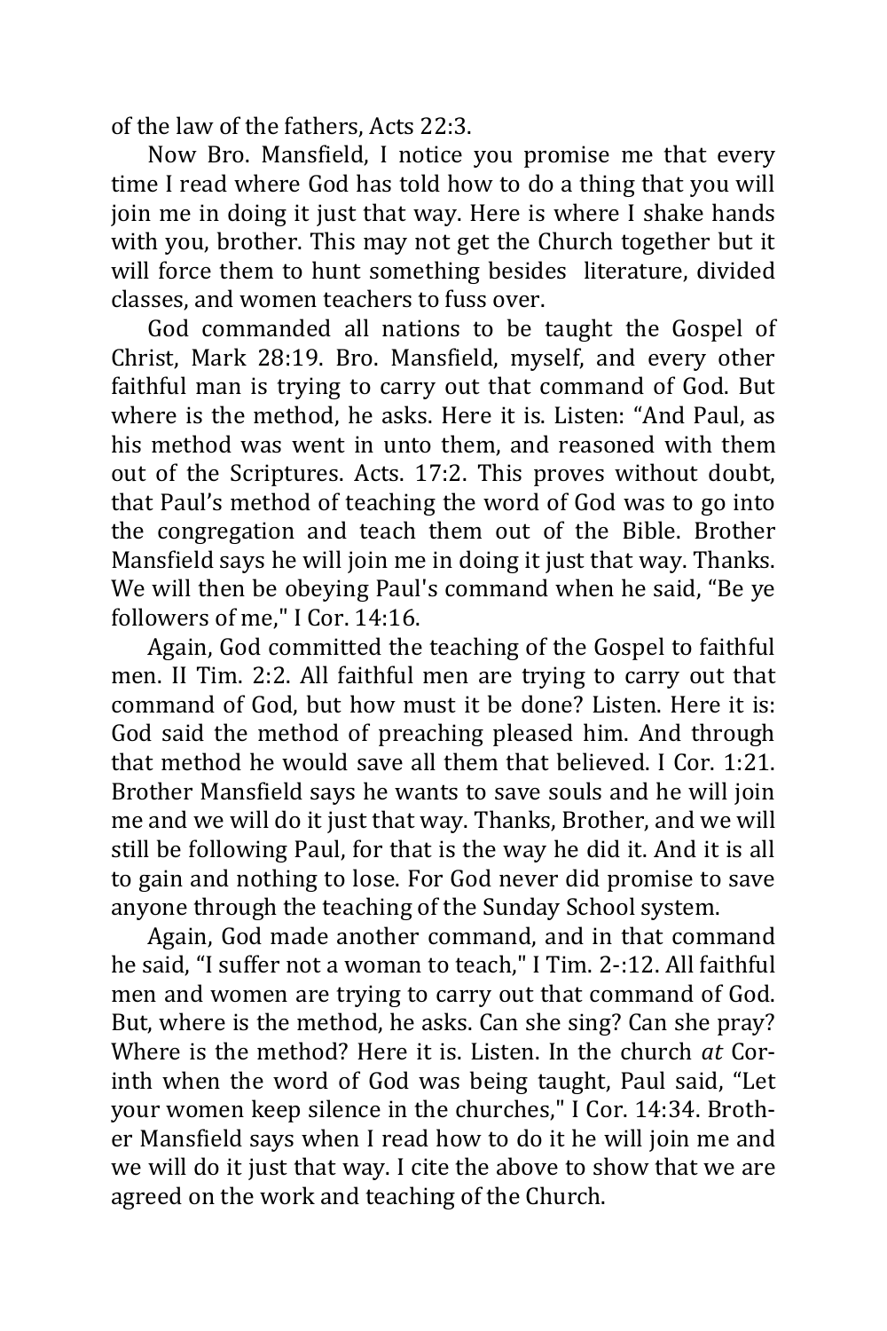of the law of the fathers, Acts 22:3.

Now Bro. Mansfield, I notice you promise me that every time I read where God has told how to do a thing that you will join me in doing it just that way. Here is where I shake hands with you, brother. This may not get the Church together but it will force them to hunt something besides literature, divided classes, and women teachers to fuss over.

God commanded all nations to be taught the Gospel of Christ, Mark 28:19. Bro. Mansfield, myself, and every other faithful man is trying to carry out that command of God. But where is the method, he asks. Here it is. Listen: "And Paul, as his method was went in unto them, and reasoned with them out of the Scriptures. Acts. 17:2. This proves without doubt, that Paul's method of teaching the word of God was to go into the congregation and teach them out of the Bible. Brother Mansfield says he will join me in doing it just that way. Thanks. We will then be obeying Paul's command when he said, "Be ye followers of me," I Cor. 14:16.

Again, God committed the teaching of the Gospel to faithful men. II Tim. 2:2. All faithful men are trying to carry out that command of God, but how must it be done? Listen. Here it is: God said the method of preaching pleased him. And through that method he would save all them that believed. I Cor. 1:21. Brother Mansfield says he wants to save souls and he will join me and we will do it just that way. Thanks, Brother, and we will still be following Paul, for that is the way he did it. And it is all to gain and nothing to lose. For God never did promise to save anyone through the teaching of the Sunday School system.

Again, God made another command, and in that command he said, "I suffer not a woman to teach," I Tim. 2-:12. All faithful men and women are trying to carry out that command of God. But, where is the method, he asks. Can she sing? Can she pray? Where is the method? Here it is. Listen. In the church *at* Corinth when the word of God was being taught, Paul said, "Let your women keep silence in the churches," I Cor. 14:34. Brother Mansfield says when I read how to do it he will join me and we will do it just that way. I cite the above to show that we are agreed on the work and teaching of the Church.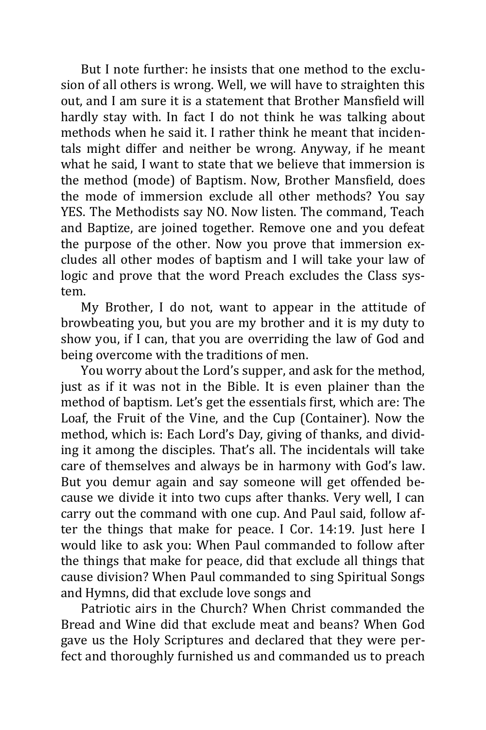But I note further: he insists that one method to the exclusion of all others is wrong. Well, we will have to straighten this out, and I am sure it is a statement that Brother Mansfield will hardly stay with. In fact I do not think he was talking about methods when he said it. I rather think he meant that incidentals might differ and neither be wrong. Anyway, if he meant what he said, I want to state that we believe that immersion is the method (mode) of Baptism. Now, Brother Mansfield, does the mode of immersion exclude all other methods? You say YES. The Methodists say NO. Now listen. The command, Teach and Baptize, are joined together. Remove one and you defeat the purpose of the other. Now you prove that immersion excludes all other modes of baptism and I will take your law of logic and prove that the word Preach excludes the Class system.

My Brother, I do not, want to appear in the attitude of browbeating you, but you are my brother and it is my duty to show you, if I can, that you are overriding the law of God and being overcome with the traditions of men.

You worry about the Lord's supper, and ask for the method, just as if it was not in the Bible. It is even plainer than the method of baptism. Let's get the essentials first, which are: The Loaf, the Fruit of the Vine, and the Cup (Container). Now the method, which is: Each Lord's Day, giving of thanks, and dividing it among the disciples. That's all. The incidentals will take care of themselves and always be in harmony with God's law. But you demur again and say someone will get offended because we divide it into two cups after thanks. Very well, I can carry out the command with one cup. And Paul said, follow after the things that make for peace. I Cor. 14:19. Just here I would like to ask you: When Paul commanded to follow after the things that make for peace, did that exclude all things that cause division? When Paul commanded to sing Spiritual Songs and Hymns, did that exclude love songs and

Patriotic airs in the Church? When Christ commanded the Bread and Wine did that exclude meat and beans? When God gave us the Holy Scriptures and declared that they were perfect and thoroughly furnished us and commanded us to preach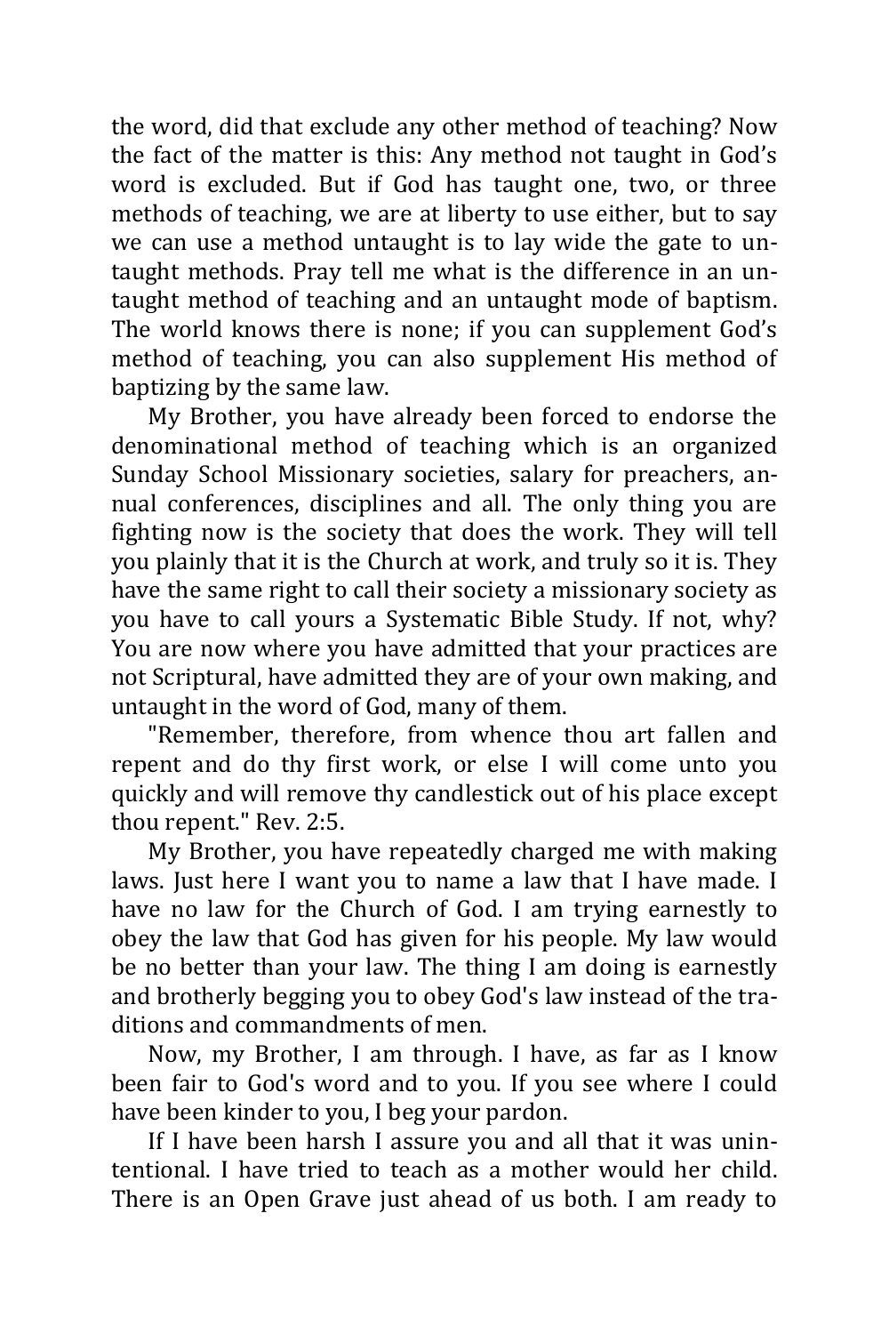the word, did that exclude any other method of teaching? Now the fact of the matter is this: Any method not taught in God's word is excluded. But if God has taught one, two, or three methods of teaching, we are at liberty to use either, but to say we can use a method untaught is to lay wide the gate to untaught methods. Pray tell me what is the difference in an untaught method of teaching and an untaught mode of baptism. The world knows there is none; if you can supplement God's method of teaching, you can also supplement His method of baptizing by the same law.

My Brother, you have already been forced to endorse the denominational method of teaching which is an organized Sunday School Missionary societies, salary for preachers, annual conferences, disciplines and all. The only thing you are fighting now is the society that does the work. They will tell you plainly that it is the Church at work, and truly so it is. They have the same right to call their society a missionary society as you have to call yours a Systematic Bible Study. If not, why? You are now where you have admitted that your practices are not Scriptural, have admitted they are of your own making, and untaught in the word of God, many of them.

"Remember, therefore, from whence thou art fallen and repent and do thy first work, or else I will come unto you quickly and will remove thy candlestick out of his place except thou repent." Rev. 2:5.

My Brother, you have repeatedly charged me with making laws. Just here I want you to name a law that I have made. I have no law for the Church of God. I am trying earnestly to obey the law that God has given for his people. My law would be no better than your law. The thing I am doing is earnestly and brotherly begging you to obey God's law instead of the traditions and commandments of men.

Now, my Brother, I am through. I have, as far as I know been fair to God's word and to you. If you see where I could have been kinder to you, I beg your pardon.

If I have been harsh I assure you and all that it was unintentional. I have tried to teach as a mother would her child. There is an Open Grave just ahead of us both. I am ready to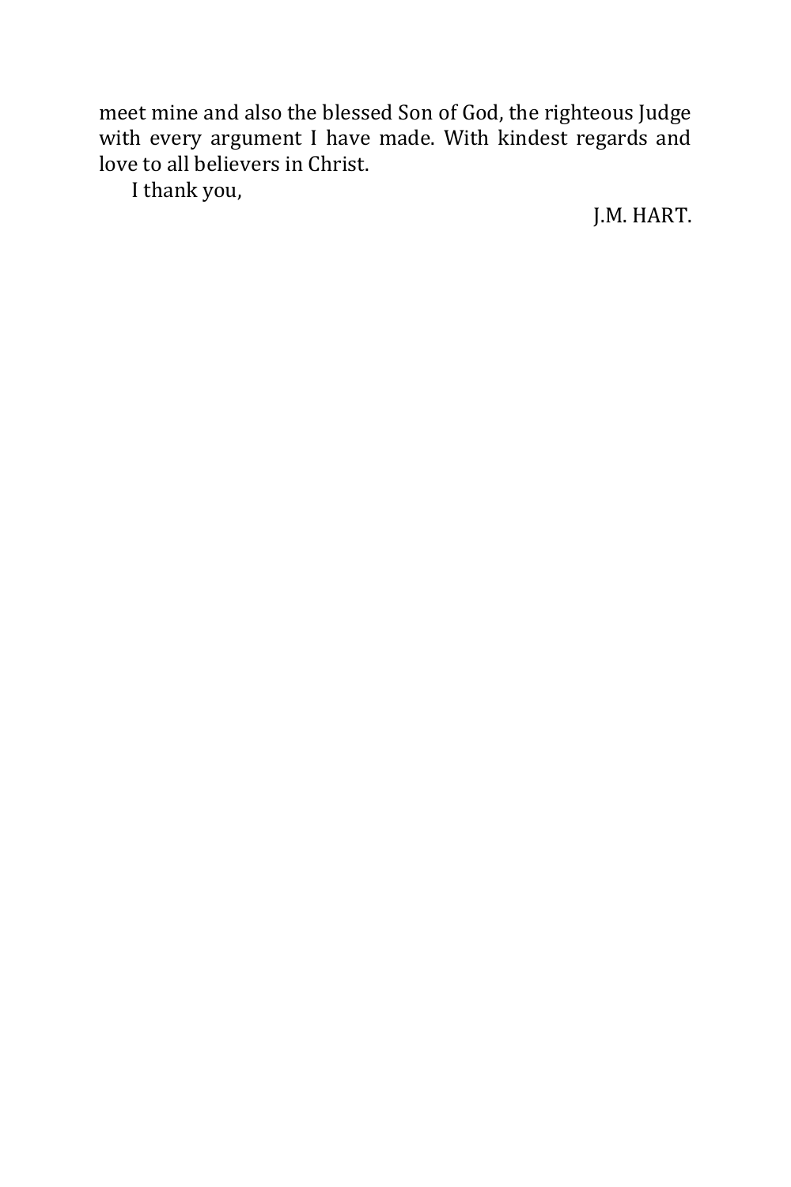meet mine and also the blessed Son of God, the righteous Judge with every argument I have made. With kindest regards and love to all believers in Christ.

I thank you,

J.M. HART.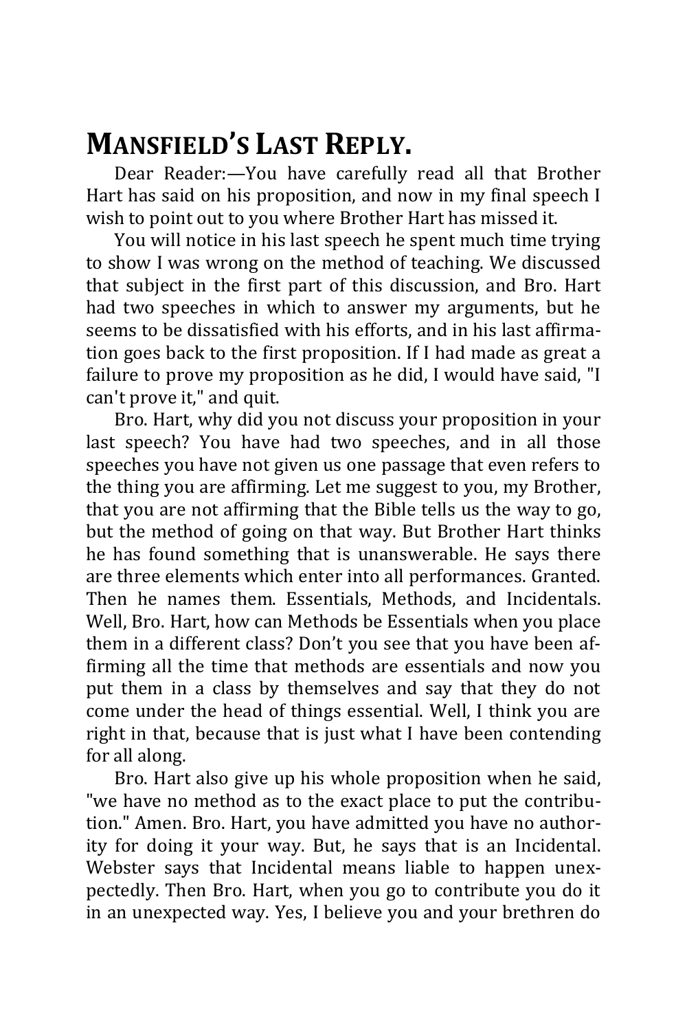## MANSFIELD'S LAST REPLY.

Dear Reader:—You have carefully read all that Brother Hart has said on his proposition, and now in my final speech I wish to point out to you where Brother Hart has missed it.

You will notice in his last speech he spent much time trying to show I was wrong on the method of teaching. We discussed that subject in the first part of this discussion, and Bro. Hart had two speeches in which to answer my arguments, but he seems to be dissatisfied with his efforts, and in his last affirmation goes back to the first proposition. If I had made as great a failure to prove my proposition as he did, I would have said, "I can't prove it," and quit.

Bro. Hart, why did you not discuss your proposition in your last speech? You have had two speeches, and in all those speeches you have not given us one passage that even refers to the thing you are affirming. Let me suggest to you, my Brother, that you are not affirming that the Bible tells us the way to go, but the method of going on that way. But Brother Hart thinks he has found something that is unanswerable. He says there are three elements which enter into all performances. Granted. Then he names them. Essentials, Methods, and Incidentals. Well, Bro. Hart, how can Methods be Essentials when you place them in a different class? Don't you see that you have been affirming all the time that methods are essentials and now you put them in a class by themselves and say that they do not come under the head of things essential. Well, I think you are right in that, because that is just what I have been contending for all along.

Bro. Hart also give up his whole proposition when he said, "we have no method as to the exact place to put the contribution." Amen. Bro. Hart, you have admitted you have no authority for doing it your way. But, he says that is an Incidental. Webster says that Incidental means liable to happen unexpectedly. Then Bro. Hart, when you go to contribute you do it in an unexpected way. Yes, I believe you and your brethren do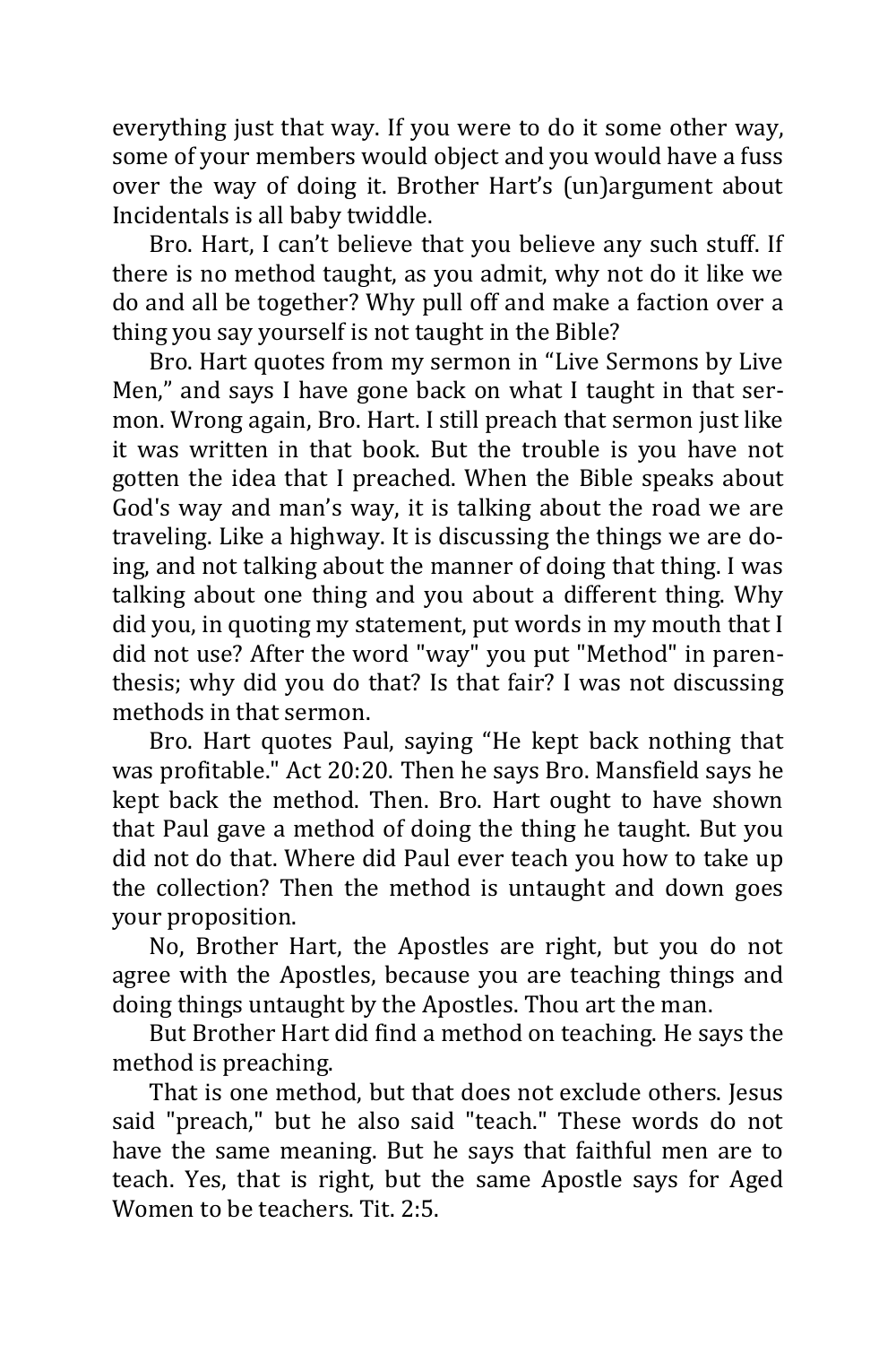everything just that way. If you were to do it some other way, some of your members would object and you would have a fuss over the way of doing it. Brother Hart's (un)argument about Incidentals is all baby twiddle.

Bro. Hart, I can't believe that you believe any such stuff. If there is no method taught, as you admit, why not do it like we do and all be together? Why pull off and make a faction over a thing you say yourself is not taught in the Bible?

Bro. Hart quotes from my sermon in "Live Sermons by Live Men," and says I have gone back on what I taught in that sermon. Wrong again, Bro. Hart. I still preach that sermon just like it was written in that book. But the trouble is you have not gotten the idea that I preached. When the Bible speaks about God's way and man's way, it is talking about the road we are traveling. Like a highway. It is discussing the things we are doing, and not talking about the manner of doing that thing. I was talking about one thing and you about a different thing. Why did you, in quoting my statement, put words in my mouth that I did not use? After the word "way" you put "Method" in parenthesis; why did you do that? Is that fair? I was not discussing methods in that sermon.

Bro. Hart quotes Paul, saying "He kept back nothing that was profitable." Act 20:20. Then he says Bro. Mansfield says he kept back the method. Then. Bro. Hart ought to have shown that Paul gave a method of doing the thing he taught. But you did not do that. Where did Paul ever teach you how to take up the collection? Then the method is untaught and down goes your proposition.

No, Brother Hart, the Apostles are right, but you do not agree with the Apostles, because you are teaching things and doing things untaught by the Apostles. Thou art the man.

But Brother Hart did find a method on teaching. He says the method is preaching.

That is one method, but that does not exclude others. Jesus said "preach," but he also said "teach." These words do not have the same meaning. But he says that faithful men are to teach. Yes, that is right, but the same Apostle says for Aged Women to be teachers. Tit. 2:5.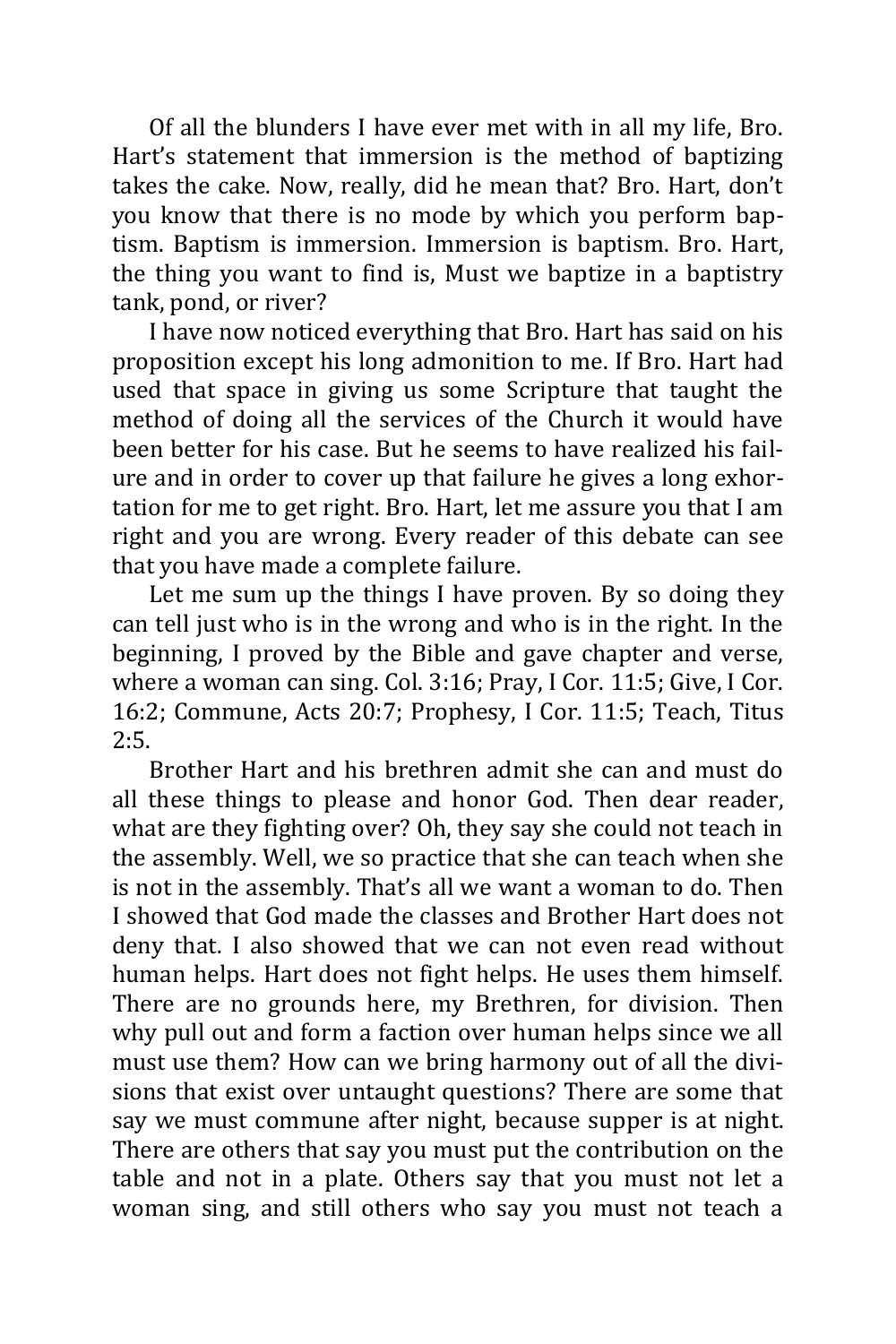Of all the blunders I have ever met with in all my life, Bro. Hart's statement that immersion is the method of baptizing takes the cake. Now, really, did he mean that? Bro. Hart, don't you know that there is no mode by which you perform baptism. Baptism is immersion. Immersion is baptism. Bro. Hart, the thing you want to find is, Must we baptize in a baptistry tank, pond, or river?

I have now noticed everything that Bro. Hart has said on his proposition except his long admonition to me. If Bro. Hart had used that space in giving us some Scripture that taught the method of doing all the services of the Church it would have been better for his case. But he seems to have realized his failure and in order to cover up that failure he gives a long exhortation for me to get right. Bro. Hart, let me assure you that I am right and you are wrong. Every reader of this debate can see that you have made a complete failure.

Let me sum up the things I have proven. By so doing they can tell just who is in the wrong and who is in the right. In the beginning, I proved by the Bible and gave chapter and verse, where a woman can sing. Col. 3:16; Pray, I Cor. 11:5; Give, I Cor. 16:2; Commune, Acts 20:7; Prophesy, I Cor. 11:5; Teach, Titus 2:5.

Brother Hart and his brethren admit she can and must do all these things to please and honor God. Then dear reader, what are they fighting over? Oh, they say she could not teach in the assembly. Well, we so practice that she can teach when she is not in the assembly. That's all we want a woman to do. Then I showed that God made the classes and Brother Hart does not deny that. I also showed that we can not even read without human helps. Hart does not fight helps. He uses them himself. There are no grounds here, my Brethren, for division. Then why pull out and form a faction over human helps since we all must use them? How can we bring harmony out of all the divisions that exist over untaught questions? There are some that say we must commune after night, because supper is at night. There are others that say you must put the contribution on the table and not in a plate. Others say that you must not let a woman sing, and still others who say you must not teach a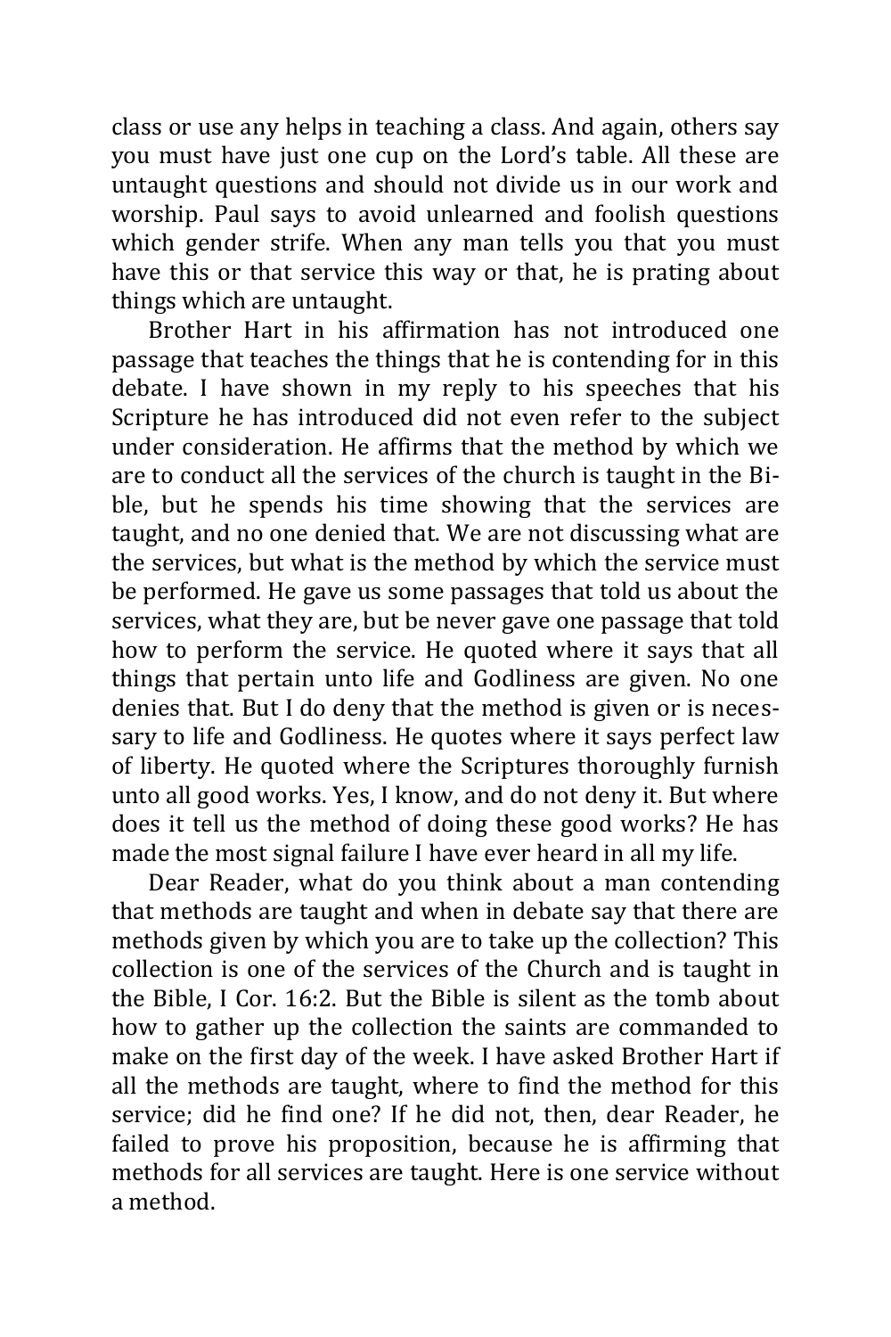class or use any helps in teaching a class. And again, others say you must have just one cup on the Lord's table. All these are untaught questions and should not divide us in our work and worship. Paul says to avoid unlearned and foolish questions which gender strife. When any man tells you that you must have this or that service this way or that, he is prating about things which are untaught.

Brother Hart in his affirmation has not introduced one passage that teaches the things that he is contending for in this debate. I have shown in my reply to his speeches that his Scripture he has introduced did not even refer to the subject under consideration. He affirms that the method by which we are to conduct all the services of the church is taught in the Bible, but he spends his time showing that the services are taught, and no one denied that. We are not discussing what are the services, but what is the method by which the service must be performed. He gave us some passages that told us about the services, what they are, but be never gave one passage that told how to perform the service. He quoted where it says that all things that pertain unto life and Godliness are given. No one denies that. But I do deny that the method is given or is necessary to life and Godliness. He quotes where it says perfect law of liberty. He quoted where the Scriptures thoroughly furnish unto all good works. Yes, I know, and do not deny it. But where does it tell us the method of doing these good works? He has made the most signal failure I have ever heard in all my life.

Dear Reader, what do you think about a man contending that methods are taught and when in debate say that there are methods given by which you are to take up the collection? This collection is one of the services of the Church and is taught in the Bible, I Cor. 16:2. But the Bible is silent as the tomb about how to gather up the collection the saints are commanded to make on the first day of the week. I have asked Brother Hart if all the methods are taught, where to find the method for this service; did he find one? If he did not, then, dear Reader, he failed to prove his proposition, because he is affirming that methods for all services are taught. Here is one service without a method.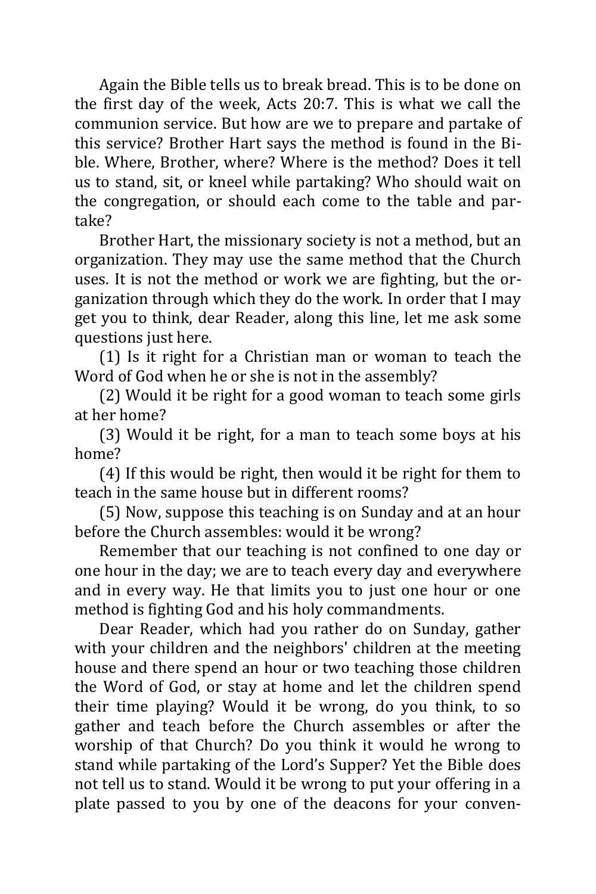Again the Bible tells us to break bread. This is to be done on the first day of the week, Acts 20:7. This is what we call the communion service. But how are we to prepare and partake of this service? Brother Hart says the method is found in the Bible. Where, Brother, where? Where is the method? Does it tell us to stand, sit, or kneel while partaking? Who should wait on the congregation, or should each come to the table and partake?

Brother Hart, the missionary society is not a method, but an organization. They may use the same method that the Church uses. It is not the method or work we are fighting, but the organization through which they do the work. In order that I may get you to think, dear Reader, along this line, let me ask some questions just here.

(1) Is it right for a Christian man or woman to teach the Word of God when he or she is not in the assembly?

(2) Would it be right for a good woman to teach some girls at her home?

(3) Would it be right, for a man to teach some boys at his home?

(4) If this would be right, then would it be right for them to teach in the same house but in different rooms?

(5) Now, suppose this teaching is on Sunday and at an hour before the Church assembles: would it be wrong?

Remember that our teaching is not confined to one day or one hour in the day; we are to teach every day and everywhere and in every way. He that limits you to just one hour or one method is fighting God and his holy commandments.

Dear Reader, which had you rather do on Sunday, gather with your children and the neighbors' children at the meeting house and there spend an hour or two teaching those children the Word of God, or stay at home and let the children spend their time playing? Would it be wrong, do you think, to so gather and teach before the Church assembles or after the worship of that Church? Do you think it would he wrong to stand while partaking of the Lord's Supper? Yet the Bible does not tell us to stand. Would it be wrong to put your offering in a plate passed to you by one of the deacons for your conven-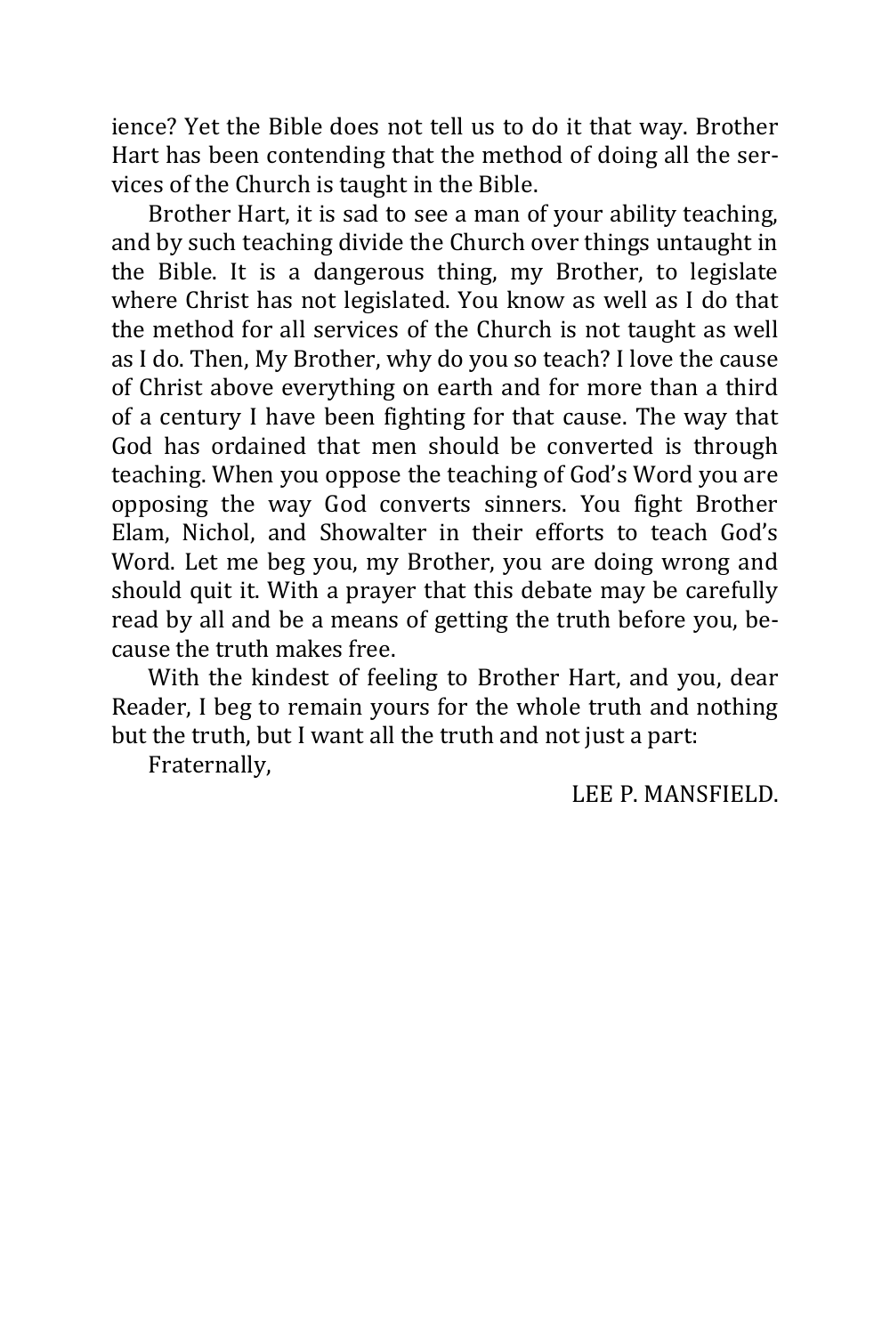ience? Yet the Bible does not tell us to do it that way. Brother Hart has been contending that the method of doing all the services of the Church is taught in the Bible.

Brother Hart, it is sad to see a man of your ability teaching, and by such teaching divide the Church over things untaught in the Bible. It is a dangerous thing, my Brother, to legislate where Christ has not legislated. You know as well as I do that the method for all services of the Church is not taught as well as I do. Then, My Brother, why do you so teach? I love the cause of Christ above everything on earth and for more than a third of a century I have been fighting for that cause. The way that God has ordained that men should be converted is through teaching. When you oppose the teaching of God's Word you are opposing the way God converts sinners. You fight Brother Elam, Nichol, and Showalter in their efforts to teach God's Word. Let me beg you, my Brother, you are doing wrong and should quit it. With a prayer that this debate may be carefully read by all and be a means of getting the truth before you, because the truth makes free.

With the kindest of feeling to Brother Hart, and you, dear Reader, I beg to remain yours for the whole truth and nothing but the truth, but I want all the truth and not just a part:

Fraternally,

LEE P. MANSFIELD.